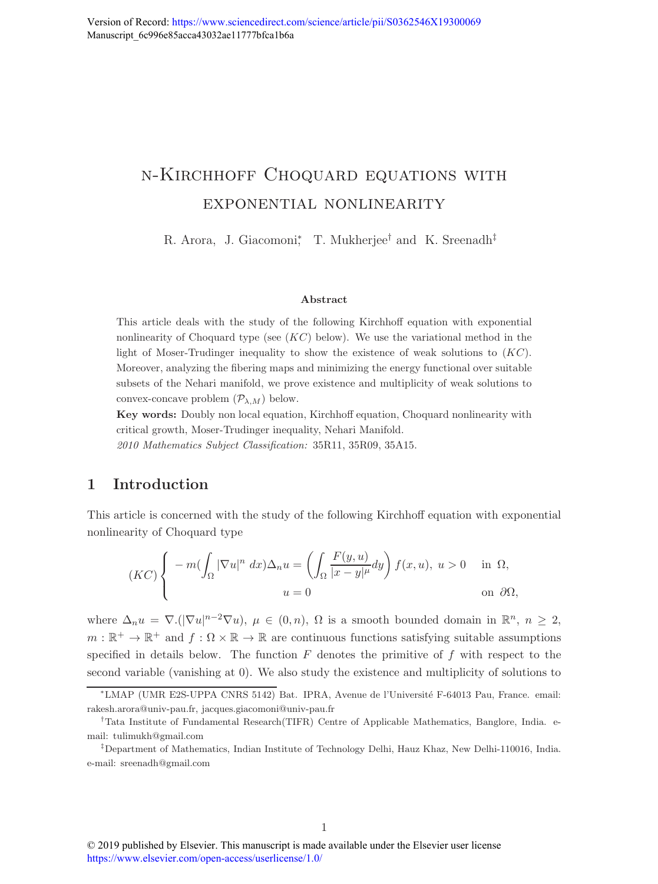Version of Record: https://www.sciencedirect.com/science/article/pii/S0362546X19300069
Manuscript_6c996e85acca43032ae11777bfca1b6a

# n-Kirchhoff Choquard equations with exponential nonlinearity

R. Arora, J. Giacomoni[*], T. Mukherjee[†] and K. Sreenadh[‡]

**Abstract**

This article deals with the study of the following Kirchhoff equation with exponential nonlinearity of Choquard type (see $(KC)$ below). We use the variational method in the light of Moser-Trudinger inequality to show the existence of weak solutions to $(KC)$. Moreover, analyzing the fibering maps and minimizing the energy functional over suitable subsets of the Nehari manifold, we prove existence and multiplicity of weak solutions to convex-concave problem $(\mathcal{P}_{\lambda,M})$ below.

**Key words:** Doubly non local equation, Kirchhoff equation, Choquard nonlinearity with critical growth, Moser-Trudinger inequality, Nehari Manifold.

*2010 Mathematics Subject Classification:* 35R11, 35R09, 35A15.

## 1 Introduction

This article is concerned with the study of the following Kirchhoff equation with exponential nonlinearity of Choquard type

$$
(KC)\begin{cases} -m(\int_\Omega |\nabla u|^n\ dx)\Delta_n u = \left(\int_\Omega \dfrac{F(y,u)}{|x-y|^\mu}dy\right) f(x,u),\ u>0 & \text{in } \Omega,\\ u=0 & \text{on } \partial\Omega, \end{cases}
$$

where $\Delta_n u = \nabla.(|\nabla u|^{n-2}\nabla u)$, $\mu \in (0,n)$, $\Omega$ is a smooth bounded domain in $\mathbb{R}^n$, $n \geq 2$, $m : \mathbb{R}^+ \to \mathbb{R}^+$ and $f : \Omega \times \mathbb{R} \to \mathbb{R}$ are continuous functions satisfying suitable assumptions specified in details below. The function $F$ denotes the primitive of $f$ with respect to the second variable (vanishing at 0). We also study the existence and multiplicity of solutions to

[*]LMAP (UMR E2S-UPPA CNRS 5142) Bat. IPRA, Avenue de l'Université F-64013 Pau, France. email: rakesh.arora@univ-pau.fr, jacques.giacomoni@univ-pau.fr

[†]Tata Institute of Fundamental Research(TIFR) Centre of Applicable Mathematics, Banglore, India. e-mail: tulimukh@gmail.com

[‡]Department of Mathematics, Indian Institute of Technology Delhi, Hauz Khaz, New Delhi-110016, India. e-mail: sreenadh@gmail.com

© 2019 published by Elsevier. This manuscript is made available under the Elsevier user license
https://www.elsevier.com/open-access/userlicense/1.0/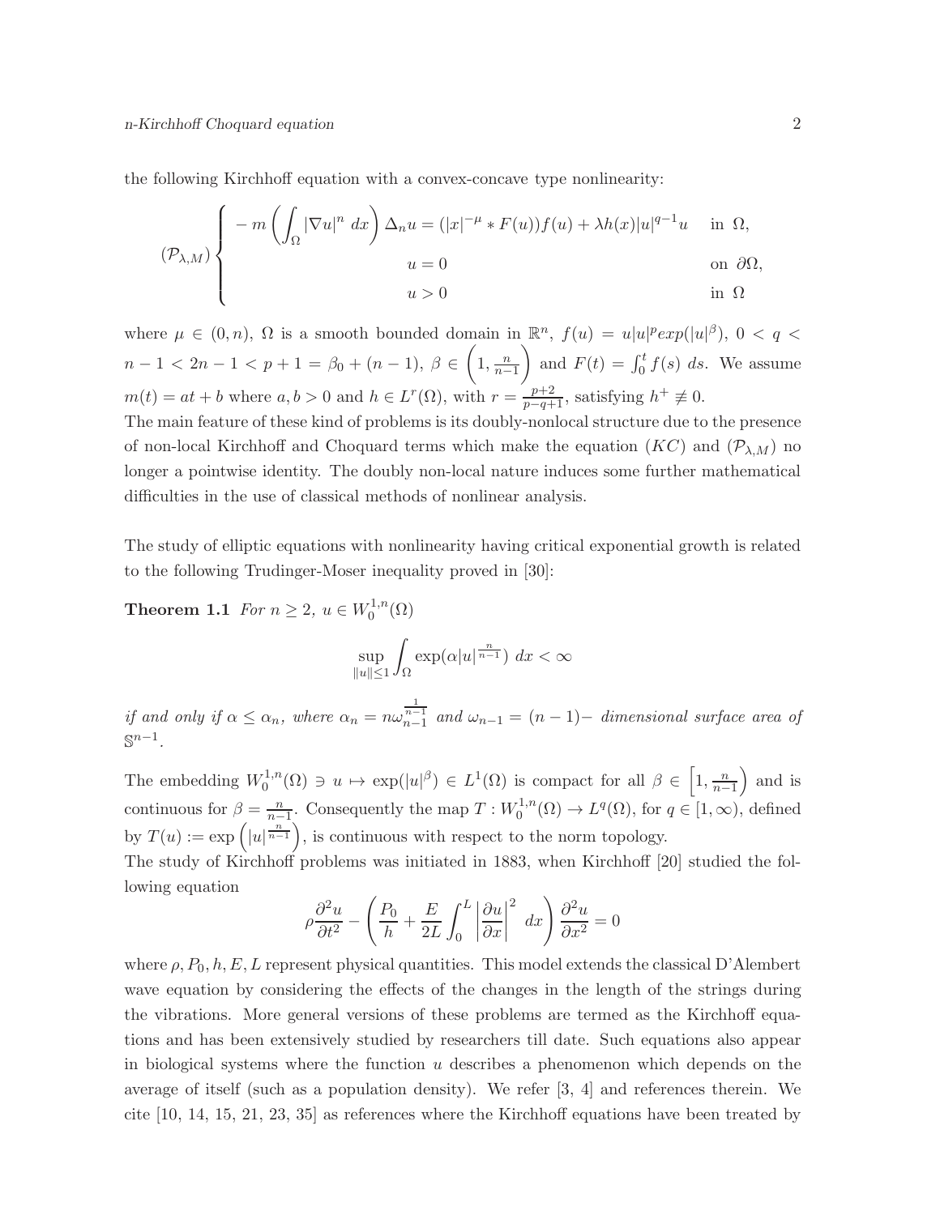the following Kirchhoff equation with a convex-concave type nonlinearity:

$$
(\mathcal{P}_{\lambda,M}) \begin{cases} -m\left(\int_\Omega |\nabla u|^n \, dx\right)\Delta_n u = (|x|^{-\mu} * F(u))f(u) + \lambda h(x)|u|^{q-1}u & \text{in } \Omega, \\ u = 0 & \text{on } \partial\Omega, \\ u > 0 & \text{in } \Omega \end{cases}
$$

where $\mu \in (0,n)$, $\Omega$ is a smooth bounded domain in $\mathbb{R}^n$, $f(u) = u|u|^p exp(|u|^\beta)$, $0 < q < n-1 < 2n-1 < p+1 = \beta_0 + (n-1)$, $\beta \in \left(1, \frac{n}{n-1}\right)$ and $F(t) = \int_0^t f(s)\, ds$. We assume $m(t) = at + b$ where $a, b > 0$ and $h \in L^r(\Omega)$, with $r = \frac{p+2}{p-q+1}$, satisfying $h^+ \not\equiv 0$.
The main feature of these kind of problems is its doubly-nonlocal structure due to the presence of non-local Kirchhoff and Choquard terms which make the equation $(KC)$ and $(\mathcal{P}_{\lambda,M})$ no longer a pointwise identity. The doubly non-local nature induces some further mathematical difficulties in the use of classical methods of nonlinear analysis.

The study of elliptic equations with nonlinearity having critical exponential growth is related to the following Trudinger-Moser inequality proved in [30]:

**Theorem 1.1** *For $n \geq 2$, $u \in W_0^{1,n}(\Omega)$*

$$
\sup_{\|u\| \leq 1} \int_\Omega \exp(\alpha |u|^{\frac{n}{n-1}})\, dx < \infty
$$

*if and only if $\alpha \leq \alpha_n$, where $\alpha_n = n\omega_{n-1}^{\frac{1}{n-1}}$ and $\omega_{n-1} = (n-1)-$ dimensional surface area of $\mathbb{S}^{n-1}$.*

The embedding $W_0^{1,n}(\Omega) \ni u \mapsto \exp(|u|^\beta) \in L^1(\Omega)$ is compact for all $\beta \in \left[1, \frac{n}{n-1}\right)$ and is continuous for $\beta = \frac{n}{n-1}$. Consequently the map $T : W_0^{1,n}(\Omega) \to L^q(\Omega)$, for $q \in [1, \infty)$, defined by $T(u) := \exp\left(|u|^{\frac{n}{n-1}}\right)$, is continuous with respect to the norm topology.
The study of Kirchhoff problems was initiated in 1883, when Kirchhoff [20] studied the following equation

$$
\rho \frac{\partial^2 u}{\partial t^2} - \left(\frac{P_0}{h} + \frac{E}{2L}\int_0^L \left|\frac{\partial u}{\partial x}\right|^2 \, dx\right)\frac{\partial^2 u}{\partial x^2} = 0
$$

where $\rho, P_0, h, E, L$ represent physical quantities. This model extends the classical D'Alembert wave equation by considering the effects of the changes in the length of the strings during the vibrations. More general versions of these problems are termed as the Kirchhoff equations and has been extensively studied by researchers till date. Such equations also appear in biological systems where the function $u$ describes a phenomenon which depends on the average of itself (such as a population density). We refer [3, 4] and references therein. We cite [10, 14, 15, 21, 23, 35] as references where the Kirchhoff equations have been treated by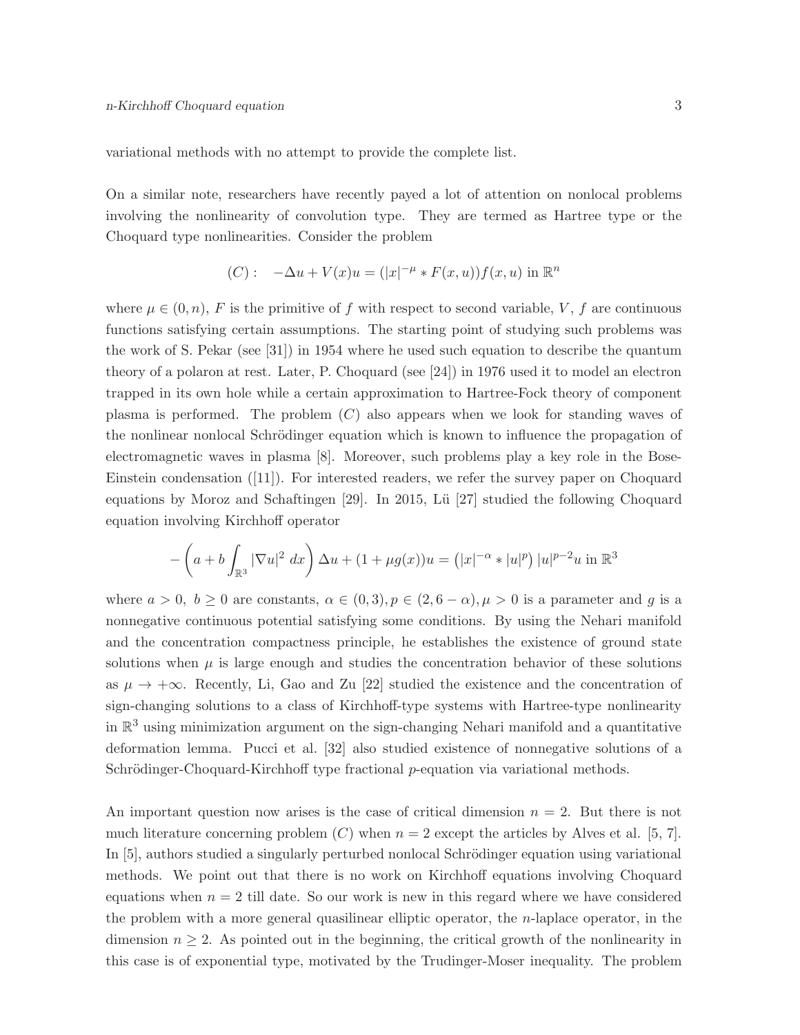variational methods with no attempt to provide the complete list.

On a similar note, researchers have recently payed a lot of attention on nonlocal problems involving the nonlinearity of convolution type. They are termed as Hartree type or the Choquard type nonlinearities. Consider the problem

$$(C): \quad -\Delta u + V(x)u = (|x|^{-\mu} * F(x,u))f(x,u) \text{ in } \mathbb{R}^n$$

where $\mu \in (0,n)$, $F$ is the primitive of $f$ with respect to second variable, $V$, $f$ are continuous functions satisfying certain assumptions. The starting point of studying such problems was the work of S. Pekar (see [31]) in 1954 where he used such equation to describe the quantum theory of a polaron at rest. Later, P. Choquard (see [24]) in 1976 used it to model an electron trapped in its own hole while a certain approximation to Hartree-Fock theory of component plasma is performed. The problem $(C)$ also appears when we look for standing waves of the nonlinear nonlocal Schrödinger equation which is known to influence the propagation of electromagnetic waves in plasma [8]. Moreover, such problems play a key role in the Bose-Einstein condensation ([11]). For interested readers, we refer the survey paper on Choquard equations by Moroz and Schaftingen [29]. In 2015, Lü [27] studied the following Choquard equation involving Kirchhoff operator

$$-\left(a + b\int_{\mathbb{R}^3} |\nabla u|^2 \; dx\right) \Delta u + (1+\mu g(x))u = \left(|x|^{-\alpha} * |u|^p\right) |u|^{p-2}u \text{ in } \mathbb{R}^3$$

where $a > 0,\; b \geq 0$ are constants, $\alpha \in (0,3), p \in (2, 6-\alpha), \mu > 0$ is a parameter and $g$ is a nonnegative continuous potential satisfying some conditions. By using the Nehari manifold and the concentration compactness principle, he establishes the existence of ground state solutions when $\mu$ is large enough and studies the concentration behavior of these solutions as $\mu \to +\infty$. Recently, Li, Gao and Zu [22] studied the existence and the concentration of sign-changing solutions to a class of Kirchhoff-type systems with Hartree-type nonlinearity in $\mathbb{R}^3$ using minimization argument on the sign-changing Nehari manifold and a quantitative deformation lemma. Pucci et al. [32] also studied existence of nonnegative solutions of a Schrödinger-Choquard-Kirchhoff type fractional $p$-equation via variational methods.

An important question now arises is the case of critical dimension $n = 2$. But there is not much literature concerning problem $(C)$ when $n = 2$ except the articles by Alves et al. [5, 7]. In [5], authors studied a singularly perturbed nonlocal Schrödinger equation using variational methods. We point out that there is no work on Kirchhoff equations involving Choquard equations when $n = 2$ till date. So our work is new in this regard where we have considered the problem with a more general quasilinear elliptic operator, the $n$-laplace operator, in the dimension $n \geq 2$. As pointed out in the beginning, the critical growth of the nonlinearity in this case is of exponential type, motivated by the Trudinger-Moser inequality. The problem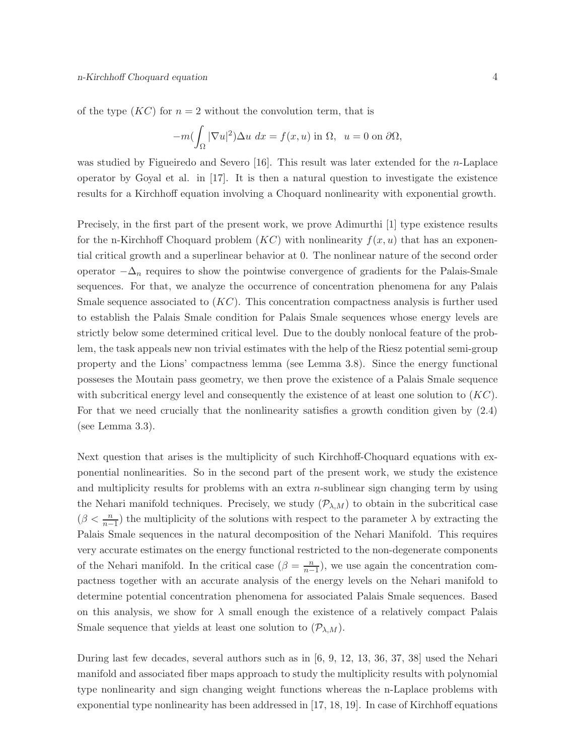of the type $(KC)$ for $n = 2$ without the convolution term, that is

$$-m(\int_{\Omega} |\nabla u|^2)\Delta u \ dx = f(x, u) \text{ in } \Omega, \ \ u = 0 \text{ on } \partial\Omega,$$

was studied by Figueiredo and Severo [16]. This result was later extended for the $n$-Laplace operator by Goyal et al. in [17]. It is then a natural question to investigate the existence results for a Kirchhoff equation involving a Choquard nonlinearity with exponential growth.

Precisely, in the first part of the present work, we prove Adimurthi [1] type existence results for the n-Kirchhoff Choquard problem $(KC)$ with nonlinearity $f(x, u)$ that has an exponential critical growth and a superlinear behavior at 0. The nonlinear nature of the second order operator $-\Delta_n$ requires to show the pointwise convergence of gradients for the Palais-Smale sequences. For that, we analyze the occurrence of concentration phenomena for any Palais Smale sequence associated to $(KC)$. This concentration compactness analysis is further used to establish the Palais Smale condition for Palais Smale sequences whose energy levels are strictly below some determined critical level. Due to the doubly nonlocal feature of the problem, the task appeals new non trivial estimates with the help of the Riesz potential semi-group property and the Lions' compactness lemma (see Lemma 3.8). Since the energy functional posseses the Moutain pass geometry, we then prove the existence of a Palais Smale sequence with subcritical energy level and consequently the existence of at least one solution to $(KC)$. For that we need crucially that the nonlinearity satisfies a growth condition given by (2.4) (see Lemma 3.3).

Next question that arises is the multiplicity of such Kirchhoff-Choquard equations with exponential nonlinearities. So in the second part of the present work, we study the existence and multiplicity results for problems with an extra $n$-sublinear sign changing term by using the Nehari manifold techniques. Precisely, we study $(\mathcal{P}_{\lambda,M})$ to obtain in the subcritical case $(\beta < \frac{n}{n-1})$ the multiplicity of the solutions with respect to the parameter $\lambda$ by extracting the Palais Smale sequences in the natural decomposition of the Nehari Manifold. This requires very accurate estimates on the energy functional restricted to the non-degenerate components of the Nehari manifold. In the critical case $(\beta = \frac{n}{n-1})$, we use again the concentration compactness together with an accurate analysis of the energy levels on the Nehari manifold to determine potential concentration phenomena for associated Palais Smale sequences. Based on this analysis, we show for $\lambda$ small enough the existence of a relatively compact Palais Smale sequence that yields at least one solution to $(\mathcal{P}_{\lambda,M})$.

During last few decades, several authors such as in [6, 9, 12, 13, 36, 37, 38] used the Nehari manifold and associated fiber maps approach to study the multiplicity results with polynomial type nonlinearity and sign changing weight functions whereas the n-Laplace problems with exponential type nonlinearity has been addressed in [17, 18, 19]. In case of Kirchhoff equations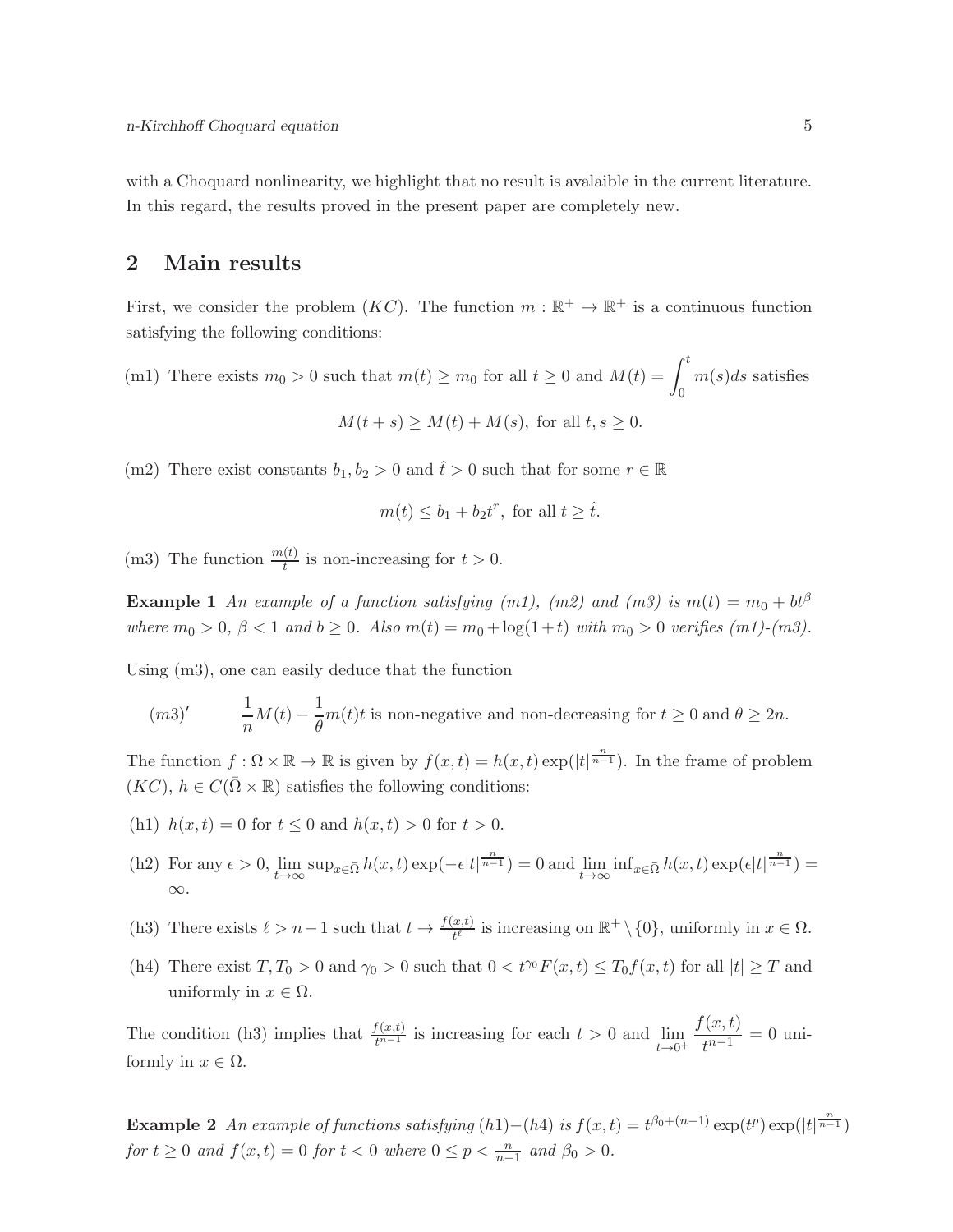with a Choquard nonlinearity, we highlight that no result is avalaible in the current literature. In this regard, the results proved in the present paper are completely new.

## 2 Main results

First, we consider the problem $(KC)$. The function $m : \mathbb{R}^+ \to \mathbb{R}^+$ is a continuous function satisfying the following conditions:

(m1) There exists $m_0 > 0$ such that $m(t) \geq m_0$ for all $t \geq 0$ and $M(t) = \displaystyle\int_0^t m(s)ds$ satisfies

$$M(t+s) \geq M(t) + M(s), \text{ for all } t, s \geq 0.$$

(m2) There exist constants $b_1, b_2 > 0$ and $\hat{t} > 0$ such that for some $r \in \mathbb{R}$

$$m(t) \leq b_1 + b_2 t^r, \text{ for all } t \geq \hat{t}.$$

(m3) The function $\frac{m(t)}{t}$ is non-increasing for $t > 0$.

**Example 1** *An example of a function satisfying (m1), (m2) and (m3) is $m(t) = m_0 + bt^\beta$ where $m_0 > 0$, $\beta < 1$ and $b \geq 0$. Also $m(t) = m_0 + \log(1+t)$ with $m_0 > 0$ verifies (m1)-(m3).*

Using (m3), one can easily deduce that the function

$$(m3)' \qquad \frac{1}{n}M(t) - \frac{1}{\theta}m(t)t \text{ is non-negative and non-decreasing for } t \geq 0 \text{ and } \theta \geq 2n.$$

The function $f : \Omega \times \mathbb{R} \to \mathbb{R}$ is given by $f(x,t) = h(x,t)\exp(|t|^{\frac{n}{n-1}})$. In the frame of problem $(KC)$, $h \in C(\bar{\Omega} \times \mathbb{R})$ satisfies the following conditions:

(h1) $h(x,t) = 0$ for $t \leq 0$ and $h(x,t) > 0$ for $t > 0$.

(h2) For any $\epsilon > 0$, $\lim\limits_{t\to\infty} \sup_{x\in\bar{\Omega}} h(x,t)\exp(-\epsilon|t|^{\frac{n}{n-1}}) = 0$ and $\lim\limits_{t\to\infty} \inf_{x\in\bar{\Omega}} h(x,t)\exp(\epsilon|t|^{\frac{n}{n-1}}) = \infty$.

(h3) There exists $\ell > n-1$ such that $t \to \frac{f(x,t)}{t^\ell}$ is increasing on $\mathbb{R}^+ \setminus \{0\}$, uniformly in $x \in \Omega$.

(h4) There exist $T, T_0 > 0$ and $\gamma_0 > 0$ such that $0 < t^{\gamma_0}F(x,t) \leq T_0 f(x,t)$ for all $|t| \geq T$ and uniformly in $x \in \Omega$.

The condition (h3) implies that $\frac{f(x,t)}{t^{n-1}}$ is increasing for each $t > 0$ and $\lim\limits_{t\to 0^+} \dfrac{f(x,t)}{t^{n-1}} = 0$ uniformly in $x \in \Omega$.

**Example 2** *An example of functions satisfying (h1)−(h4) is $f(x,t) = t^{\beta_0+(n-1)}\exp(t^p)\exp(|t|^{\frac{n}{n-1}})$ for $t \geq 0$ and $f(x,t) = 0$ for $t < 0$ where $0 \leq p < \frac{n}{n-1}$ and $\beta_0 > 0$.*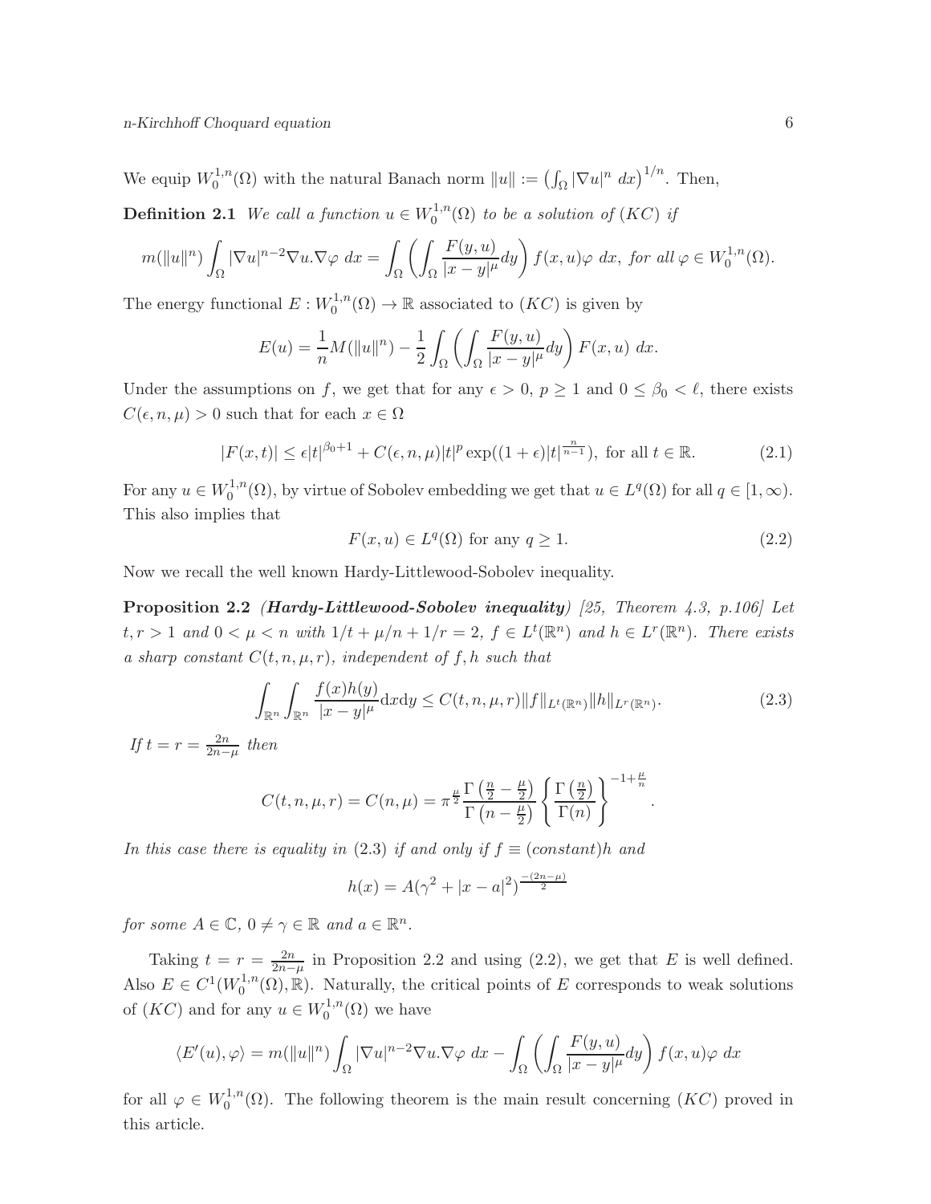We equip $W_0^{1,n}(\Omega)$ with the natural Banach norm $\|u\| := \left(\int_\Omega |\nabla u|^n \, dx\right)^{1/n}$. Then,

**Definition 2.1** *We call a function $u \in W_0^{1,n}(\Omega)$ to be a solution of $(KC)$ if*

$$m(\|u\|^n) \int_\Omega |\nabla u|^{n-2} \nabla u . \nabla \varphi \, dx = \int_\Omega \left( \int_\Omega \frac{F(y,u)}{|x-y|^\mu} dy \right) f(x,u) \varphi \, dx, \textit{ for all } \varphi \in W_0^{1,n}(\Omega).$$

The energy functional $E : W_0^{1,n}(\Omega) \to \mathbb{R}$ associated to $(KC)$ is given by

$$E(u) = \frac{1}{n} M(\|u\|^n) - \frac{1}{2} \int_\Omega \left( \int_\Omega \frac{F(y,u)}{|x-y|^\mu} dy \right) F(x,u) \, dx.$$

Under the assumptions on $f$, we get that for any $\epsilon > 0$, $p \geq 1$ and $0 \leq \beta_0 < \ell$, there exists $C(\epsilon, n, \mu) > 0$ such that for each $x \in \Omega$

$$|F(x,t)| \leq \epsilon |t|^{\beta_0 + 1} + C(\epsilon, n, \mu) |t|^p \exp((1+\epsilon)|t|^{\frac{n}{n-1}}), \text{ for all } t \in \mathbb{R}. \tag{2.1}$$

For any $u \in W_0^{1,n}(\Omega)$, by virtue of Sobolev embedding we get that $u \in L^q(\Omega)$ for all $q \in [1, \infty)$. This also implies that

$$F(x,u) \in L^q(\Omega) \text{ for any } q \geq 1. \tag{2.2}$$

Now we recall the well known Hardy-Littlewood-Sobolev inequality.

**Proposition 2.2** ***(Hardy-Littlewood-Sobolev inequality)*** *[25, Theorem 4.3, p.106] Let $t, r > 1$ and $0 < \mu < n$ with $1/t + \mu/n + 1/r = 2$, $f \in L^t(\mathbb{R}^n)$ and $h \in L^r(\mathbb{R}^n)$. There exists a sharp constant $C(t,n,\mu,r)$, independent of $f, h$ such that*

$$\int_{\mathbb{R}^n} \int_{\mathbb{R}^n} \frac{f(x) h(y)}{|x-y|^\mu} \mathrm{d}x \mathrm{d}y \leq C(t,n,\mu,r) \|f\|_{L^t(\mathbb{R}^n)} \|h\|_{L^r(\mathbb{R}^n)}. \tag{2.3}$$

*If $t = r = \frac{2n}{2n-\mu}$ then*

$$C(t,n,\mu,r) = C(n,\mu) = \pi^{\frac{\mu}{2}} \frac{\Gamma\left(\frac{n}{2} - \frac{\mu}{2}\right)}{\Gamma\left(n - \frac{\mu}{2}\right)} \left\{ \frac{\Gamma\left(\frac{n}{2}\right)}{\Gamma(n)} \right\}^{-1+\frac{\mu}{n}}.$$

*In this case there is equality in (2.3) if and only if $f \equiv (constant)h$ and*

$$h(x) = A(\gamma^2 + |x-a|^2)^{\frac{-(2n-\mu)}{2}}$$

*for some $A \in \mathbb{C}$, $0 \neq \gamma \in \mathbb{R}$ and $a \in \mathbb{R}^n$.*

Taking $t = r = \frac{2n}{2n-\mu}$ in Proposition 2.2 and using (2.2), we get that $E$ is well defined. Also $E \in C^1(W_0^{1,n}(\Omega), \mathbb{R})$. Naturally, the critical points of $E$ corresponds to weak solutions of $(KC)$ and for any $u \in W_0^{1,n}(\Omega)$ we have

$$\langle E'(u), \varphi \rangle = m(\|u\|^n) \int_\Omega |\nabla u|^{n-2} \nabla u . \nabla \varphi \, dx - \int_\Omega \left( \int_\Omega \frac{F(y,u)}{|x-y|^\mu} dy \right) f(x,u) \varphi \, dx$$

for all $\varphi \in W_0^{1,n}(\Omega)$. The following theorem is the main result concerning $(KC)$ proved in this article.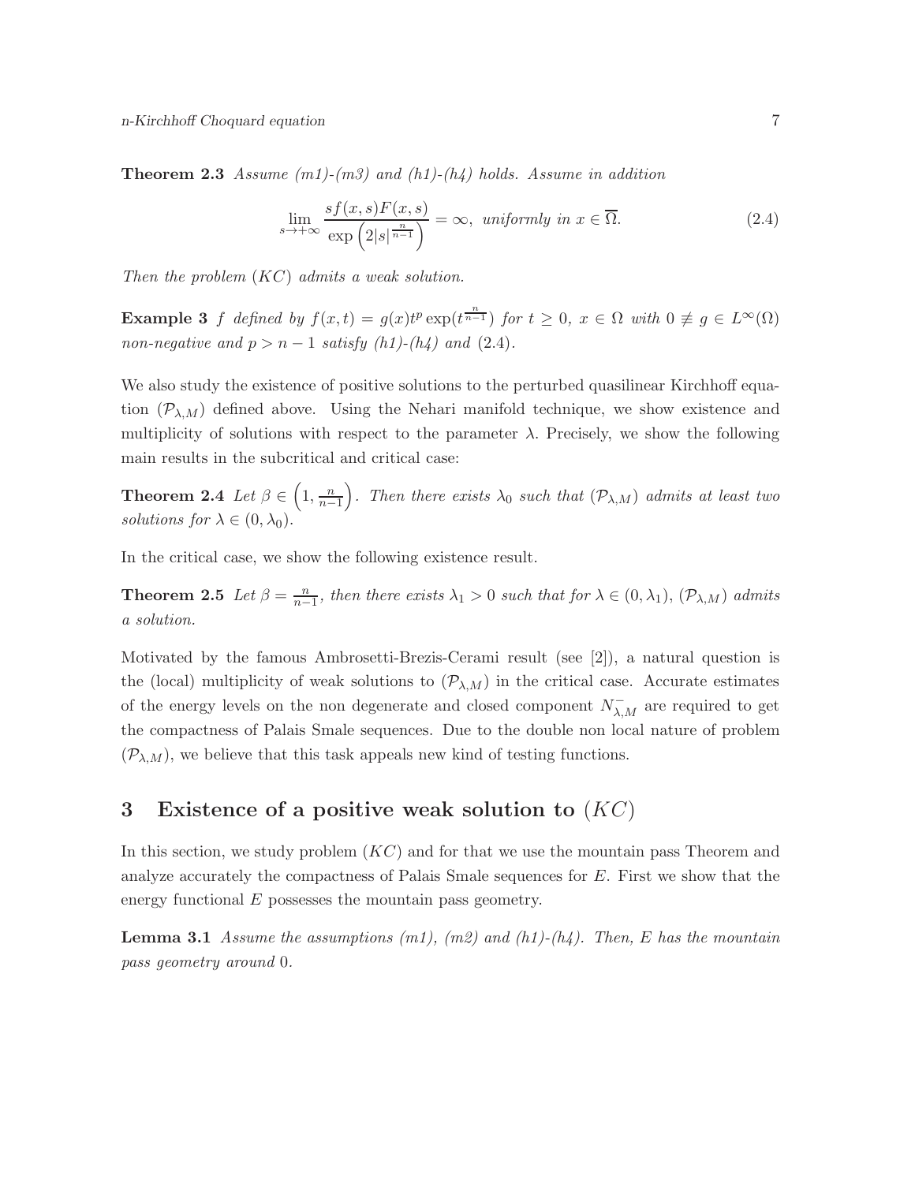**Theorem 2.3** *Assume (m1)-(m3) and (h1)-(h4) holds. Assume in addition*

$$\lim_{s\to+\infty} \frac{sf(x,s)F(x,s)}{\exp\left(2|s|^{\frac{n}{n-1}}\right)} = \infty, \text{ uniformly in } x \in \overline{\Omega}. \tag{2.4}$$

*Then the problem $(KC)$ admits a weak solution.*

**Example 3** *$f$ defined by $f(x,t) = g(x)t^p \exp(t^{\frac{n}{n-1}})$ for $t \geq 0$, $x \in \Omega$ with $0 \not\equiv g \in L^\infty(\Omega)$ non-negative and $p > n-1$ satisfy (h1)-(h4) and (2.4).*

We also study the existence of positive solutions to the perturbed quasilinear Kirchhoff equation $(\mathcal{P}_{\lambda,M})$ defined above. Using the Nehari manifold technique, we show existence and multiplicity of solutions with respect to the parameter $\lambda$. Precisely, we show the following main results in the subcritical and critical case:

**Theorem 2.4** *Let $\beta \in \left(1, \frac{n}{n-1}\right)$. Then there exists $\lambda_0$ such that $(\mathcal{P}_{\lambda,M})$ admits at least two solutions for $\lambda \in (0, \lambda_0)$.*

In the critical case, we show the following existence result.

**Theorem 2.5** *Let $\beta = \frac{n}{n-1}$, then there exists $\lambda_1 > 0$ such that for $\lambda \in (0, \lambda_1)$, $(\mathcal{P}_{\lambda,M})$ admits a solution.*

Motivated by the famous Ambrosetti-Brezis-Cerami result (see [2]), a natural question is the (local) multiplicity of weak solutions to $(\mathcal{P}_{\lambda,M})$ in the critical case. Accurate estimates of the energy levels on the non degenerate and closed component $N^-_{\lambda,M}$ are required to get the compactness of Palais Smale sequences. Due to the double non local nature of problem $(\mathcal{P}_{\lambda,M})$, we believe that this task appeals new kind of testing functions.

## 3 Existence of a positive weak solution to $(KC)$

In this section, we study problem $(KC)$ and for that we use the mountain pass Theorem and analyze accurately the compactness of Palais Smale sequences for $E$. First we show that the energy functional $E$ possesses the mountain pass geometry.

**Lemma 3.1** *Assume the assumptions (m1), (m2) and (h1)-(h4). Then, $E$ has the mountain pass geometry around $0$.*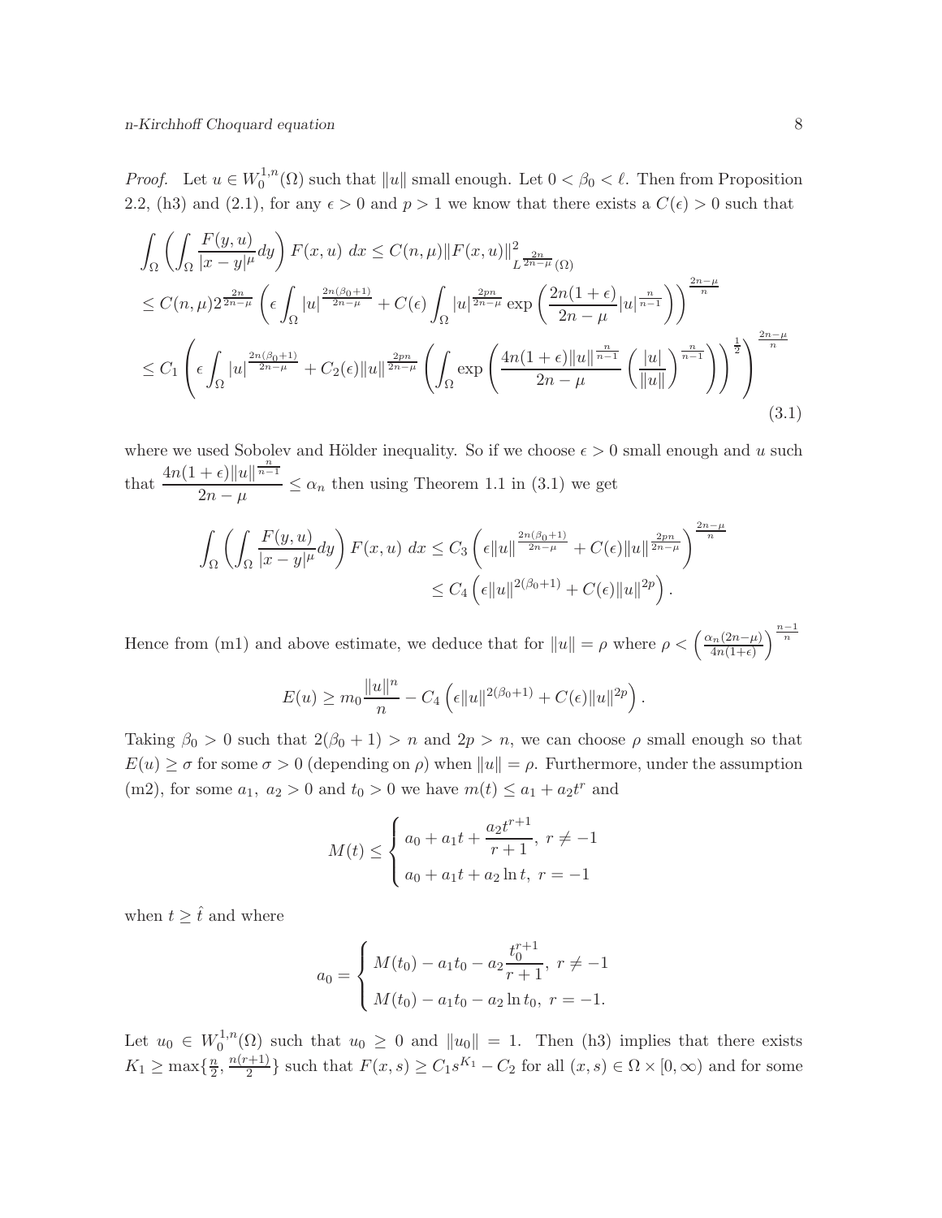*Proof.* Let $u \in W_0^{1,n}(\Omega)$ such that $\|u\|$ small enough. Let $0 < \beta_0 < \ell$. Then from Proposition 2.2, (h3) and (2.1), for any $\epsilon > 0$ and $p > 1$ we know that there exists a $C(\epsilon) > 0$ such that

$$
\begin{aligned}
&\int_\Omega \left( \int_\Omega \frac{F(y,u)}{|x-y|^\mu} dy \right) F(x,u)\ dx \le C(n,\mu) \|F(x,u)\|^2_{L^{\frac{2n}{2n-\mu}}(\Omega)} \\
&\le C(n,\mu) 2^{\frac{2n}{2n-\mu}} \left( \epsilon \int_\Omega |u|^{\frac{2n(\beta_0+1)}{2n-\mu}} + C(\epsilon) \int_\Omega |u|^{\frac{2pn}{2n-\mu}} \exp\left( \frac{2n(1+\epsilon)}{2n-\mu} |u|^{\frac{n}{n-1}} \right) \right)^{\frac{2n-\mu}{n}} \\
&\le C_1 \left( \epsilon \int_\Omega |u|^{\frac{2n(\beta_0+1)}{2n-\mu}} + C_2(\epsilon) \|u\|^{\frac{2pn}{2n-\mu}} \left( \int_\Omega \exp\left( \frac{4n(1+\epsilon)\|u\|^{\frac{n}{n-1}}}{2n-\mu} \left( \frac{|u|}{\|u\|} \right)^{\frac{n}{n-1}} \right) \right)^{\frac{1}{2}} \right)^{\frac{2n-\mu}{n}}
\end{aligned} \tag{3.1}
$$

where we used Sobolev and Hölder inequality. So if we choose $\epsilon > 0$ small enough and $u$ such that $\dfrac{4n(1+\epsilon)\|u\|^{\frac{n}{n-1}}}{2n-\mu} \le \alpha_n$ then using Theorem 1.1 in (3.1) we get

$$
\begin{aligned}
\int_\Omega \left( \int_\Omega \frac{F(y,u)}{|x-y|^\mu} dy \right) F(x,u)\ dx &\le C_3 \left( \epsilon \|u\|^{\frac{2n(\beta_0+1)}{2n-\mu}} + C(\epsilon) \|u\|^{\frac{2pn}{2n-\mu}} \right)^{\frac{2n-\mu}{n}} \\
&\le C_4 \left( \epsilon \|u\|^{2(\beta_0+1)} + C(\epsilon) \|u\|^{2p} \right).
\end{aligned}
$$

Hence from (m1) and above estimate, we deduce that for $\|u\| = \rho$ where $\rho < \left( \frac{\alpha_n(2n-\mu)}{4n(1+\epsilon)} \right)^{\frac{n-1}{n}}$

$$
E(u) \ge m_0 \frac{\|u\|^n}{n} - C_4 \left( \epsilon \|u\|^{2(\beta_0+1)} + C(\epsilon) \|u\|^{2p} \right).
$$

Taking $\beta_0 > 0$ such that $2(\beta_0+1) > n$ and $2p > n$, we can choose $\rho$ small enough so that $E(u) \ge \sigma$ for some $\sigma > 0$ (depending on $\rho$) when $\|u\| = \rho$. Furthermore, under the assumption (m2), for some $a_1,\ a_2 > 0$ and $t_0 > 0$ we have $m(t) \le a_1 + a_2 t^r$ and

$$
M(t) \le \begin{cases} a_0 + a_1 t + \dfrac{a_2 t^{r+1}}{r+1},\ r \ne -1 \\ a_0 + a_1 t + a_2 \ln t,\ r = -1 \end{cases}
$$

when $t \ge \hat{t}$ and where

$$
a_0 = \begin{cases} M(t_0) - a_1 t_0 - a_2 \dfrac{t_0^{r+1}}{r+1},\ r \ne -1 \\ M(t_0) - a_1 t_0 - a_2 \ln t_0,\ r = -1. \end{cases}
$$

Let $u_0 \in W_0^{1,n}(\Omega)$ such that $u_0 \ge 0$ and $\|u_0\| = 1$. Then (h3) implies that there exists $K_1 \ge \max\{\frac{n}{2}, \frac{n(r+1)}{2}\}$ such that $F(x,s) \ge C_1 s^{K_1} - C_2$ for all $(x,s) \in \Omega \times [0,\infty)$ and for some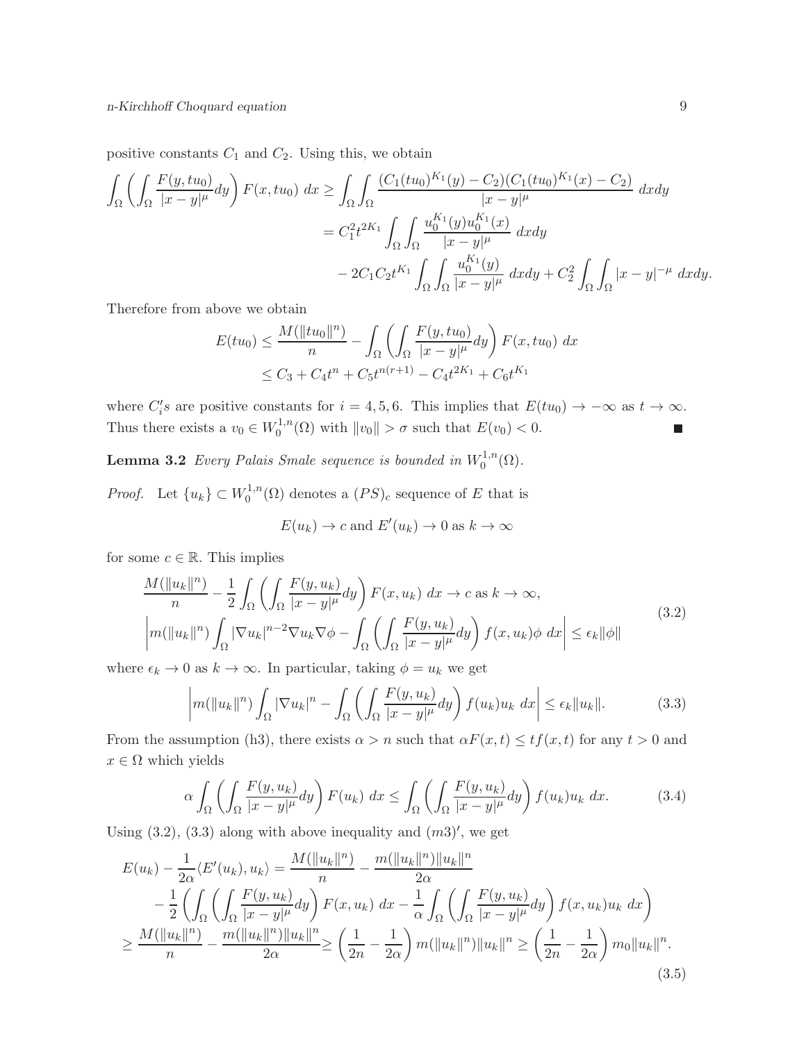positive constants $C_1$ and $C_2$. Using this, we obtain

$$
\begin{aligned}
\int_\Omega \left(\int_\Omega \frac{F(y,tu_0)}{|x-y|^\mu}dy\right) F(x,tu_0)\ dx &\geq \int_\Omega\int_\Omega \frac{(C_1(tu_0)^{K_1}(y)-C_2)(C_1(tu_0)^{K_1}(x)-C_2)}{|x-y|^\mu}\ dxdy\\
&= C_1^2 t^{2K_1}\int_\Omega\int_\Omega \frac{u_0^{K_1}(y)u_0^{K_1}(x)}{|x-y|^\mu}\ dxdy\\
&\quad -2C_1C_2t^{K_1}\int_\Omega\int_\Omega \frac{u_0^{K_1}(y)}{|x-y|^\mu}\ dxdy + C_2^2\int_\Omega\int_\Omega |x-y|^{-\mu}\ dxdy.
\end{aligned}
$$

Therefore from above we obtain

$$
\begin{aligned}
E(tu_0) &\leq \frac{M(\|tu_0\|^n)}{n} - \int_\Omega \left(\int_\Omega \frac{F(y,tu_0)}{|x-y|^\mu}dy\right) F(x,tu_0)\ dx\\
&\leq C_3 + C_4t^n + C_5t^{n(r+1)} - C_4t^{2K_1} + C_6t^{K_1}
\end{aligned}
$$

where $C_i's$ are positive constants for $i = 4,5,6$. This implies that $E(tu_0) \to -\infty$ as $t\to\infty$. Thus there exists a $v_0 \in W_0^{1,n}(\Omega)$ with $\|v_0\| > \sigma$ such that $E(v_0) < 0$. ■

**Lemma 3.2** *Every Palais Smale sequence is bounded in $W_0^{1,n}(\Omega)$.*

*Proof.* Let $\{u_k\} \subset W_0^{1,n}(\Omega)$ denotes a $(PS)_c$ sequence of $E$ that is

$$
E(u_k) \to c \text{ and } E'(u_k) \to 0 \text{ as } k \to \infty
$$

for some $c \in \mathbb{R}$. This implies

$$
\begin{aligned}
&\frac{M(\|u_k\|^n)}{n} - \frac{1}{2}\int_\Omega \left(\int_\Omega \frac{F(y,u_k)}{|x-y|^\mu}dy\right) F(x,u_k)\ dx \to c \text{ as } k\to\infty,\\
&\left| m(\|u_k\|^n)\int_\Omega |\nabla u_k|^{n-2}\nabla u_k \nabla\phi - \int_\Omega \left(\int_\Omega \frac{F(y,u_k)}{|x-y|^\mu}dy\right) f(x,u_k)\phi\ dx\right| \leq \epsilon_k\|\phi\|
\end{aligned}
\tag{3.2}
$$

where $\epsilon_k \to 0$ as $k\to\infty$. In particular, taking $\phi = u_k$ we get

$$
\left| m(\|u_k\|^n)\int_\Omega |\nabla u_k|^n - \int_\Omega \left(\int_\Omega \frac{F(y,u_k)}{|x-y|^\mu}dy\right) f(u_k)u_k\ dx\right| \leq \epsilon_k\|u_k\|. \tag{3.3}
$$

From the assumption (h3), there exists $\alpha > n$ such that $\alpha F(x,t) \leq tf(x,t)$ for any $t > 0$ and $x \in \Omega$ which yields

$$
\alpha \int_\Omega \left(\int_\Omega \frac{F(y,u_k)}{|x-y|^\mu}dy\right) F(u_k)\ dx \leq \int_\Omega \left(\int_\Omega \frac{F(y,u_k)}{|x-y|^\mu}dy\right) f(u_k)u_k\ dx. \tag{3.4}
$$

Using (3.2), (3.3) along with above inequality and $(m3)'$, we get

$$
\begin{aligned}
E(u_k) - \frac{1}{2\alpha}\langle E'(u_k), u_k\rangle &= \frac{M(\|u_k\|^n)}{n} - \frac{m(\|u_k\|^n)\|u_k\|^n}{2\alpha}\\
&\quad -\frac{1}{2}\left(\int_\Omega \left(\int_\Omega \frac{F(y,u_k)}{|x-y|^\mu}dy\right) F(x,u_k)\ dx - \frac{1}{\alpha}\int_\Omega \left(\int_\Omega \frac{F(y,u_k)}{|x-y|^\mu}dy\right) f(x,u_k)u_k\ dx\right)\\
&\geq \frac{M(\|u_k\|^n)}{n} - \frac{m(\|u_k\|^n)\|u_k\|^n}{2\alpha} \geq \left(\frac{1}{2n} - \frac{1}{2\alpha}\right) m(\|u_k\|^n)\|u_k\|^n \geq \left(\frac{1}{2n} - \frac{1}{2\alpha}\right) m_0\|u_k\|^n.
\end{aligned}
\tag{3.5}
$$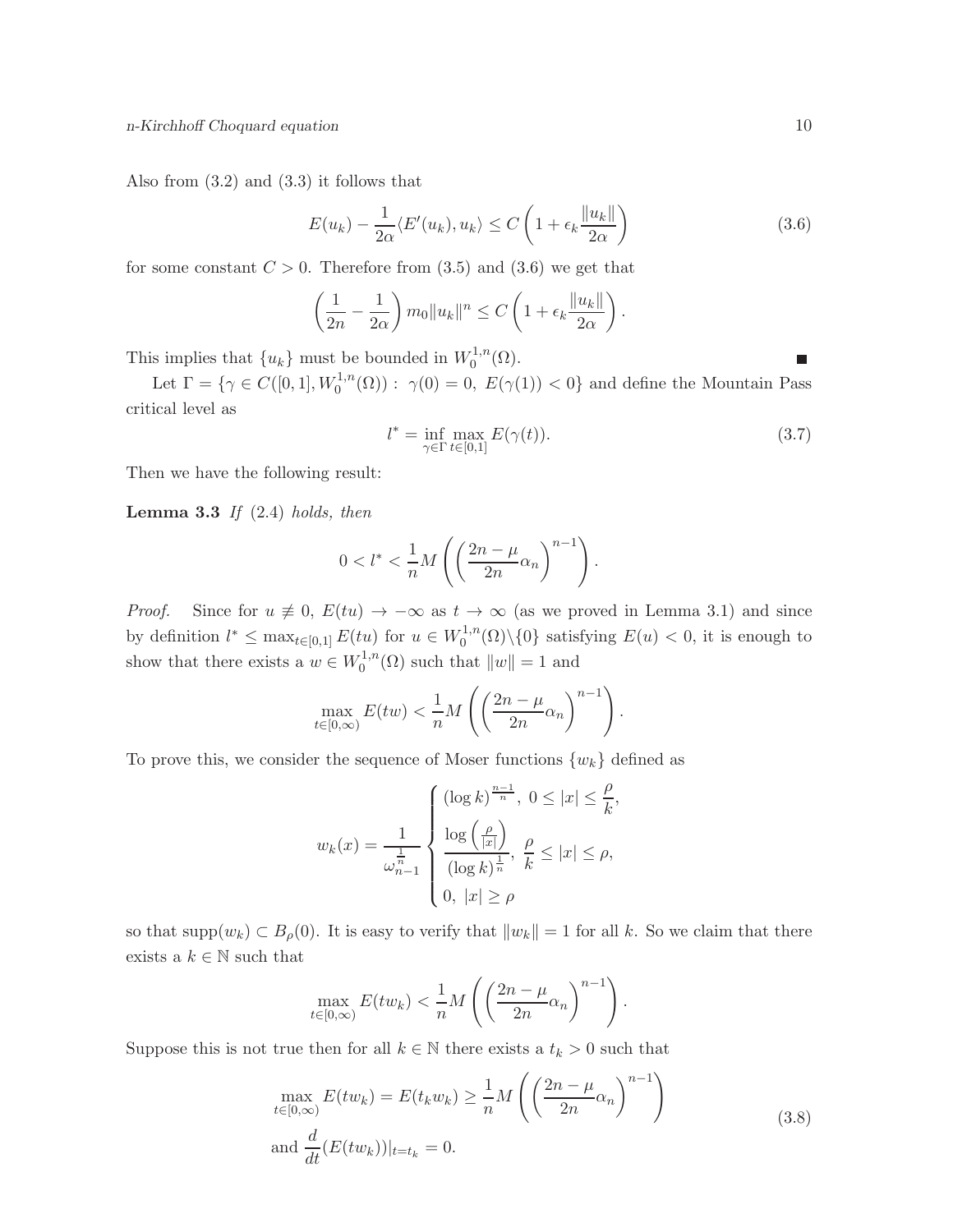Also from (3.2) and (3.3) it follows that

$$E(u_k) - \frac{1}{2\alpha}\langle E'(u_k), u_k\rangle \leq C\left(1 + \epsilon_k \frac{\|u_k\|}{2\alpha}\right) \tag{3.6}$$

for some constant $C > 0$. Therefore from (3.5) and (3.6) we get that

$$\left(\frac{1}{2n} - \frac{1}{2\alpha}\right) m_0 \|u_k\|^n \leq C\left(1 + \epsilon_k \frac{\|u_k\|}{2\alpha}\right).$$

This implies that $\{u_k\}$ must be bounded in $W_0^{1,n}(\Omega)$. ∎

Let $\Gamma = \{\gamma \in C([0,1], W_0^{1,n}(\Omega)) : \ \gamma(0) = 0, \ E(\gamma(1)) < 0\}$ and define the Mountain Pass critical level as

$$l^* = \inf_{\gamma \in \Gamma} \max_{t \in [0,1]} E(\gamma(t)). \tag{3.7}$$

Then we have the following result:

**Lemma 3.3** *If* (2.4) *holds, then*

$$0 < l^* < \frac{1}{n} M\left(\left(\frac{2n-\mu}{2n}\alpha_n\right)^{n-1}\right).$$

*Proof.* Since for $u \not\equiv 0$, $E(tu) \to -\infty$ as $t \to \infty$ (as we proved in Lemma 3.1) and since by definition $l^* \leq \max_{t \in [0,1]} E(tu)$ for $u \in W_0^{1,n}(\Omega)\backslash\{0\}$ satisfying $E(u) < 0$, it is enough to show that there exists a $w \in W_0^{1,n}(\Omega)$ such that $\|w\| = 1$ and

$$\max_{t \in [0,\infty)} E(tw) < \frac{1}{n} M\left(\left(\frac{2n-\mu}{2n}\alpha_n\right)^{n-1}\right).$$

To prove this, we consider the sequence of Moser functions $\{w_k\}$ defined as

$$w_k(x) = \frac{1}{\omega_{n-1}^{\frac{1}{n}}} \begin{cases} (\log k)^{\frac{n-1}{n}}, \ 0 \leq |x| \leq \dfrac{\rho}{k}, \\ \dfrac{\log\left(\frac{\rho}{|x|}\right)}{(\log k)^{\frac{1}{n}}}, \ \dfrac{\rho}{k} \leq |x| \leq \rho, \\ 0, \ |x| \geq \rho \end{cases}$$

so that $\text{supp}(w_k) \subset B_\rho(0)$. It is easy to verify that $\|w_k\| = 1$ for all $k$. So we claim that there exists a $k \in \mathbb{N}$ such that

$$\max_{t \in [0,\infty)} E(tw_k) < \frac{1}{n} M\left(\left(\frac{2n-\mu}{2n}\alpha_n\right)^{n-1}\right).$$

Suppose this is not true then for all $k \in \mathbb{N}$ there exists a $t_k > 0$ such that

$$\begin{aligned} &\max_{t \in [0,\infty)} E(tw_k) = E(t_k w_k) \geq \frac{1}{n} M\left(\left(\frac{2n-\mu}{2n}\alpha_n\right)^{n-1}\right) \\ &\text{and } \frac{d}{dt}(E(tw_k))|_{t=t_k} = 0. \end{aligned} \tag{3.8}$$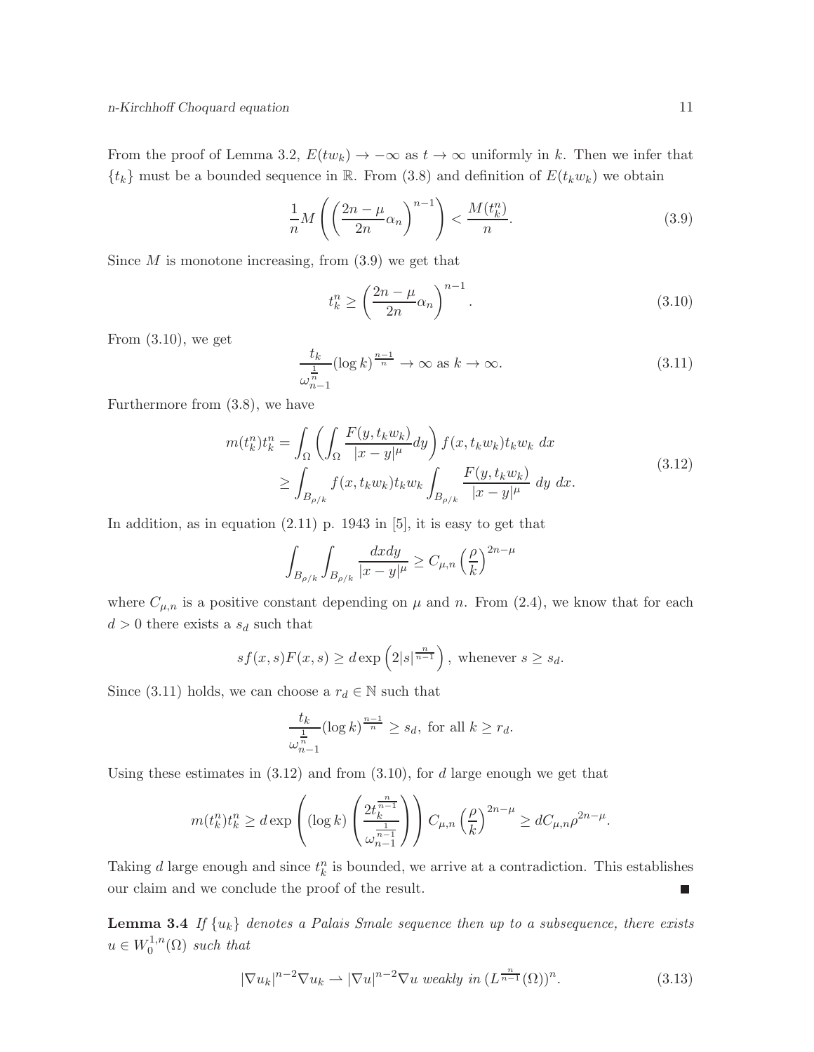From the proof of Lemma 3.2, $E(tw_k) \to -\infty$ as $t \to \infty$ uniformly in $k$. Then we infer that $\{t_k\}$ must be a bounded sequence in $\mathbb{R}$. From (3.8) and definition of $E(t_k w_k)$ we obtain

$$\frac{1}{n} M\left(\left(\frac{2n-\mu}{2n}\alpha_n\right)^{n-1}\right) < \frac{M(t_k^n)}{n}. \tag{3.9}$$

Since $M$ is monotone increasing, from (3.9) we get that

$$t_k^n \geq \left(\frac{2n-\mu}{2n}\alpha_n\right)^{n-1}. \tag{3.10}$$

From (3.10), we get

$$\frac{t_k}{\omega_{n-1}^{\frac{1}{n}}}(\log k)^{\frac{n-1}{n}} \to \infty \text{ as } k \to \infty. \tag{3.11}$$

Furthermore from (3.8), we have

$$\begin{aligned} m(t_k^n)t_k^n &= \int_\Omega \left(\int_\Omega \frac{F(y,t_k w_k)}{|x-y|^\mu}dy\right) f(x,t_k w_k)t_k w_k \; dx \\ &\geq \int_{B_{\rho/k}} f(x,t_k w_k)t_k w_k \int_{B_{\rho/k}} \frac{F(y,t_k w_k)}{|x-y|^\mu} \; dy \; dx. \end{aligned} \tag{3.12}$$

In addition, as in equation (2.11) p. 1943 in [5], it is easy to get that

$$\int_{B_{\rho/k}}\int_{B_{\rho/k}} \frac{dxdy}{|x-y|^\mu} \geq C_{\mu,n}\left(\frac{\rho}{k}\right)^{2n-\mu}$$

where $C_{\mu,n}$ is a positive constant depending on $\mu$ and $n$. From (2.4), we know that for each $d > 0$ there exists a $s_d$ such that

$$sf(x,s)F(x,s) \geq d\exp\left(2|s|^{\frac{n}{n-1}}\right), \text{ whenever } s \geq s_d.$$

Since (3.11) holds, we can choose a $r_d \in \mathbb{N}$ such that

$$\frac{t_k}{\omega_{n-1}^{\frac{1}{n}}}(\log k)^{\frac{n-1}{n}} \geq s_d, \text{ for all } k \geq r_d.$$

Using these estimates in (3.12) and from (3.10), for $d$ large enough we get that

$$m(t_k^n)t_k^n \geq d\exp\left((\log k)\left(\frac{2t_k^{\frac{n}{n-1}}}{\omega_{n-1}^{\frac{1}{n-1}}}\right)\right)C_{\mu,n}\left(\frac{\rho}{k}\right)^{2n-\mu} \geq dC_{\mu,n}\rho^{2n-\mu}.$$

Taking $d$ large enough and since $t_k^n$ is bounded, we arrive at a contradiction. This establishes our claim and we conclude the proof of the result. ∎

**Lemma 3.4** *If $\{u_k\}$ denotes a Palais Smale sequence then up to a subsequence, there exists $u \in W_0^{1,n}(\Omega)$ such that*

$$|\nabla u_k|^{n-2}\nabla u_k \rightharpoonup |\nabla u|^{n-2}\nabla u \textit{ weakly in } (L^{\frac{n}{n-1}}(\Omega))^n. \tag{3.13}$$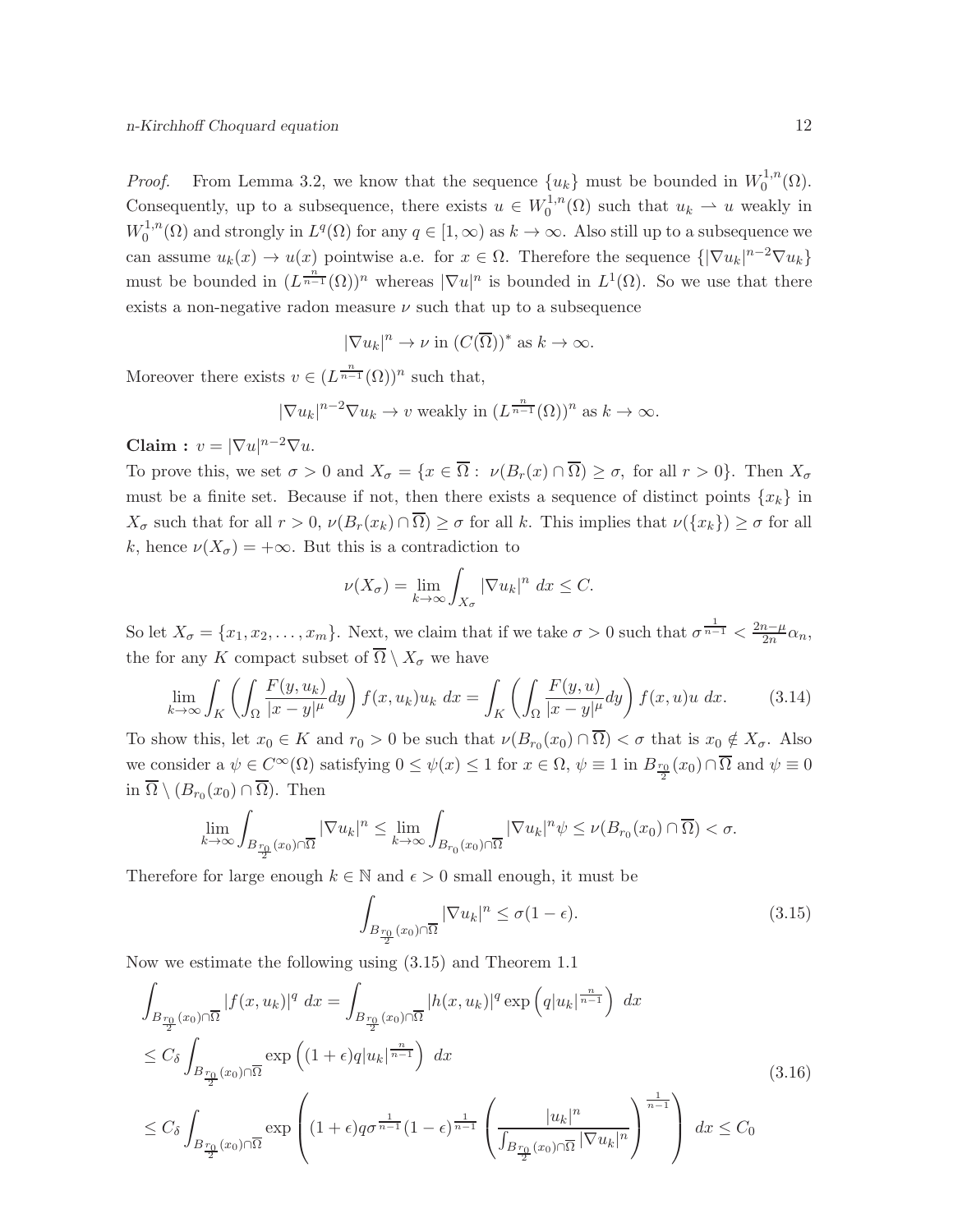*Proof.* From Lemma 3.2, we know that the sequence $\{u_k\}$ must be bounded in $W_0^{1,n}(\Omega)$. Consequently, up to a subsequence, there exists $u \in W_0^{1,n}(\Omega)$ such that $u_k \rightharpoonup u$ weakly in $W_0^{1,n}(\Omega)$ and strongly in $L^q(\Omega)$ for any $q \in [1, \infty)$ as $k \to \infty$. Also still up to a subsequence we can assume $u_k(x) \to u(x)$ pointwise a.e. for $x \in \Omega$. Therefore the sequence $\{|\nabla u_k|^{n-2}\nabla u_k\}$ must be bounded in $(L^{\frac{n}{n-1}}(\Omega))^n$ whereas $|\nabla u|^n$ is bounded in $L^1(\Omega)$. So we use that there exists a non-negative radon measure $\nu$ such that up to a subsequence

$$|\nabla u_k|^n \to \nu \text{ in } (C(\overline{\Omega}))^* \text{ as } k \to \infty.$$

Moreover there exists $v \in (L^{\frac{n}{n-1}}(\Omega))^n$ such that,

$$|\nabla u_k|^{n-2}\nabla u_k \to v \text{ weakly in } (L^{\frac{n}{n-1}}(\Omega))^n \text{ as } k \to \infty.$$

**Claim :** $v = |\nabla u|^{n-2}\nabla u$.

To prove this, we set $\sigma > 0$ and $X_\sigma = \{x \in \overline{\Omega} : \ \nu(B_r(x) \cap \overline{\Omega}) \geq \sigma, \text{ for all } r > 0\}$. Then $X_\sigma$ must be a finite set. Because if not, then there exists a sequence of distinct points $\{x_k\}$ in $X_\sigma$ such that for all $r > 0$, $\nu(B_r(x_k) \cap \overline{\Omega}) \geq \sigma$ for all $k$. This implies that $\nu(\{x_k\}) \geq \sigma$ for all $k$, hence $\nu(X_\sigma) = +\infty$. But this is a contradiction to

$$\nu(X_\sigma) = \lim_{k\to\infty} \int_{X_\sigma} |\nabla u_k|^n \ dx \leq C.$$

So let $X_\sigma = \{x_1, x_2, \ldots, x_m\}$. Next, we claim that if we take $\sigma > 0$ such that $\sigma^{\frac{1}{n-1}} < \frac{2n-\mu}{2n}\alpha_n$, the for any $K$ compact subset of $\overline{\Omega} \setminus X_\sigma$ we have

$$\lim_{k\to\infty} \int_K \left( \int_\Omega \frac{F(y, u_k)}{|x-y|^\mu} dy \right) f(x, u_k)u_k \ dx = \int_K \left( \int_\Omega \frac{F(y, u)}{|x-y|^\mu} dy \right) f(x, u)u \ dx. \tag{3.14}$$

To show this, let $x_0 \in K$ and $r_0 > 0$ be such that $\nu(B_{r_0}(x_0) \cap \overline{\Omega}) < \sigma$ that is $x_0 \notin X_\sigma$. Also we consider a $\psi \in C^\infty(\Omega)$ satisfying $0 \leq \psi(x) \leq 1$ for $x \in \Omega$, $\psi \equiv 1$ in $B_{\frac{r_0}{2}}(x_0) \cap \overline{\Omega}$ and $\psi \equiv 0$ in $\overline{\Omega} \setminus (B_{r_0}(x_0) \cap \overline{\Omega})$. Then

$$\lim_{k\to\infty} \int_{B_{\frac{r_0}{2}}(x_0)\cap\overline{\Omega}} |\nabla u_k|^n \leq \lim_{k\to\infty} \int_{B_{r_0}(x_0)\cap\overline{\Omega}} |\nabla u_k|^n \psi \leq \nu(B_{r_0}(x_0) \cap \overline{\Omega}) < \sigma.$$

Therefore for large enough $k \in \mathbb{N}$ and $\epsilon > 0$ small enough, it must be

$$\int_{B_{\frac{r_0}{2}}(x_0)\cap\overline{\Omega}} |\nabla u_k|^n \leq \sigma(1-\epsilon). \tag{3.15}$$

Now we estimate the following using (3.15) and Theorem 1.1

$$\begin{aligned}
&\int_{B_{\frac{r_0}{2}}(x_0)\cap\overline{\Omega}} |f(x, u_k)|^q \ dx = \int_{B_{\frac{r_0}{2}}(x_0)\cap\overline{\Omega}} |h(x, u_k)|^q \exp\left(q|u_k|^{\frac{n}{n-1}}\right) \ dx \\
&\leq C_\delta \int_{B_{\frac{r_0}{2}}(x_0)\cap\overline{\Omega}} \exp\left((1+\epsilon)q|u_k|^{\frac{n}{n-1}}\right) \ dx \\
&\leq C_\delta \int_{B_{\frac{r_0}{2}}(x_0)\cap\overline{\Omega}} \exp\left((1+\epsilon)q\sigma^{\frac{1}{n-1}}(1-\epsilon)^{\frac{1}{n-1}} \left(\frac{|u_k|^n}{\int_{B_{\frac{r_0}{2}}(x_0)\cap\overline{\Omega}} |\nabla u_k|^n}\right)^{\frac{1}{n-1}}\right) \ dx \leq C_0
\end{aligned} \tag{3.16}$$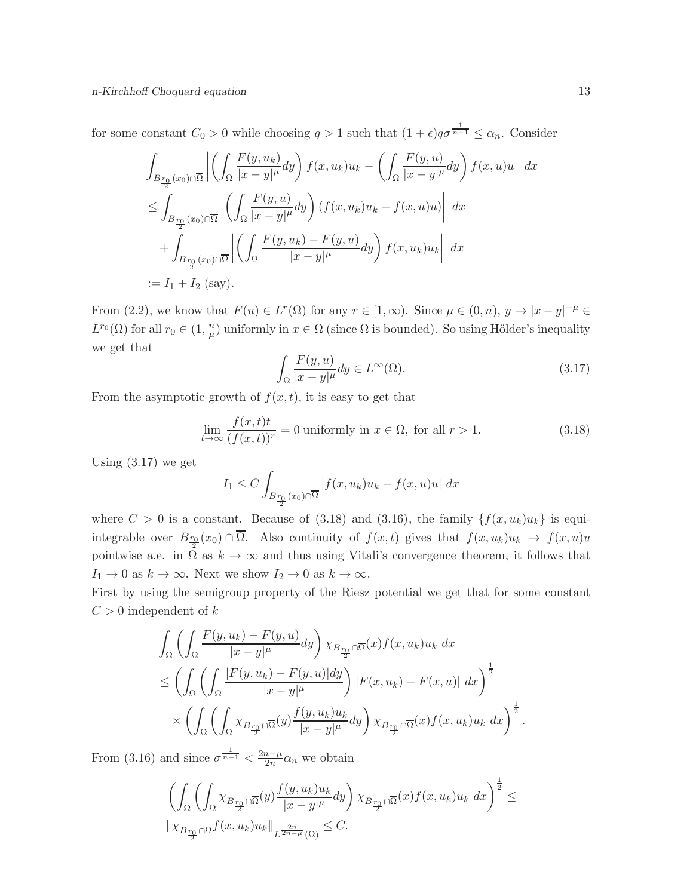for some constant $C_0 > 0$ while choosing $q > 1$ such that $(1+\epsilon)q\sigma^{\frac{1}{n-1}} \le \alpha_n$. Consider

$$
\begin{aligned}
&\int_{B_{\frac{r_0}{2}}(x_0)\cap\overline{\Omega}} \left| \left(\int_\Omega \frac{F(y,u_k)}{|x-y|^\mu}dy\right) f(x,u_k)u_k - \left(\int_\Omega \frac{F(y,u)}{|x-y|^\mu}dy\right) f(x,u)u \right| \, dx \\
&\le \int_{B_{\frac{r_0}{2}}(x_0)\cap\overline{\Omega}} \left| \left(\int_\Omega \frac{F(y,u)}{|x-y|^\mu}dy\right) (f(x,u_k)u_k - f(x,u)u) \right| \, dx \\
&\quad + \int_{B_{\frac{r_0}{2}}(x_0)\cap\overline{\Omega}} \left| \left(\int_\Omega \frac{F(y,u_k)-F(y,u)}{|x-y|^\mu}dy\right) f(x,u_k)u_k \right| \, dx \\
&:= I_1 + I_2 \text{ (say)}.
\end{aligned}
$$

From (2.2), we know that $F(u) \in L^r(\Omega)$ for any $r \in [1,\infty)$. Since $\mu \in (0,n)$, $y \to |x-y|^{-\mu} \in L^{r_0}(\Omega)$ for all $r_0 \in (1, \frac{n}{\mu})$ uniformly in $x \in \Omega$ (since $\Omega$ is bounded). So using Hölder's inequality we get that

$$
\int_\Omega \frac{F(y,u)}{|x-y|^\mu}dy \in L^\infty(\Omega). \tag{3.17}
$$

From the asymptotic growth of $f(x,t)$, it is easy to get that

$$
\lim_{t\to\infty} \frac{f(x,t)t}{(f(x,t))^r} = 0 \text{ uniformly in } x \in \Omega, \text{ for all } r > 1. \tag{3.18}
$$

Using (3.17) we get

$$
I_1 \le C \int_{B_{\frac{r_0}{2}}(x_0)\cap\overline{\Omega}} |f(x,u_k)u_k - f(x,u)u| \, dx
$$

where $C > 0$ is a constant. Because of (3.18) and (3.16), the family $\{f(x,u_k)u_k\}$ is equi-integrable over $B_{\frac{r_0}{2}}(x_0)\cap\overline{\Omega}$. Also continuity of $f(x,t)$ gives that $f(x,u_k)u_k \to f(x,u)u$ pointwise a.e. in $\Omega$ as $k \to \infty$ and thus using Vitali's convergence theorem, it follows that $I_1 \to 0$ as $k \to \infty$. Next we show $I_2 \to 0$ as $k \to \infty$.

First by using the semigroup property of the Riesz potential we get that for some constant $C > 0$ independent of $k$

$$
\begin{aligned}
&\int_\Omega \left(\int_\Omega \frac{F(y,u_k)-F(y,u)}{|x-y|^\mu}dy\right) \chi_{B_{\frac{r_0}{2}}\cap\overline{\Omega}}(x) f(x,u_k)u_k \, dx \\
&\le \left(\int_\Omega \left(\int_\Omega \frac{|F(y,u_k)-F(y,u)|dy}{|x-y|^\mu}\right) |F(x,u_k)-F(x,u)| \, dx\right)^{\frac{1}{2}} \\
&\quad \times \left(\int_\Omega \left(\int_\Omega \chi_{B_{\frac{r_0}{2}}\cap\overline{\Omega}}(y) \frac{f(y,u_k)u_k}{|x-y|^\mu}dy\right) \chi_{B_{\frac{r_0}{2}}\cap\overline{\Omega}}(x) f(x,u_k)u_k \, dx\right)^{\frac{1}{2}}.
\end{aligned}
$$

From (3.16) and since $\sigma^{\frac{1}{n-1}} < \frac{2n-\mu}{2n}\alpha_n$ we obtain

$$
\begin{aligned}
&\left(\int_\Omega \left(\int_\Omega \chi_{B_{\frac{r_0}{2}}\cap\overline{\Omega}}(y) \frac{f(y,u_k)u_k}{|x-y|^\mu}dy\right) \chi_{B_{\frac{r_0}{2}}\cap\overline{\Omega}}(x) f(x,u_k)u_k \, dx\right)^{\frac{1}{2}} \le \\
&\|\chi_{B_{\frac{r_0}{2}}\cap\overline{\Omega}} f(x,u_k)u_k\|_{L^{\frac{2n}{2n-\mu}}(\Omega)} \le C.
\end{aligned}
$$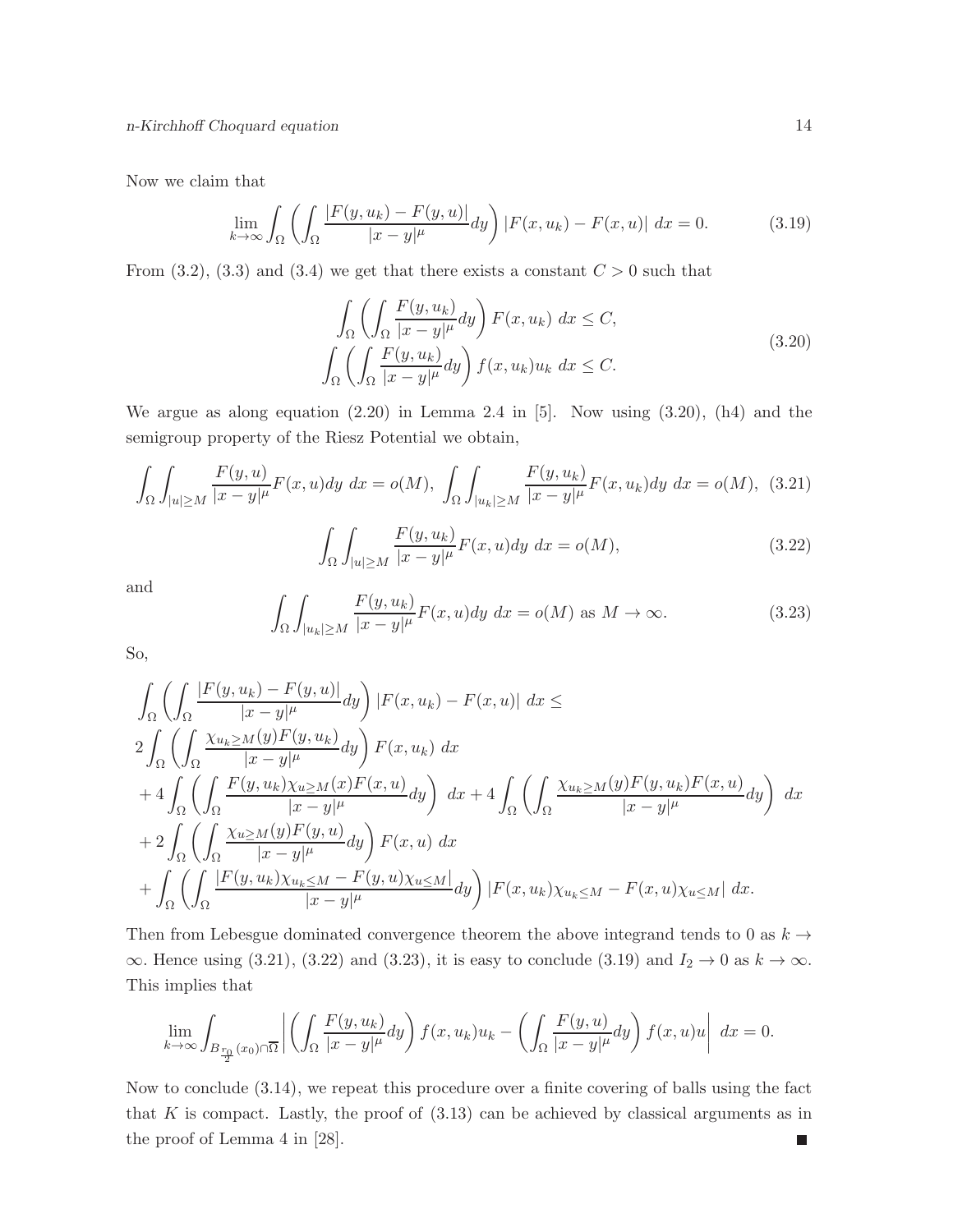Now we claim that

$$\lim_{k\to\infty}\int_\Omega\left(\int_\Omega \frac{|F(y,u_k)-F(y,u)|}{|x-y|^\mu}dy\right)|F(x,u_k)-F(x,u)|\;dx = 0. \tag{3.19}$$

From (3.2), (3.3) and (3.4) we get that there exists a constant $C>0$ such that

$$\begin{aligned}
\int_\Omega\left(\int_\Omega \frac{F(y,u_k)}{|x-y|^\mu}dy\right)F(x,u_k)\;dx \le C,\\
\int_\Omega\left(\int_\Omega \frac{F(y,u_k)}{|x-y|^\mu}dy\right)f(x,u_k)u_k\;dx \le C.
\end{aligned} \tag{3.20}$$

We argue as along equation (2.20) in Lemma 2.4 in [5]. Now using (3.20), (h4) and the semigroup property of the Riesz Potential we obtain,

$$\int_\Omega\int_{|u|\ge M}\frac{F(y,u)}{|x-y|^\mu}F(x,u)dy\;dx = o(M),\;\int_\Omega\int_{|u_k|\ge M}\frac{F(y,u_k)}{|x-y|^\mu}F(x,u_k)dy\;dx = o(M), \tag{3.21}$$

$$\int_\Omega\int_{|u|\ge M}\frac{F(y,u_k)}{|x-y|^\mu}F(x,u)dy\;dx = o(M), \tag{3.22}$$

and

$$\int_\Omega\int_{|u_k|\ge M}\frac{F(y,u_k)}{|x-y|^\mu}F(x,u)dy\;dx = o(M)\text{ as } M\to\infty. \tag{3.23}$$

So,

$$\begin{aligned}
&\int_\Omega\left(\int_\Omega \frac{|F(y,u_k)-F(y,u)|}{|x-y|^\mu}dy\right)|F(x,u_k)-F(x,u)|\;dx \le\\
&2\int_\Omega\left(\int_\Omega \frac{\chi_{u_k\ge M}(y)F(y,u_k)}{|x-y|^\mu}dy\right)F(x,u_k)\;dx\\
&+4\int_\Omega\left(\int_\Omega \frac{F(y,u_k)\chi_{u\ge M}(x)F(x,u)}{|x-y|^\mu}dy\right)\;dx + 4\int_\Omega\left(\int_\Omega \frac{\chi_{u_k\ge M}(y)F(y,u_k)F(x,u)}{|x-y|^\mu}dy\right)\;dx\\
&+2\int_\Omega\left(\int_\Omega \frac{\chi_{u\ge M}(y)F(y,u)}{|x-y|^\mu}dy\right)F(x,u)\;dx\\
&+\int_\Omega\left(\int_\Omega \frac{|F(y,u_k)\chi_{u_k\le M}-F(y,u)\chi_{u\le M}|}{|x-y|^\mu}dy\right)|F(x,u_k)\chi_{u_k\le M}-F(x,u)\chi_{u\le M}|\;dx.
\end{aligned}$$

Then from Lebesgue dominated convergence theorem the above integrand tends to 0 as $k\to\infty$. Hence using (3.21), (3.22) and (3.23), it is easy to conclude (3.19) and $I_2\to 0$ as $k\to\infty$. This implies that

$$\lim_{k\to\infty}\int_{B_{\frac{r_0}{2}}(x_0)\cap\overline{\Omega}}\left|\left(\int_\Omega \frac{F(y,u_k)}{|x-y|^\mu}dy\right)f(x,u_k)u_k - \left(\int_\Omega \frac{F(y,u)}{|x-y|^\mu}dy\right)f(x,u)u\right|\;dx = 0.$$

Now to conclude (3.14), we repeat this procedure over a finite covering of balls using the fact that $K$ is compact. Lastly, the proof of (3.13) can be achieved by classical arguments as in the proof of Lemma 4 in [28]. ■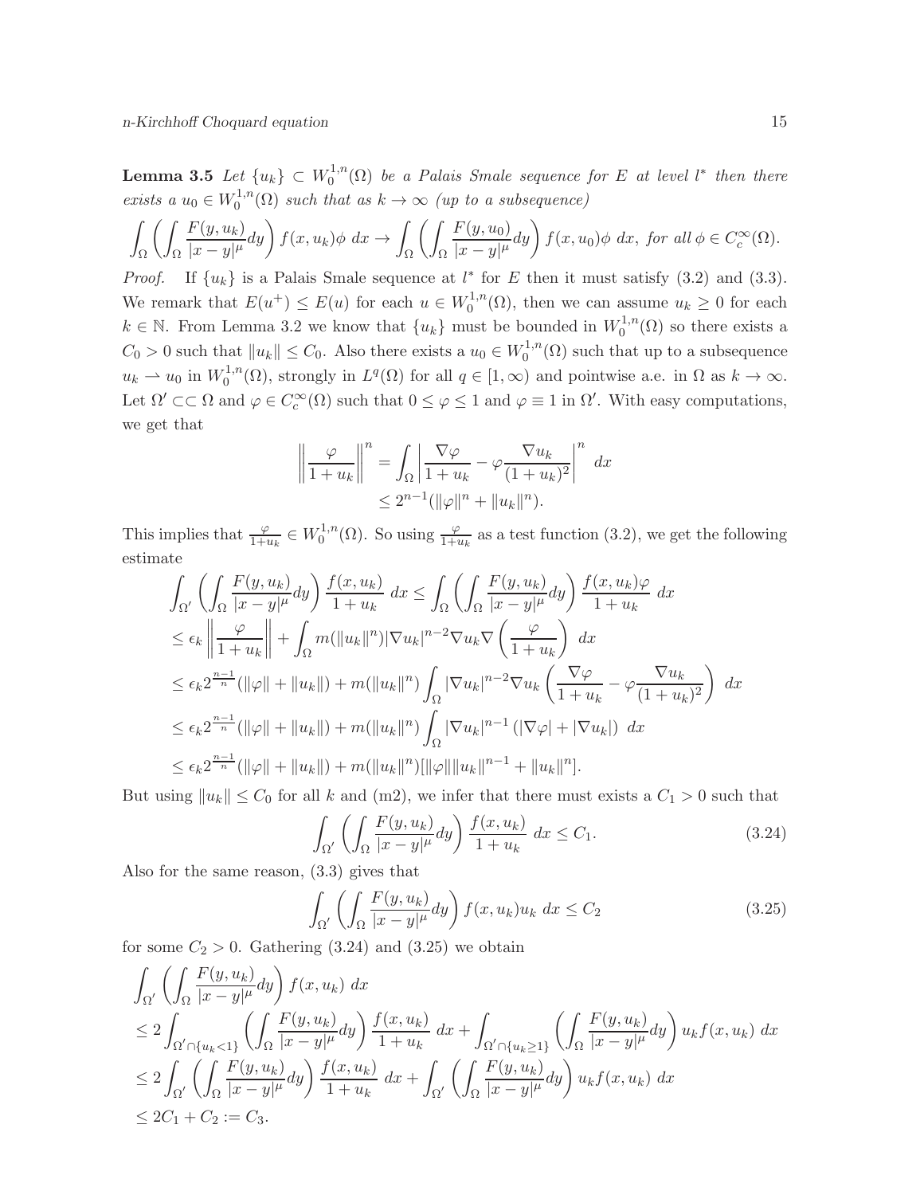**Lemma 3.5** *Let $\{u_k\} \subset W_0^{1,n}(\Omega)$ be a Palais Smale sequence for $E$ at level $l^*$ then there exists a $u_0 \in W_0^{1,n}(\Omega)$ such that as $k \to \infty$ (up to a subsequence)*

$$\int_\Omega \left(\int_\Omega \frac{F(y,u_k)}{|x-y|^\mu}dy\right) f(x,u_k)\phi \; dx \to \int_\Omega \left(\int_\Omega \frac{F(y,u_0)}{|x-y|^\mu}dy\right) f(x,u_0)\phi \; dx, \; \text{for all } \phi \in C_c^\infty(\Omega).$$

*Proof.* If $\{u_k\}$ is a Palais Smale sequence at $l^*$ for $E$ then it must satisfy (3.2) and (3.3). We remark that $E(u^+) \leq E(u)$ for each $u \in W_0^{1,n}(\Omega)$, then we can assume $u_k \geq 0$ for each $k \in \mathbb{N}$. From Lemma 3.2 we know that $\{u_k\}$ must be bounded in $W_0^{1,n}(\Omega)$ so there exists a $C_0 > 0$ such that $\|u_k\| \leq C_0$. Also there exists a $u_0 \in W_0^{1,n}(\Omega)$ such that up to a subsequence $u_k \rightharpoonup u_0$ in $W_0^{1,n}(\Omega)$, strongly in $L^q(\Omega)$ for all $q \in [1,\infty)$ and pointwise a.e. in $\Omega$ as $k \to \infty$. Let $\Omega' \subset\subset \Omega$ and $\varphi \in C_c^\infty(\Omega)$ such that $0 \leq \varphi \leq 1$ and $\varphi \equiv 1$ in $\Omega'$. With easy computations, we get that

$$\begin{aligned}
\left\|\frac{\varphi}{1+u_k}\right\|^n &= \int_\Omega \left|\frac{\nabla \varphi}{1+u_k} - \varphi\frac{\nabla u_k}{(1+u_k)^2}\right|^n \; dx \\
&\leq 2^{n-1}(\|\varphi\|^n + \|u_k\|^n).
\end{aligned}$$

This implies that $\frac{\varphi}{1+u_k} \in W_0^{1,n}(\Omega)$. So using $\frac{\varphi}{1+u_k}$ as a test function (3.2), we get the following estimate

$$\begin{aligned}
&\int_{\Omega'} \left(\int_\Omega \frac{F(y,u_k)}{|x-y|^\mu}dy\right) \frac{f(x,u_k)}{1+u_k} \; dx \leq \int_\Omega \left(\int_\Omega \frac{F(y,u_k)}{|x-y|^\mu}dy\right) \frac{f(x,u_k)\varphi}{1+u_k} \; dx \\
&\leq \epsilon_k \left\|\frac{\varphi}{1+u_k}\right\| + \int_\Omega m(\|u_k\|^n)|\nabla u_k|^{n-2}\nabla u_k \nabla\left(\frac{\varphi}{1+u_k}\right) \; dx \\
&\leq \epsilon_k 2^{\frac{n-1}{n}}(\|\varphi\| + \|u_k\|) + m(\|u_k\|^n)\int_\Omega |\nabla u_k|^{n-2}\nabla u_k \left(\frac{\nabla\varphi}{1+u_k} - \varphi\frac{\nabla u_k}{(1+u_k)^2}\right) \; dx \\
&\leq \epsilon_k 2^{\frac{n-1}{n}}(\|\varphi\| + \|u_k\|) + m(\|u_k\|^n)\int_\Omega |\nabla u_k|^{n-1}\left(|\nabla \varphi| + |\nabla u_k|\right) \; dx \\
&\leq \epsilon_k 2^{\frac{n-1}{n}}(\|\varphi\| + \|u_k\|) + m(\|u_k\|^n)[\|\varphi\|\|u_k\|^{n-1} + \|u_k\|^n].
\end{aligned}$$

But using $\|u_k\| \leq C_0$ for all $k$ and (m2), we infer that there must exists a $C_1 > 0$ such that

$$\int_{\Omega'} \left(\int_\Omega \frac{F(y,u_k)}{|x-y|^\mu}dy\right) \frac{f(x,u_k)}{1+u_k} \; dx \leq C_1. \tag{3.24}$$

Also for the same reason, (3.3) gives that

$$\int_{\Omega'} \left(\int_\Omega \frac{F(y,u_k)}{|x-y|^\mu}dy\right) f(x,u_k)u_k \; dx \leq C_2 \tag{3.25}$$

for some $C_2 > 0$. Gathering (3.24) and (3.25) we obtain

$$\begin{aligned}
&\int_{\Omega'} \left(\int_\Omega \frac{F(y,u_k)}{|x-y|^\mu}dy\right) f(x,u_k) \; dx \\
&\leq 2\int_{\Omega' \cap \{u_k < 1\}} \left(\int_\Omega \frac{F(y,u_k)}{|x-y|^\mu}dy\right) \frac{f(x,u_k)}{1+u_k} \; dx + \int_{\Omega' \cap \{u_k \geq 1\}} \left(\int_\Omega \frac{F(y,u_k)}{|x-y|^\mu}dy\right) u_k f(x,u_k) \; dx \\
&\leq 2\int_{\Omega'} \left(\int_\Omega \frac{F(y,u_k)}{|x-y|^\mu}dy\right) \frac{f(x,u_k)}{1+u_k} \; dx + \int_{\Omega'} \left(\int_\Omega \frac{F(y,u_k)}{|x-y|^\mu}dy\right) u_k f(x,u_k) \; dx \\
&\leq 2C_1 + C_2 := C_3.
\end{aligned}$$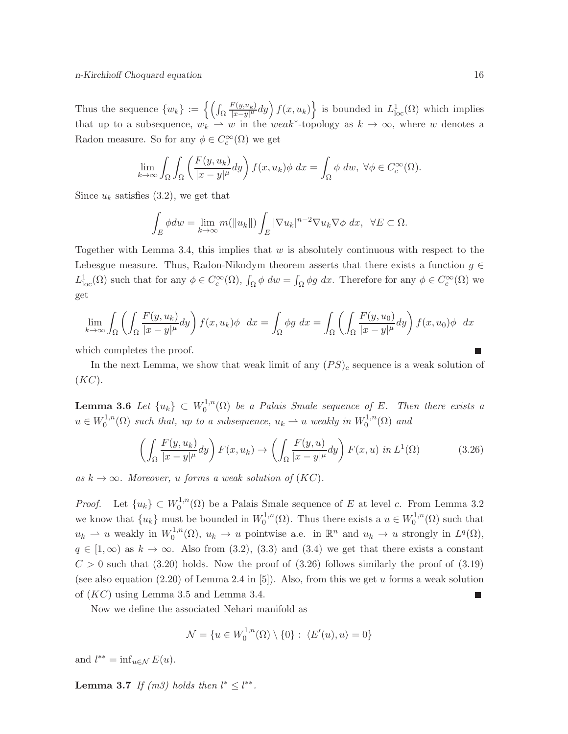Thus the sequence $\{w_k\} := \left\{\left(\int_\Omega \frac{F(y,u_k)}{|x-y|^\mu}dy\right) f(x,u_k)\right\}$ is bounded in $L^1_{\text{loc}}(\Omega)$ which implies that up to a subsequence, $w_k \rightharpoonup w$ in the *weak*$^*$-topology as $k \to \infty$, where $w$ denotes a Radon measure. So for any $\phi \in C_c^\infty(\Omega)$ we get

$$\lim_{k\to\infty} \int_\Omega \int_\Omega \left(\frac{F(y,u_k)}{|x-y|^\mu}dy\right) f(x,u_k)\phi \; dx = \int_\Omega \phi \; dw, \; \forall \phi \in C_c^\infty(\Omega).$$

Since $u_k$ satisfies (3.2), we get that

$$\int_E \phi dw = \lim_{k\to\infty} m(\|u_k\|) \int_E |\nabla u_k|^{n-2}\nabla u_k \nabla \phi \; dx, \;\; \forall E \subset \Omega.$$

Together with Lemma 3.4, this implies that $w$ is absolutely continuous with respect to the Lebesgue measure. Thus, Radon-Nikodym theorem asserts that there exists a function $g \in L^1_{\text{loc}}(\Omega)$ such that for any $\phi \in C_c^\infty(\Omega)$, $\int_\Omega \phi \; dw = \int_\Omega \phi g \; dx$. Therefore for any $\phi \in C_c^\infty(\Omega)$ we get

$$\lim_{k\to\infty} \int_\Omega \left(\int_\Omega \frac{F(y,u_k)}{|x-y|^\mu}dy\right) f(x,u_k)\phi \;\; dx = \int_\Omega \phi g \; dx = \int_\Omega \left(\int_\Omega \frac{F(y,u_0)}{|x-y|^\mu}dy\right) f(x,u_0)\phi \;\; dx$$

which completes the proof. ∎

In the next Lemma, we show that weak limit of any $(PS)_c$ sequence is a weak solution of $(KC)$.

**Lemma 3.6** *Let $\{u_k\} \subset W_0^{1,n}(\Omega)$ be a Palais Smale sequence of $E$. Then there exists a $u \in W_0^{1,n}(\Omega)$ such that, up to a subsequence, $u_k \rightharpoonup u$ weakly in $W_0^{1,n}(\Omega)$ and*

$$\left(\int_\Omega \frac{F(y,u_k)}{|x-y|^\mu}dy\right) F(x,u_k) \to \left(\int_\Omega \frac{F(y,u)}{|x-y|^\mu}dy\right) F(x,u) \text{ in } L^1(\Omega) \tag{3.26}$$

*as $k \to \infty$. Moreover, $u$ forms a weak solution of $(KC)$.*

*Proof.* Let $\{u_k\} \subset W_0^{1,n}(\Omega)$ be a Palais Smale sequence of $E$ at level $c$. From Lemma 3.2 we know that $\{u_k\}$ must be bounded in $W_0^{1,n}(\Omega)$. Thus there exists a $u \in W_0^{1,n}(\Omega)$ such that $u_k \rightharpoonup u$ weakly in $W_0^{1,n}(\Omega)$, $u_k \to u$ pointwise a.e. in $\mathbb{R}^n$ and $u_k \to u$ strongly in $L^q(\Omega)$, $q \in [1,\infty)$ as $k \to \infty$. Also from (3.2), (3.3) and (3.4) we get that there exists a constant $C > 0$ such that (3.20) holds. Now the proof of (3.26) follows similarly the proof of (3.19) (see also equation (2.20) of Lemma 2.4 in [5]). Also, from this we get $u$ forms a weak solution of $(KC)$ using Lemma 3.5 and Lemma 3.4. ∎

Now we define the associated Nehari manifold as

$$\mathcal{N} = \{u \in W_0^{1,n}(\Omega) \setminus \{0\} : \; \langle E'(u), u\rangle = 0\}$$

and $l^{**} = \inf_{u \in \mathcal{N}} E(u)$.

**Lemma 3.7** *If (m3) holds then $l^* \leq l^{**}$.*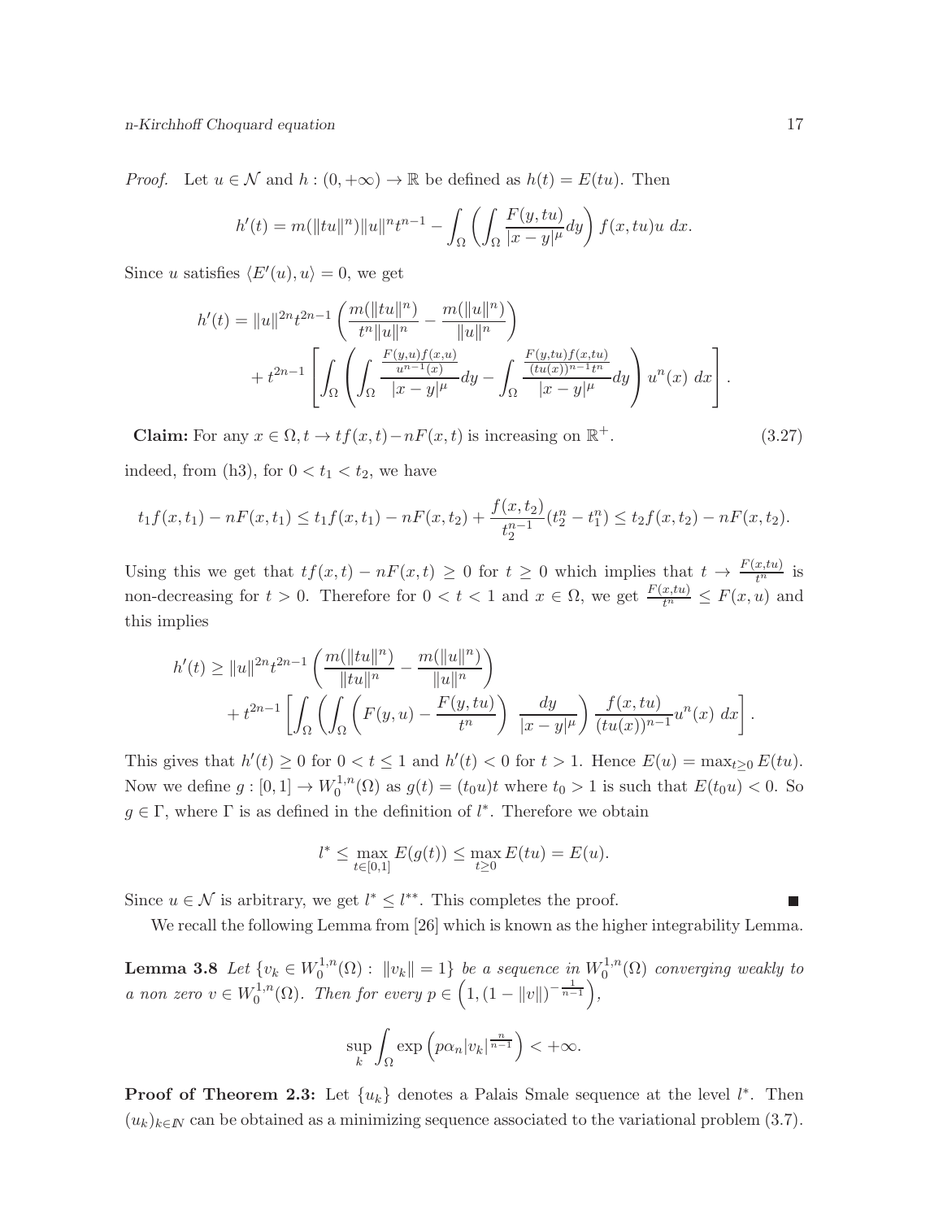*Proof.* Let $u \in \mathcal{N}$ and $h : (0, +\infty) \to \mathbb{R}$ be defined as $h(t) = E(tu)$. Then

$$h'(t) = m(\|tu\|^n)\|u\|^n t^{n-1} - \int_\Omega \left( \int_\Omega \frac{F(y, tu)}{|x - y|^\mu} dy \right) f(x, tu)u \ dx.$$

Since $u$ satisfies $\langle E'(u), u\rangle = 0$, we get

$$\begin{aligned} h'(t) = \|u\|^{2n} t^{2n-1} &\left( \frac{m(\|tu\|^n)}{t^n \|u\|^n} - \frac{m(\|u\|^n)}{\|u\|^n} \right) \\ &+ t^{2n-1} \left[ \int_\Omega \left( \int_\Omega \frac{\frac{F(y,u) f(x,u)}{u^{n-1}(x)}}{|x - y|^\mu} dy - \int_\Omega \frac{\frac{F(y,tu) f(x,tu)}{(tu(x))^{n-1} t^n}}{|x - y|^\mu} dy \right) u^n(x) \ dx \right]. \end{aligned}$$

**Claim:** For any $x \in \Omega, t \to tf(x, t) - nF(x, t)$ is increasing on $\mathbb{R}^+$. (3.27)

indeed, from (h3), for $0 < t_1 < t_2$, we have

$$t_1 f(x, t_1) - nF(x, t_1) \leq t_1 f(x, t_1) - nF(x, t_2) + \frac{f(x, t_2)}{t_2^{n-1}} (t_2^n - t_1^n) \leq t_2 f(x, t_2) - nF(x, t_2).$$

Using this we get that $tf(x, t) - nF(x, t) \geq 0$ for $t \geq 0$ which implies that $t \to \frac{F(x,tu)}{t^n}$ is non-decreasing for $t > 0$. Therefore for $0 < t < 1$ and $x \in \Omega$, we get $\frac{F(x,tu)}{t^n} \leq F(x, u)$ and this implies

$$\begin{aligned} h'(t) \geq \|u\|^{2n} t^{2n-1} &\left( \frac{m(\|tu\|^n)}{\|tu\|^n} - \frac{m(\|u\|^n)}{\|u\|^n} \right) \\ &+ t^{2n-1} \left[ \int_\Omega \left( \int_\Omega \left( F(y, u) - \frac{F(y, tu)}{t^n} \right) \ \frac{dy}{|x - y|^\mu} \right) \frac{f(x, tu)}{(tu(x))^{n-1}} u^n(x) \ dx \right]. \end{aligned}$$

This gives that $h'(t) \geq 0$ for $0 < t \leq 1$ and $h'(t) < 0$ for $t > 1$. Hence $E(u) = \max_{t \geq 0} E(tu)$. Now we define $g : [0, 1] \to W_0^{1,n}(\Omega)$ as $g(t) = (t_0 u)t$ where $t_0 > 1$ is such that $E(t_0 u) < 0$. So $g \in \Gamma$, where $\Gamma$ is as defined in the definition of $l^*$. Therefore we obtain

$$l^* \leq \max_{t \in [0,1]} E(g(t)) \leq \max_{t \geq 0} E(tu) = E(u).$$

Since $u \in \mathcal{N}$ is arbitrary, we get $l^* \leq l^{**}$. This completes the proof. ■

We recall the following Lemma from [26] which is known as the higher integrability Lemma.

**Lemma 3.8** *Let $\{v_k \in W_0^{1,n}(\Omega) : \ \|v_k\| = 1\}$ be a sequence in $W_0^{1,n}(\Omega)$ converging weakly to a non zero $v \in W_0^{1,n}(\Omega)$. Then for every $p \in \left(1, (1 - \|v\|)^{-\frac{1}{n-1}}\right)$,*

$$\sup_k \int_\Omega \exp\left(p\alpha_n |v_k|^{\frac{n}{n-1}}\right) < +\infty.$$

**Proof of Theorem 2.3:** Let $\{u_k\}$ denotes a Palais Smale sequence at the level $l^*$. Then $(u_k)_{k \in \mathbb{N}}$ can be obtained as a minimizing sequence associated to the variational problem (3.7).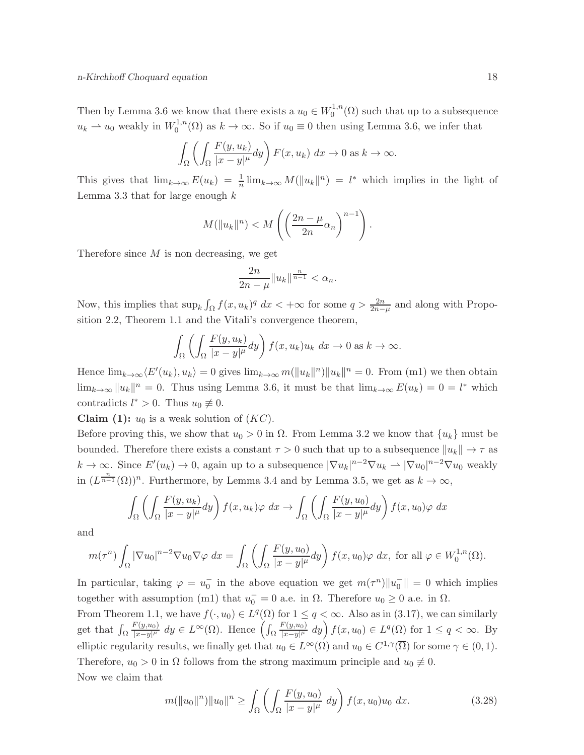Then by Lemma 3.6 we know that there exists a $u_0 \in W_0^{1,n}(\Omega)$ such that up to a subsequence $u_k \rightharpoonup u_0$ weakly in $W_0^{1,n}(\Omega)$ as $k \to \infty$. So if $u_0 \equiv 0$ then using Lemma 3.6, we infer that

$$\int_\Omega \left( \int_\Omega \frac{F(y,u_k)}{|x-y|^\mu} dy \right) F(x,u_k)\ dx \to 0 \text{ as } k \to \infty.$$

This gives that $\lim_{k\to\infty} E(u_k) = \frac{1}{n} \lim_{k\to\infty} M(\|u_k\|^n) = l^*$ which implies in the light of Lemma 3.3 that for large enough $k$

$$M(\|u_k\|^n) < M\left( \left( \frac{2n-\mu}{2n} \alpha_n \right)^{n-1} \right).$$

Therefore since $M$ is non decreasing, we get

$$\frac{2n}{2n-\mu} \|u_k\|^{\frac{n}{n-1}} < \alpha_n.$$

Now, this implies that $\sup_k \int_\Omega f(x,u_k)^q\ dx < +\infty$ for some $q > \frac{2n}{2n-\mu}$ and along with Proposition 2.2, Theorem 1.1 and the Vitali's convergence theorem,

$$\int_\Omega \left( \int_\Omega \frac{F(y,u_k)}{|x-y|^\mu} dy \right) f(x,u_k) u_k\ dx \to 0 \text{ as } k \to \infty.$$

Hence $\lim_{k\to\infty} \langle E'(u_k), u_k \rangle = 0$ gives $\lim_{k\to\infty} m(\|u_k\|^n)\|u_k\|^n = 0$. From (m1) we then obtain $\lim_{k\to\infty} \|u_k\|^n = 0$. Thus using Lemma 3.6, it must be that $\lim_{k\to\infty} E(u_k) = 0 = l^*$ which contradicts $l^* > 0$. Thus $u_0 \not\equiv 0$.

**Claim (1):** $u_0$ is a weak solution of $(KC)$.

Before proving this, we show that $u_0 > 0$ in $\Omega$. From Lemma 3.2 we know that $\{u_k\}$ must be bounded. Therefore there exists a constant $\tau > 0$ such that up to a subsequence $\|u_k\| \to \tau$ as $k \to \infty$. Since $E'(u_k) \to 0$, again up to a subsequence $|\nabla u_k|^{n-2}\nabla u_k \rightharpoonup |\nabla u_0|^{n-2}\nabla u_0$ weakly in $(L^{\frac{n}{n-1}}(\Omega))^n$. Furthermore, by Lemma 3.4 and by Lemma 3.5, we get as $k \to \infty$,

$$\int_\Omega \left( \int_\Omega \frac{F(y,u_k)}{|x-y|^\mu} dy \right) f(x,u_k)\varphi\ dx \to \int_\Omega \left( \int_\Omega \frac{F(y,u_0)}{|x-y|^\mu} dy \right) f(x,u_0)\varphi\ dx$$

and

$$m(\tau^n) \int_\Omega |\nabla u_0|^{n-2}\nabla u_0 \nabla \varphi\ dx = \int_\Omega \left( \int_\Omega \frac{F(y,u_0)}{|x-y|^\mu} dy \right) f(x,u_0)\varphi\ dx, \text{ for all } \varphi \in W_0^{1,n}(\Omega).$$

In particular, taking $\varphi = u_0^-$ in the above equation we get $m(\tau^n)\|u_0^-\| = 0$ which implies together with assumption (m1) that $u_0^- = 0$ a.e. in $\Omega$. Therefore $u_0 \geq 0$ a.e. in $\Omega$.

From Theorem 1.1, we have $f(\cdot, u_0) \in L^q(\Omega)$ for $1 \leq q < \infty$. Also as in (3.17), we can similarly get that $\int_\Omega \frac{F(y,u_0)}{|x-y|^\mu}\ dy \in L^\infty(\Omega)$. Hence $\left( \int_\Omega \frac{F(y,u_0)}{|x-y|^\mu}\ dy \right) f(x,u_0) \in L^q(\Omega)$ for $1 \leq q < \infty$. By elliptic regularity results, we finally get that $u_0 \in L^\infty(\Omega)$ and $u_0 \in C^{1,\gamma}(\overline{\Omega})$ for some $\gamma \in (0,1)$. Therefore, $u_0 > 0$ in $\Omega$ follows from the strong maximum principle and $u_0 \not\equiv 0$.

Now we claim that

$$m(\|u_0\|^n)\|u_0\|^n \geq \int_\Omega \left( \int_\Omega \frac{F(y,u_0)}{|x-y|^\mu}\ dy \right) f(x,u_0) u_0\ dx. \tag{3.28}$$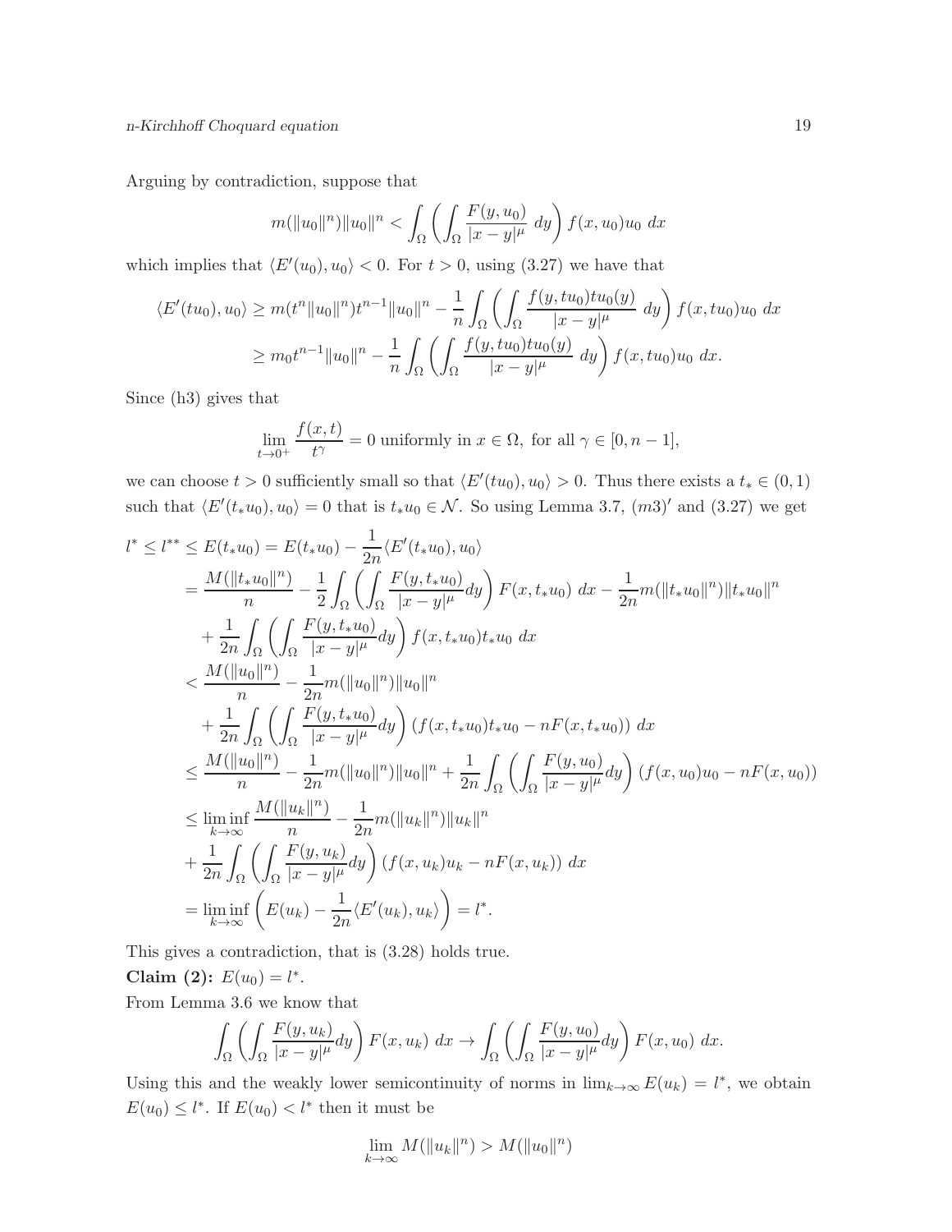Arguing by contradiction, suppose that

$$m(\|u_0\|^n)\|u_0\|^n < \int_\Omega \left( \int_\Omega \frac{F(y,u_0)}{|x-y|^\mu}\ dy \right) f(x,u_0)u_0\ dx$$

which implies that $\langle E'(u_0), u_0\rangle < 0$. For $t > 0$, using (3.27) we have that

$$\begin{aligned}
\langle E'(tu_0), u_0\rangle &\geq m(t^n\|u_0\|^n)t^{n-1}\|u_0\|^n - \frac{1}{n}\int_\Omega \left( \int_\Omega \frac{f(y,tu_0)tu_0(y)}{|x-y|^\mu}\ dy \right) f(x,tu_0)u_0\ dx \\
&\geq m_0 t^{n-1}\|u_0\|^n - \frac{1}{n}\int_\Omega \left( \int_\Omega \frac{f(y,tu_0)tu_0(y)}{|x-y|^\mu}\ dy \right) f(x,tu_0)u_0\ dx.
\end{aligned}$$

Since (h3) gives that

$$\lim_{t\to 0^+} \frac{f(x,t)}{t^\gamma} = 0 \text{ uniformly in } x\in\Omega, \text{ for all } \gamma\in[0,n-1],$$

we can choose $t > 0$ sufficiently small so that $\langle E'(tu_0), u_0\rangle > 0$. Thus there exists a $t_* \in (0,1)$ such that $\langle E'(t_*u_0), u_0\rangle = 0$ that is $t_*u_0 \in \mathcal{N}$. So using Lemma 3.7, $(m3)'$ and (3.27) we get

$$\begin{aligned}
l^* \leq l^{**} &\leq E(t_*u_0) = E(t_*u_0) - \frac{1}{2n}\langle E'(t_*u_0), u_0\rangle \\
&= \frac{M(\|t_*u_0\|^n)}{n} - \frac{1}{2}\int_\Omega \left( \int_\Omega \frac{F(y,t_*u_0)}{|x-y|^\mu}dy \right) F(x,t_*u_0)\ dx - \frac{1}{2n}m(\|t_*u_0\|^n)\|t_*u_0\|^n \\
&\quad + \frac{1}{2n}\int_\Omega \left( \int_\Omega \frac{F(y,t_*u_0)}{|x-y|^\mu}dy \right) f(x,t_*u_0)t_*u_0\ dx \\
&< \frac{M(\|u_0\|^n)}{n} - \frac{1}{2n}m(\|u_0\|^n)\|u_0\|^n \\
&\quad + \frac{1}{2n}\int_\Omega \left( \int_\Omega \frac{F(y,t_*u_0)}{|x-y|^\mu}dy \right) (f(x,t_*u_0)t_*u_0 - nF(x,t_*u_0))\ dx \\
&\leq \frac{M(\|u_0\|^n)}{n} - \frac{1}{2n}m(\|u_0\|^n)\|u_0\|^n + \frac{1}{2n}\int_\Omega \left( \int_\Omega \frac{F(y,u_0)}{|x-y|^\mu}dy \right) (f(x,u_0)u_0 - nF(x,u_0)) \\
&\leq \liminf_{k\to\infty} \frac{M(\|u_k\|^n)}{n} - \frac{1}{2n}m(\|u_k\|^n)\|u_k\|^n \\
&\quad + \frac{1}{2n}\int_\Omega \left( \int_\Omega \frac{F(y,u_k)}{|x-y|^\mu}dy \right) (f(x,u_k)u_k - nF(x,u_k))\ dx \\
&= \liminf_{k\to\infty} \left( E(u_k) - \frac{1}{2n}\langle E'(u_k), u_k\rangle \right) = l^*.
\end{aligned}$$

This gives a contradiction, that is (3.28) holds true.

**Claim (2):** $E(u_0) = l^*$.

From Lemma 3.6 we know that

$$\int_\Omega \left( \int_\Omega \frac{F(y,u_k)}{|x-y|^\mu}dy \right) F(x,u_k)\ dx \to \int_\Omega \left( \int_\Omega \frac{F(y,u_0)}{|x-y|^\mu}dy \right) F(x,u_0)\ dx.$$

Using this and the weakly lower semicontinuity of norms in $\lim_{k\to\infty} E(u_k) = l^*$, we obtain $E(u_0) \leq l^*$. If $E(u_0) < l^*$ then it must be

$$\lim_{k\to\infty} M(\|u_k\|^n) > M(\|u_0\|^n)$$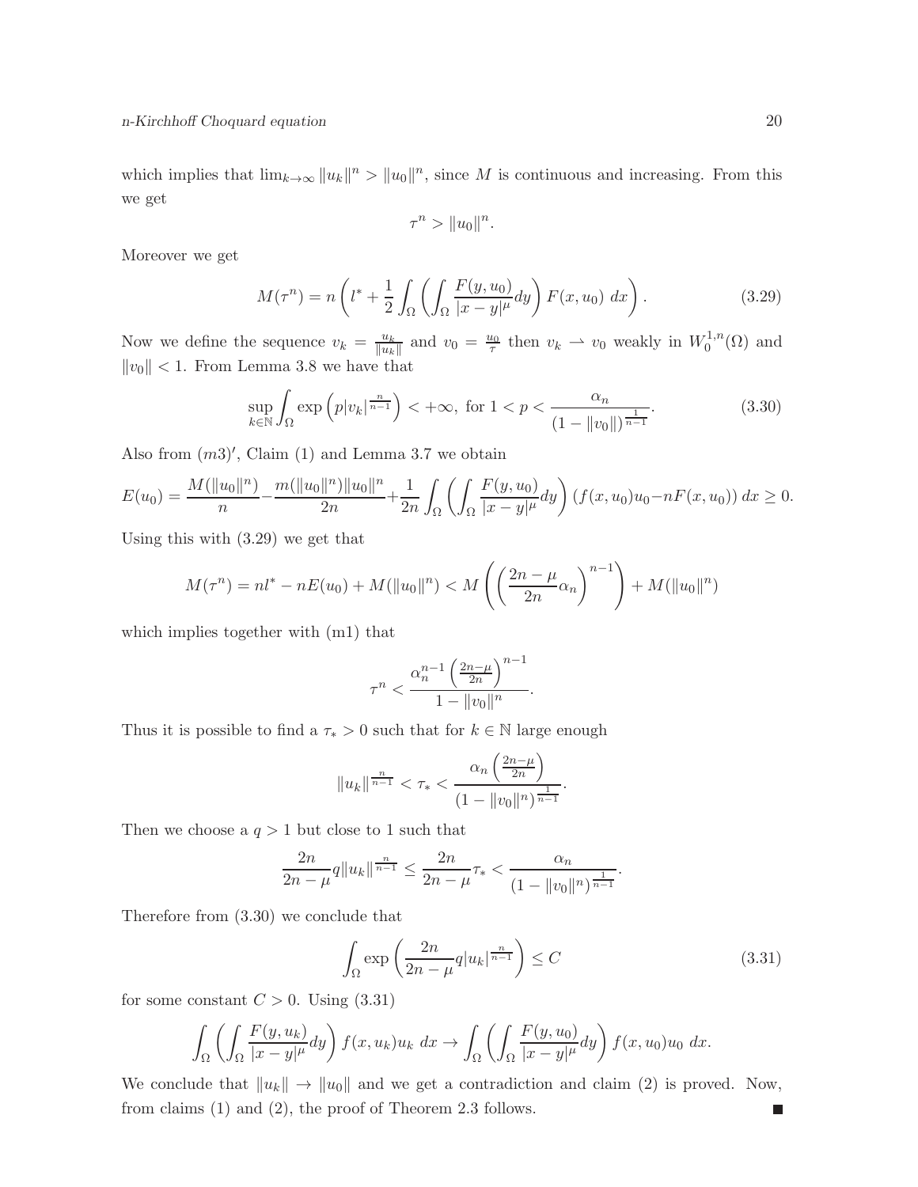which implies that $\lim_{k\to\infty} \|u_k\|^n > \|u_0\|^n$, since $M$ is continuous and increasing. From this we get

$$\tau^n > \|u_0\|^n.$$

Moreover we get

$$M(\tau^n) = n\left(l^* + \frac{1}{2}\int_\Omega \left(\int_\Omega \frac{F(y,u_0)}{|x-y|^\mu}dy\right) F(x,u_0)\ dx\right). \tag{3.29}$$

Now we define the sequence $v_k = \frac{u_k}{\|u_k\|}$ and $v_0 = \frac{u_0}{\tau}$ then $v_k \rightharpoonup v_0$ weakly in $W_0^{1,n}(\Omega)$ and $\|v_0\| < 1$. From Lemma 3.8 we have that

$$\sup_{k\in\mathbb{N}} \int_\Omega \exp\left(p|v_k|^{\frac{n}{n-1}}\right) < +\infty, \text{ for } 1 < p < \frac{\alpha_n}{(1-\|v_0\|)^{\frac{1}{n-1}}}. \tag{3.30}$$

Also from $(m3)'$, Claim (1) and Lemma 3.7 we obtain

$$E(u_0) = \frac{M(\|u_0\|^n)}{n} - \frac{m(\|u_0\|^n)\|u_0\|^n}{2n} + \frac{1}{2n}\int_\Omega \left(\int_\Omega \frac{F(y,u_0)}{|x-y|^\mu}dy\right)(f(x,u_0)u_0 - nF(x,u_0))\ dx \geq 0.$$

Using this with (3.29) we get that

$$M(\tau^n) = nl^* - nE(u_0) + M(\|u_0\|^n) < M\left(\left(\frac{2n-\mu}{2n}\alpha_n\right)^{n-1}\right) + M(\|u_0\|^n)$$

which implies together with (m1) that

$$\tau^n < \frac{\alpha_n^{n-1}\left(\frac{2n-\mu}{2n}\right)^{n-1}}{1-\|v_0\|^n}.$$

Thus it is possible to find a $\tau_* > 0$ such that for $k \in \mathbb{N}$ large enough

$$\|u_k\|^{\frac{n}{n-1}} < \tau_* < \frac{\alpha_n\left(\frac{2n-\mu}{2n}\right)}{(1-\|v_0\|^n)^{\frac{1}{n-1}}}.$$

Then we choose a $q > 1$ but close to 1 such that

$$\frac{2n}{2n-\mu}q\|u_k\|^{\frac{n}{n-1}} \leq \frac{2n}{2n-\mu}\tau_* < \frac{\alpha_n}{(1-\|v_0\|^n)^{\frac{1}{n-1}}}.$$

Therefore from (3.30) we conclude that

$$\int_\Omega \exp\left(\frac{2n}{2n-\mu}q|u_k|^{\frac{n}{n-1}}\right) \leq C \tag{3.31}$$

for some constant $C > 0$. Using (3.31)

$$\int_\Omega \left(\int_\Omega \frac{F(y,u_k)}{|x-y|^\mu}dy\right) f(x,u_k)u_k\ dx \to \int_\Omega \left(\int_\Omega \frac{F(y,u_0)}{|x-y|^\mu}dy\right) f(x,u_0)u_0\ dx.$$

We conclude that $\|u_k\| \to \|u_0\|$ and we get a contradiction and claim (2) is proved. Now, from claims (1) and (2), the proof of Theorem 2.3 follows. ■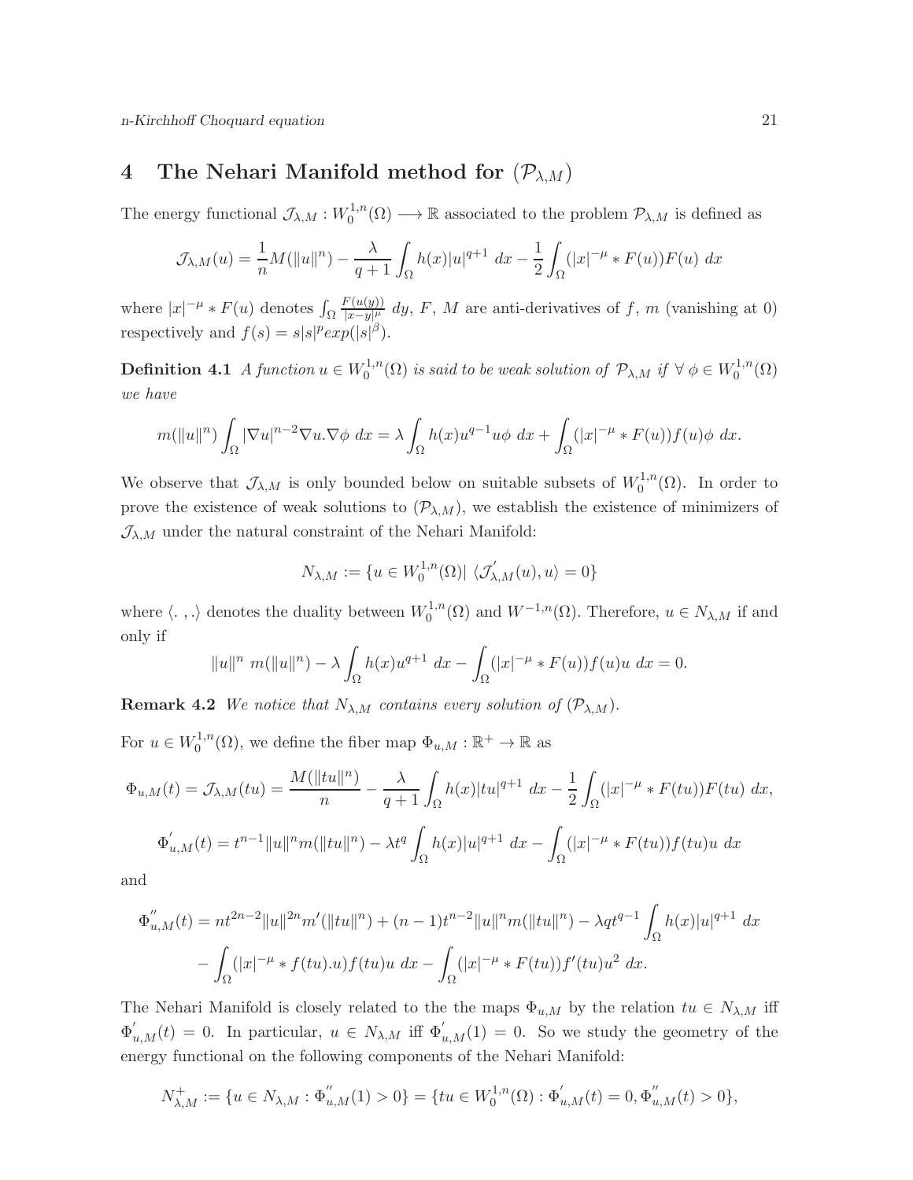## 4 The Nehari Manifold method for $(\mathcal{P}_{\lambda,M})$

The energy functional $\mathcal{J}_{\lambda,M} : W_0^{1,n}(\Omega) \longrightarrow \mathbb{R}$ associated to the problem $\mathcal{P}_{\lambda,M}$ is defined as

$$\mathcal{J}_{\lambda,M}(u) = \frac{1}{n}M(\|u\|^n) - \frac{\lambda}{q+1}\int_\Omega h(x)|u|^{q+1}\ dx - \frac{1}{2}\int_\Omega (|x|^{-\mu} * F(u))F(u)\ dx$$

where $|x|^{-\mu} * F(u)$ denotes $\int_\Omega \frac{F(u(y))}{|x-y|^\mu}\ dy$, $F$, $M$ are anti-derivatives of $f$, $m$ (vanishing at 0) respectively and $f(s) = s|s|^p exp(|s|^\beta)$.

**Definition 4.1** *A function $u \in W_0^{1,n}(\Omega)$ is said to be weak solution of $\mathcal{P}_{\lambda,M}$ if $\forall\ \phi \in W_0^{1,n}(\Omega)$ we have*

$$m(\|u\|^n)\int_\Omega |\nabla u|^{n-2}\nabla u.\nabla\phi\ dx = \lambda\int_\Omega h(x)u^{q-1}u\phi\ dx + \int_\Omega (|x|^{-\mu} * F(u))f(u)\phi\ dx.$$

We observe that $\mathcal{J}_{\lambda,M}$ is only bounded below on suitable subsets of $W_0^{1,n}(\Omega)$. In order to prove the existence of weak solutions to $(\mathcal{P}_{\lambda,M})$, we establish the existence of minimizers of $\mathcal{J}_{\lambda,M}$ under the natural constraint of the Nehari Manifold:

$$N_{\lambda,M} := \{u \in W_0^{1,n}(\Omega)|\ \langle \mathcal{J}'_{\lambda,M}(u), u\rangle = 0\}$$

where $\langle .\ ,.\rangle$ denotes the duality between $W_0^{1,n}(\Omega)$ and $W^{-1,n}(\Omega)$. Therefore, $u \in N_{\lambda,M}$ if and only if

$$\|u\|^n\ m(\|u\|^n) - \lambda\int_\Omega h(x)u^{q+1}\ dx - \int_\Omega (|x|^{-\mu} * F(u))f(u)u\ dx = 0.$$

**Remark 4.2** *We notice that $N_{\lambda,M}$ contains every solution of $(\mathcal{P}_{\lambda,M})$.*

For $u \in W_0^{1,n}(\Omega)$, we define the fiber map $\Phi_{u,M} : \mathbb{R}^+ \to \mathbb{R}$ as

$$\Phi_{u,M}(t) = \mathcal{J}_{\lambda,M}(tu) = \frac{M(\|tu\|^n)}{n} - \frac{\lambda}{q+1}\int_\Omega h(x)|tu|^{q+1}\ dx - \frac{1}{2}\int_\Omega (|x|^{-\mu} * F(tu))F(tu)\ dx,$$

$$\Phi'_{u,M}(t) = t^{n-1}\|u\|^n m(\|tu\|^n) - \lambda t^q\int_\Omega h(x)|u|^{q+1}\ dx - \int_\Omega (|x|^{-\mu} * F(tu))f(tu)u\ dx$$

and

$$\begin{aligned}\Phi''_{u,M}(t) = & \ nt^{2n-2}\|u\|^{2n}m'(\|tu\|^n) + (n-1)t^{n-2}\|u\|^n m(\|tu\|^n) - \lambda qt^{q-1}\int_\Omega h(x)|u|^{q+1}\ dx \\ & - \int_\Omega (|x|^{-\mu} * f(tu).u)f(tu)u\ dx - \int_\Omega (|x|^{-\mu} * F(tu))f'(tu)u^2\ dx.\end{aligned}$$

The Nehari Manifold is closely related to the the maps $\Phi_{u,M}$ by the relation $tu \in N_{\lambda,M}$ iff $\Phi'_{u,M}(t) = 0$. In particular, $u \in N_{\lambda,M}$ iff $\Phi'_{u,M}(1) = 0$. So we study the geometry of the energy functional on the following components of the Nehari Manifold:

$$N^+_{\lambda,M} := \{u \in N_{\lambda,M} : \Phi''_{u,M}(1) > 0\} = \{tu \in W_0^{1,n}(\Omega) : \Phi'_{u,M}(t) = 0, \Phi''_{u,M}(t) > 0\},$$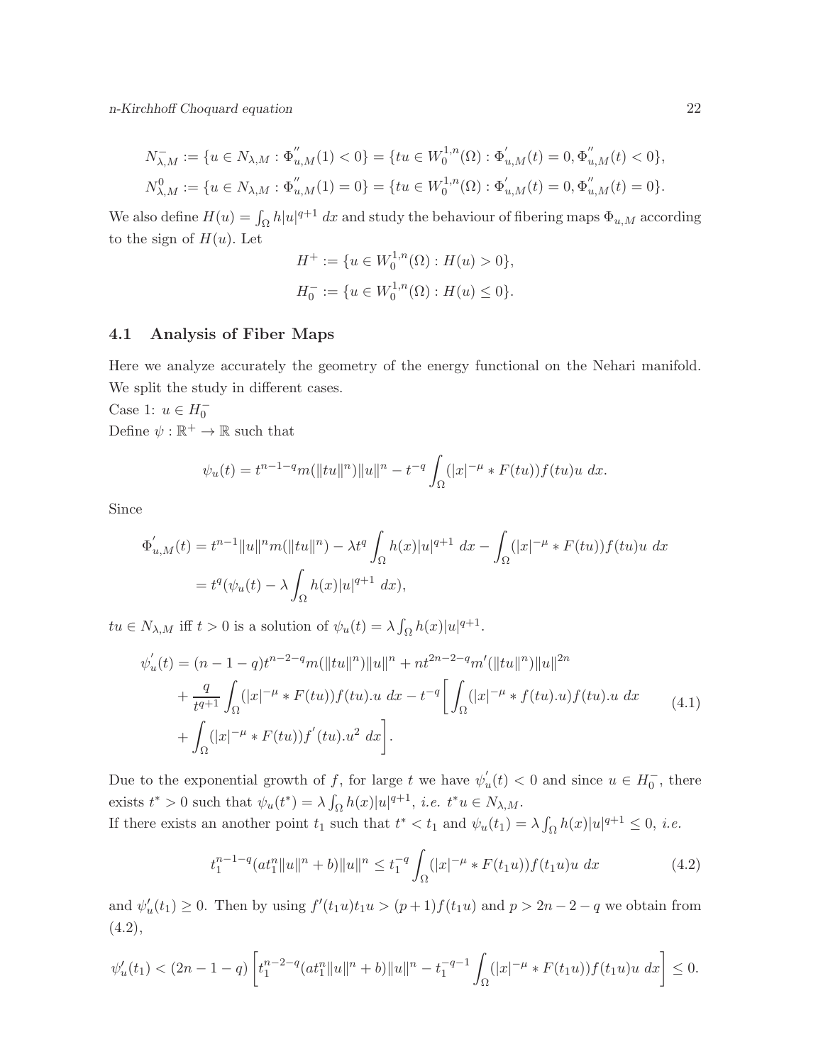$$N^{-}_{\lambda,M} := \{u \in N_{\lambda,M} : \Phi^{''}_{u,M}(1) < 0\} = \{tu \in W^{1,n}_0(\Omega) : \Phi^{'}_{u,M}(t) = 0, \Phi^{''}_{u,M}(t) < 0\},$$

$$N^{0}_{\lambda,M} := \{u \in N_{\lambda,M} : \Phi^{''}_{u,M}(1) = 0\} = \{tu \in W^{1,n}_0(\Omega) : \Phi^{'}_{u,M}(t) = 0, \Phi^{''}_{u,M}(t) = 0\}.$$

We also define $H(u) = \int_\Omega h|u|^{q+1}\, dx$ and study the behaviour of fibering maps $\Phi_{u,M}$ according to the sign of $H(u)$. Let

$$H^+ := \{u \in W^{1,n}_0(\Omega) : H(u) > 0\},$$

$$H^-_0 := \{u \in W^{1,n}_0(\Omega) : H(u) \leq 0\}.$$

## 4.1 Analysis of Fiber Maps

Here we analyze accurately the geometry of the energy functional on the Nehari manifold. We split the study in different cases.

Case 1: $u \in H^-_0$

Define $\psi : \mathbb{R}^+ \to \mathbb{R}$ such that

$$\psi_u(t) = t^{n-1-q} m(\|tu\|^n)\|u\|^n - t^{-q}\int_\Omega (|x|^{-\mu} * F(tu)) f(tu)u\, dx.$$

Since

$$\begin{aligned}
\Phi^{'}_{u,M}(t) &= t^{n-1}\|u\|^n m(\|tu\|^n) - \lambda t^q \int_\Omega h(x)|u|^{q+1}\, dx - \int_\Omega (|x|^{-\mu} * F(tu)) f(tu)u\, dx \\
&= t^q\left(\psi_u(t) - \lambda \int_\Omega h(x)|u|^{q+1}\, dx\right),
\end{aligned}$$

$tu \in N_{\lambda,M}$ iff $t > 0$ is a solution of $\psi_u(t) = \lambda \int_\Omega h(x)|u|^{q+1}$.

$$\begin{aligned}
\psi^{'}_u(t) &= (n-1-q)t^{n-2-q} m(\|tu\|^n)\|u\|^n + nt^{2n-2-q} m'(\|tu\|^n)\|u\|^{2n} \\
&\quad + \frac{q}{t^{q+1}}\int_\Omega (|x|^{-\mu} * F(tu)) f(tu).u\, dx - t^{-q}\left[\int_\Omega (|x|^{-\mu} * f(tu).u) f(tu).u\, dx \right. \\
&\quad \left. + \int_\Omega (|x|^{-\mu} * F(tu)) f^{'}(tu).u^2\, dx\right].
\end{aligned} \tag{4.1}$$

Due to the exponential growth of $f$, for large $t$ we have $\psi^{'}_u(t) < 0$ and since $u \in H^-_0$, there exists $t^* > 0$ such that $\psi_u(t^*) = \lambda \int_\Omega h(x)|u|^{q+1}$, *i.e.* $t^* u \in N_{\lambda,M}$.

If there exists an another point $t_1$ such that $t^* < t_1$ and $\psi_u(t_1) = \lambda \int_\Omega h(x)|u|^{q+1} \leq 0$, *i.e.*

$$t_1^{n-1-q}(at_1^n\|u\|^n + b)\|u\|^n \leq t_1^{-q}\int_\Omega (|x|^{-\mu} * F(t_1 u)) f(t_1 u)u\, dx \tag{4.2}$$

and $\psi_u'(t_1) \geq 0$. Then by using $f'(t_1 u)t_1 u > (p+1)f(t_1 u)$ and $p > 2n-2-q$ we obtain from (4.2),

$$\psi_u'(t_1) < (2n-1-q)\left[t_1^{n-2-q}(at_1^n\|u\|^n + b)\|u\|^n - t_1^{-q-1}\int_\Omega (|x|^{-\mu} * F(t_1 u)) f(t_1 u)u\, dx\right] \leq 0.$$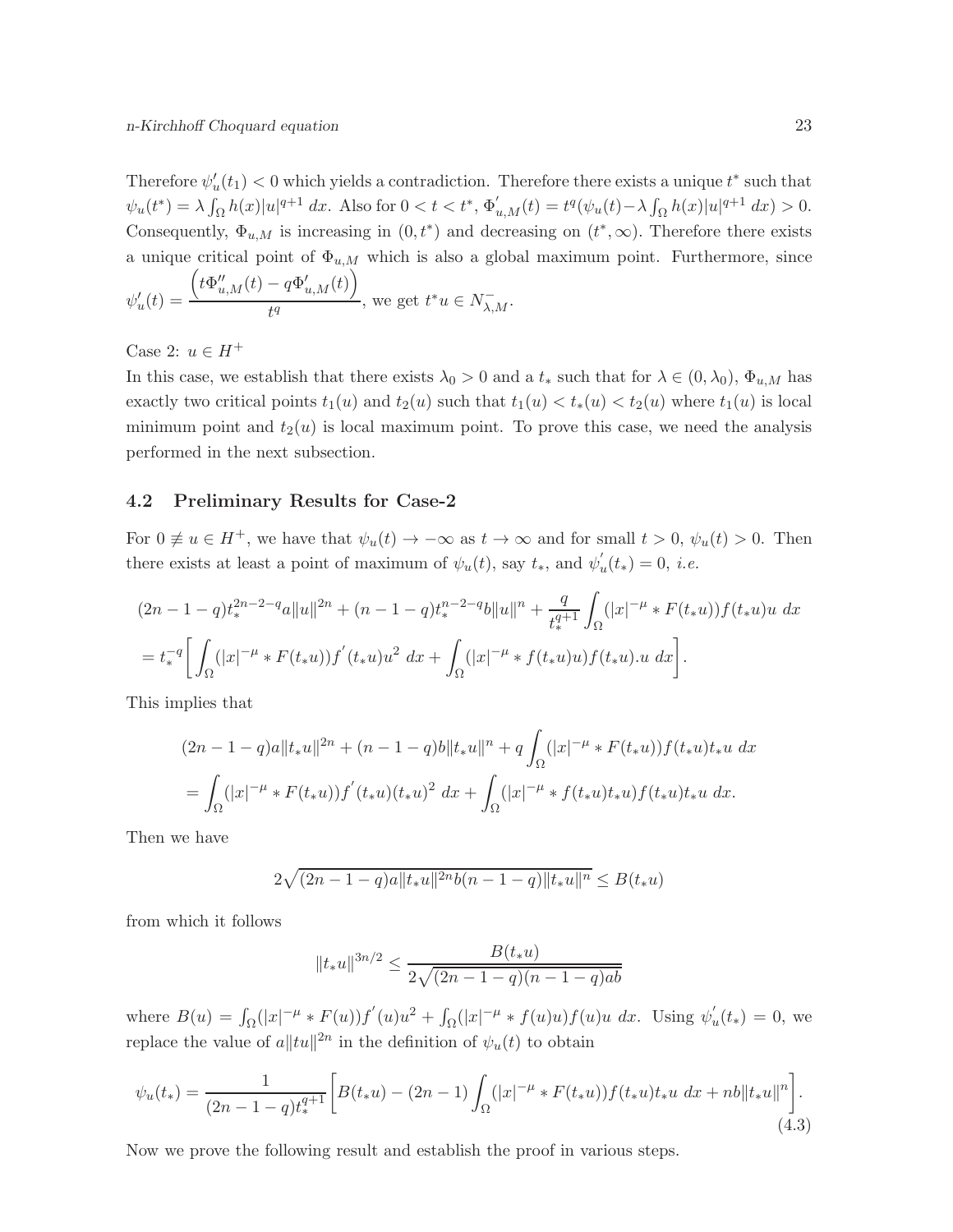Therefore $\psi_u'(t_1) < 0$ which yields a contradiction. Therefore there exists a unique $t^*$ such that $\psi_u(t^*) = \lambda \int_\Omega h(x)|u|^{q+1}\, dx$. Also for $0 < t < t^*$, $\Phi_{u,M}'(t) = t^q(\psi_u(t) - \lambda \int_\Omega h(x)|u|^{q+1}\, dx) > 0$. Consequently, $\Phi_{u,M}$ is increasing in $(0, t^*)$ and decreasing on $(t^*, \infty)$. Therefore there exists a unique critical point of $\Phi_{u,M}$ which is also a global maximum point. Furthermore, since $\psi_u'(t) = \dfrac{\left(t\Phi_{u,M}''(t) - q\Phi_{u,M}'(t)\right)}{t^q}$, we get $t^*u \in N_{\lambda,M}^-$.

Case 2: $u \in H^+$

In this case, we establish that there exists $\lambda_0 > 0$ and a $t_*$ such that for $\lambda \in (0, \lambda_0)$, $\Phi_{u,M}$ has exactly two critical points $t_1(u)$ and $t_2(u)$ such that $t_1(u) < t_*(u) < t_2(u)$ where $t_1(u)$ is local minimum point and $t_2(u)$ is local maximum point. To prove this case, we need the analysis performed in the next subsection.

### 4.2 Preliminary Results for Case-2

For $0 \not\equiv u \in H^+$, we have that $\psi_u(t) \to -\infty$ as $t \to \infty$ and for small $t > 0$, $\psi_u(t) > 0$. Then there exists at least a point of maximum of $\psi_u(t)$, say $t_*$, and $\psi_u^{'}(t_*) = 0$, *i.e.*

$$
\begin{aligned}
&(2n-1-q)t_*^{2n-2-q}a\|u\|^{2n} + (n-1-q)t_*^{n-2-q}b\|u\|^n + \frac{q}{t_*^{q+1}}\int_\Omega (|x|^{-\mu} * F(t_*u))f(t_*u)u\, dx \\
&= t_*^{-q}\left[\int_\Omega (|x|^{-\mu} * F(t_*u))f^{'}(t_*u)u^2\, dx + \int_\Omega (|x|^{-\mu} * f(t_*u)u)f(t_*u).u\, dx\right].
\end{aligned}
$$

This implies that

$$
\begin{aligned}
&(2n-1-q)a\|t_*u\|^{2n} + (n-1-q)b\|t_*u\|^n + q\int_\Omega (|x|^{-\mu} * F(t_*u))f(t_*u)t_*u\, dx \\
&= \int_\Omega (|x|^{-\mu} * F(t_*u))f^{'}(t_*u)(t_*u)^2\, dx + \int_\Omega (|x|^{-\mu} * f(t_*u)t_*u)f(t_*u)t_*u\, dx.
\end{aligned}
$$

Then we have

$$
2\sqrt{(2n-1-q)a\|t_*u\|^{2n}b(n-1-q)\|t_*u\|^n} \leq B(t_*u)
$$

from which it follows

$$
\|t_*u\|^{3n/2} \leq \frac{B(t_*u)}{2\sqrt{(2n-1-q)(n-1-q)ab}}
$$

where $B(u) = \int_\Omega (|x|^{-\mu} * F(u))f^{'}(u)u^2 + \int_\Omega (|x|^{-\mu} * f(u)u)f(u)u\, dx$. Using $\psi_u^{'}(t_*) = 0$, we replace the value of $a\|tu\|^{2n}$ in the definition of $\psi_u(t)$ to obtain

$$
\psi_u(t_*) = \frac{1}{(2n-1-q)t_*^{q+1}}\left[B(t_*u) - (2n-1)\int_\Omega (|x|^{-\mu} * F(t_*u))f(t_*u)t_*u\, dx + nb\|t_*u\|^n\right]. \tag{4.3}
$$

Now we prove the following result and establish the proof in various steps.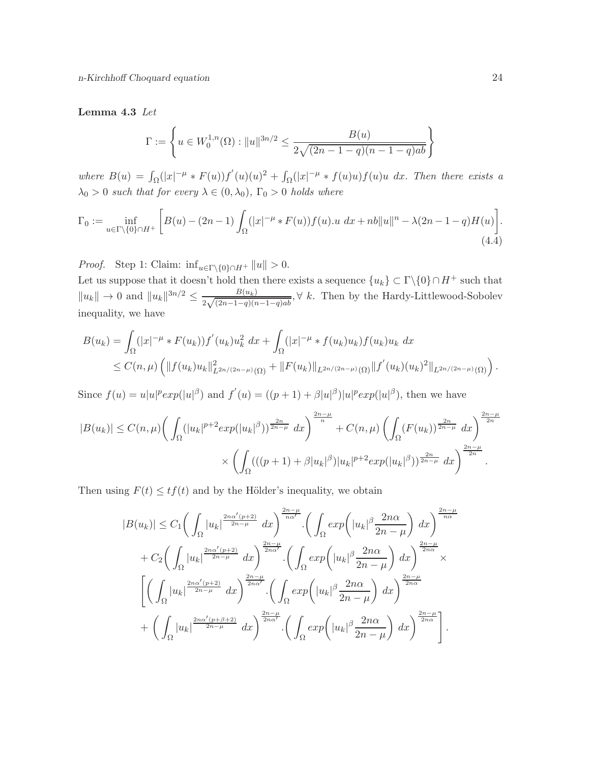**Lemma 4.3** *Let*

$$\Gamma := \left\{ u \in W_0^{1,n}(\Omega) : \|u\|^{3n/2} \leq \frac{B(u)}{2\sqrt{(2n-1-q)(n-1-q)ab}} \right\}$$

*where* $B(u) = \int_\Omega (|x|^{-\mu} * F(u))f^{'}(u)(u)^2 + \int_\Omega (|x|^{-\mu} * f(u)u)f(u)u \ dx$. *Then there exists a* $\lambda_0 > 0$ *such that for every* $\lambda \in (0, \lambda_0)$, $\Gamma_0 > 0$ *holds where*

$$\Gamma_0 := \inf_{u \in \Gamma \setminus \{0\} \cap H^+} \left[ B(u) - (2n-1) \int_\Omega (|x|^{-\mu} * F(u))f(u).u \ dx + nb\|u\|^n - \lambda(2n-1-q)H(u) \right]. \tag{4.4}$$

*Proof.* Step 1: Claim: $\inf_{u \in \Gamma \setminus \{0\} \cap H^+} \|u\| > 0$.
Let us suppose that it doesn't hold then there exists a sequence $\{u_k\} \subset \Gamma \setminus \{0\} \cap H^+$ such that $\|u_k\| \to 0$ and $\|u_k\|^{3n/2} \leq \frac{B(u_k)}{2\sqrt{(2n-1-q)(n-1-q)ab}}, \forall \ k$. Then by the Hardy-Littlewood-Sobolev inequality, we have

$$\begin{aligned}
B(u_k) &= \int_\Omega (|x|^{-\mu} * F(u_k))f^{'}(u_k)u_k^2 \ dx + \int_\Omega (|x|^{-\mu} * f(u_k)u_k)f(u_k)u_k \ dx \\
&\leq C(n,\mu) \left( \|f(u_k)u_k\|^2_{L^{2n/(2n-\mu)}(\Omega)} + \|F(u_k)\|_{L^{2n/(2n-\mu)}(\Omega)} \|f^{'}(u_k)(u_k)^2\|_{L^{2n/(2n-\mu)}(\Omega)} \right).
\end{aligned}$$

Since $f(u) = u|u|^p exp(|u|^\beta)$ and $f^{'}(u) = ((p+1) + \beta|u|^\beta)|u|^p exp(|u|^\beta)$, then we have

$$\begin{aligned}
|B(u_k)| \leq C(n,\mu) \bigg( \int_\Omega (|u_k|^{p+2} exp(|u_k|^\beta))^{\frac{2n}{2n-\mu}} \ dx \bigg)^{\frac{2n-\mu}{n}} + C(n,\mu) \left( \int_\Omega (F(u_k))^{\frac{2n}{2n-\mu}} \ dx \right)^{\frac{2n-\mu}{2n}} \\
\times \left( \int_\Omega (((p+1) + \beta|u_k|^\beta)|u_k|^{p+2} exp(|u_k|^\beta))^{\frac{2n}{2n-\mu}} \ dx \right)^{\frac{2n-\mu}{2n}}.
\end{aligned}$$

Then using $F(t) \leq tf(t)$ and by the Hölder's inequality, we obtain

$$\begin{aligned}
|B(u_k)| &\leq C_1 \bigg( \int_\Omega |u_k|^{\frac{2n\alpha'(p+2)}{2n-\mu}} \ dx \bigg)^{\frac{2n-\mu}{n\alpha'}} . \bigg( \int_\Omega exp\bigg( |u_k|^\beta \frac{2n\alpha}{2n-\mu} \bigg) \ dx \bigg)^{\frac{2n-\mu}{n\alpha}} \\
&+ C_2 \bigg( \int_\Omega |u_k|^{\frac{2n\alpha'(p+2)}{2n-\mu}} \ dx \bigg)^{\frac{2n-\mu}{2n\alpha'}} . \bigg( \int_\Omega exp\bigg( |u_k|^\beta \frac{2n\alpha}{2n-\mu} \bigg) \ dx \bigg)^{\frac{2n-\mu}{2n\alpha}} \times \\
&\bigg[ \bigg( \int_\Omega |u_k|^{\frac{2n\alpha'(p+2)}{2n-\mu}} \ dx \bigg)^{\frac{2n-\mu}{2n\alpha'}} . \bigg( \int_\Omega exp\bigg( |u_k|^\beta \frac{2n\alpha}{2n-\mu} \bigg) \ dx \bigg)^{\frac{2n-\mu}{2n\alpha}} \\
&+ \bigg( \int_\Omega |u_k|^{\frac{2n\alpha'(p+\beta+2)}{2n-\mu}} \ dx \bigg)^{\frac{2n-\mu}{2n\alpha'}} . \bigg( \int_\Omega exp\bigg( |u_k|^\beta \frac{2n\alpha}{2n-\mu} \bigg) \ dx \bigg)^{\frac{2n-\mu}{2n\alpha}} \bigg].
\end{aligned}$$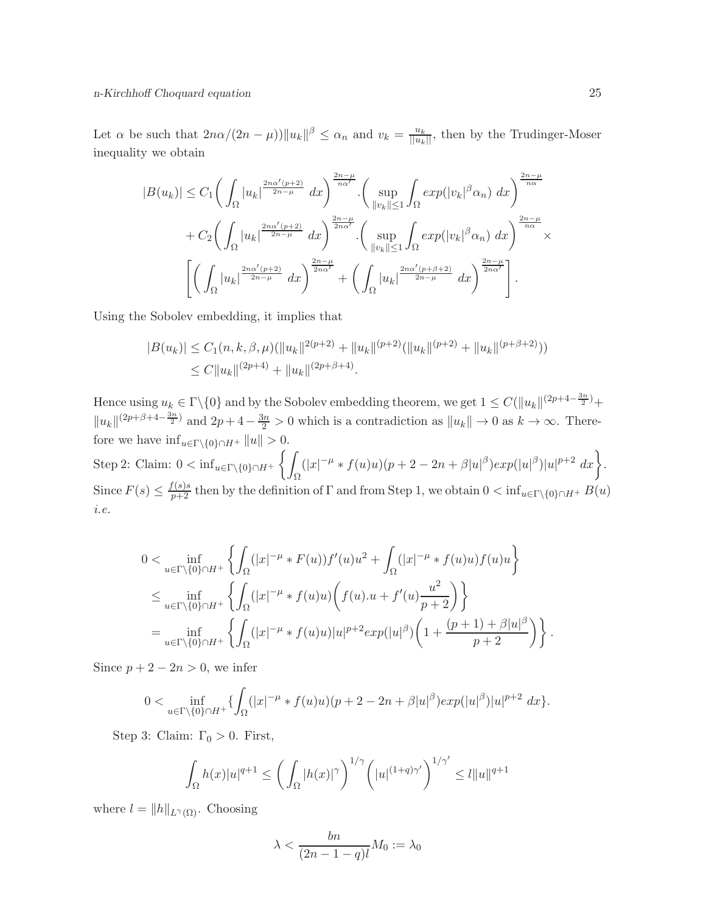Let $\alpha$ be such that $2n\alpha/(2n-\mu))\|u_k\|^{\beta} \leq \alpha_n$ and $v_k = \frac{u_k}{\|u_k\|}$, then by the Trudinger-Moser inequality we obtain

$$
\begin{aligned}
|B(u_k)| \leq\ & C_1\bigg(\int_\Omega |u_k|^{\frac{2n\alpha'(p+2)}{2n-\mu}}\ dx\bigg)^{\frac{2n-\mu}{n\alpha'}} . \bigg(\sup_{\|v_k\|\leq 1}\int_\Omega exp(|v_k|^{\beta}\alpha_n)\ dx\bigg)^{\frac{2n-\mu}{n\alpha}} \\
& + C_2\bigg(\int_\Omega |u_k|^{\frac{2n\alpha'(p+2)}{2n-\mu}}\ dx\bigg)^{\frac{2n-\mu}{2n\alpha'}} . \bigg(\sup_{\|v_k\|\leq 1}\int_\Omega exp(|v_k|^{\beta}\alpha_n)\ dx\bigg)^{\frac{2n-\mu}{n\alpha}} \times \\
& \Bigg[\bigg(\int_\Omega |u_k|^{\frac{2n\alpha'(p+2)}{2n-\mu}}\ dx\bigg)^{\frac{2n-\mu}{2n\alpha'}} + \bigg(\int_\Omega |u_k|^{\frac{2n\alpha'(p+\beta+2)}{2n-\mu}}\ dx\bigg)^{\frac{2n-\mu}{2n\alpha'}}\Bigg].
\end{aligned}
$$

Using the Sobolev embedding, it implies that

$$
\begin{aligned}
|B(u_k)| &\leq C_1(n,k,\beta,\mu)(\|u_k\|^{2(p+2)} + \|u_k\|^{(p+2)}(\|u_k\|^{(p+2)} + \|u_k\|^{(p+\beta+2)})) \\
&\leq C\|u_k\|^{(2p+4)} + \|u_k\|^{(2p+\beta+4)}.
\end{aligned}
$$

Hence using $u_k \in \Gamma\backslash\{0\}$ and by the Sobolev embedding theorem, we get $1 \leq C(\|u_k\|^{(2p+4-\frac{3n}{2})} + \|u_k\|^{(2p+\beta+4-\frac{3n}{2})}$ and $2p+4-\frac{3n}{2} > 0$ which is a contradiction as $\|u_k\| \to 0$ as $k \to \infty$. Therefore we have $\inf_{u\in\Gamma\backslash\{0\}\cap H^+}\|u\| > 0$.

Step 2: Claim: $0 < \inf_{u\in\Gamma\backslash\{0\}\cap H^+}\left\{\displaystyle\int_\Omega (|x|^{-\mu} * f(u)u)(p+2-2n+\beta|u|^{\beta})exp(|u|^{\beta})|u|^{p+2}\ dx\right\}$.

Since $F(s) \leq \frac{f(s)s}{p+2}$ then by the definition of $\Gamma$ and from Step 1, we obtain $0 < \inf_{u\in\Gamma\backslash\{0\}\cap H^+} B(u)$ *i.e.*

$$
\begin{aligned}
0 &< \inf_{u\in\Gamma\backslash\{0\}\cap H^+}\left\{\int_\Omega (|x|^{-\mu} * F(u))f'(u)u^2 + \int_\Omega (|x|^{-\mu} * f(u)u)f(u)u\right\} \\
&\leq \inf_{u\in\Gamma\backslash\{0\}\cap H^+}\left\{\int_\Omega (|x|^{-\mu} * f(u)u)\bigg(f(u).u + f'(u)\frac{u^2}{p+2}\bigg)\right\} \\
&= \inf_{u\in\Gamma\backslash\{0\}\cap H^+}\left\{\int_\Omega (|x|^{-\mu} * f(u)u)|u|^{p+2}exp(|u|^{\beta})\bigg(1 + \frac{(p+1)+\beta|u|^{\beta}}{p+2}\bigg)\right\}.
\end{aligned}
$$

Since $p+2-2n > 0$, we infer

$$
0 < \inf_{u\in\Gamma\backslash\{0\}\cap H^+}\{\int_\Omega (|x|^{-\mu} * f(u)u)(p+2-2n+\beta|u|^{\beta})exp(|u|^{\beta})|u|^{p+2}\ dx\}.
$$

Step 3: Claim: $\Gamma_0 > 0$. First,

$$
\int_\Omega h(x)|u|^{q+1} \leq \bigg(\int_\Omega |h(x)|^{\gamma}\bigg)^{1/\gamma}\bigg(|u|^{(1+q)\gamma'}\bigg)^{1/\gamma'} \leq l\|u\|^{q+1}
$$

where $l = \|h\|_{L^{\gamma}(\Omega)}$. Choosing

$$
\lambda < \frac{bn}{(2n-1-q)l}M_0 := \lambda_0
$$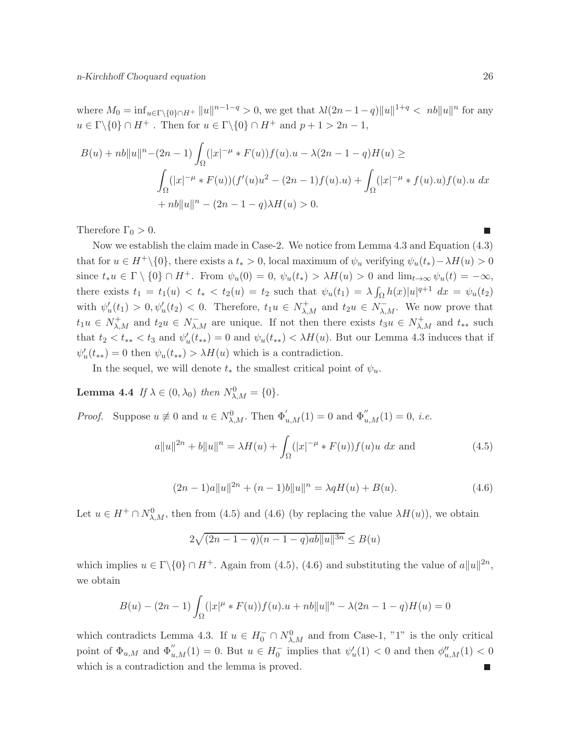where $M_0 = \inf_{u\in\Gamma\setminus\{0\}\cap H^+} \|u\|^{n-1-q} > 0$, we get that $\lambda l(2n-1-q)\|u\|^{1+q} < nb\|u\|^n$ for any $u \in \Gamma\setminus\{0\}\cap H^+$ . Then for $u \in \Gamma\setminus\{0\}\cap H^+$ and $p+1 > 2n-1$,

$$
\begin{aligned}
B(u) + nb\|u\|^n - (2n-1)\int_\Omega (|x|^{-\mu} * F(u))f(u).u - \lambda(2n-1-q)H(u) \geq \\
\int_\Omega (|x|^{-\mu} * F(u))(f'(u)u^2 - (2n-1)f(u).u) + \int_\Omega (|x|^{-\mu} * f(u).u)f(u).u \ dx \\
+ nb\|u\|^n - (2n-1-q)\lambda H(u) > 0.
\end{aligned}
$$

Therefore $\Gamma_0 > 0$. ■

Now we establish the claim made in Case-2. We notice from Lemma 4.3 and Equation (4.3) that for $u \in H^+\setminus\{0\}$, there exists a $t_* > 0$, local maximum of $\psi_u$ verifying $\psi_u(t_*) - \lambda H(u) > 0$ since $t_* u \in \Gamma \setminus \{0\} \cap H^+$. From $\psi_u(0) = 0$, $\psi_u(t_*) > \lambda H(u) > 0$ and $\lim_{t\to\infty} \psi_u(t) = -\infty$, there exists $t_1 = t_1(u) < t_* < t_2(u) = t_2$ such that $\psi_u(t_1) = \lambda \int_\Omega h(x)|u|^{q+1} \ dx = \psi_u(t_2)$ with $\psi_u'(t_1) > 0, \psi_u'(t_2) < 0$. Therefore, $t_1 u \in N_{\lambda,M}^+$ and $t_2 u \in N_{\lambda,M}^-$. We now prove that $t_1 u \in N_{\lambda,M}^+$ and $t_2 u \in N_{\lambda,M}^-$ are unique. If not then there exists $t_3 u \in N_{\lambda,M}^+$ and $t_{**}$ such that $t_2 < t_{**} < t_3$ and $\psi_u'(t_{**}) = 0$ and $\psi_u(t_{**}) < \lambda H(u)$. But our Lemma 4.3 induces that if $\psi_u'(t_{**}) = 0$ then $\psi_u(t_{**}) > \lambda H(u)$ which is a contradiction.

In the sequel, we will denote $t_*$ the smallest critical point of $\psi_u$.

**Lemma 4.4** *If $\lambda \in (0, \lambda_0)$ then $N_{\lambda,M}^0 = \{0\}$.*

*Proof.* Suppose $u \not\equiv 0$ and $u \in N_{\lambda,M}^0$. Then $\Phi_{u,M}'(1) = 0$ and $\Phi_{u,M}''(1) = 0$, *i.e.*

$$
a\|u\|^{2n} + b\|u\|^n = \lambda H(u) + \int_\Omega (|x|^{-\mu} * F(u))f(u)u \ dx \text{ and} \tag{4.5}
$$

$$
(2n-1)a\|u\|^{2n} + (n-1)b\|u\|^n = \lambda q H(u) + B(u). \tag{4.6}
$$

Let $u \in H^+ \cap N_{\lambda,M}^0$, then from (4.5) and (4.6) (by replacing the value $\lambda H(u)$), we obtain

$$
2\sqrt{(2n-1-q)(n-1-q)ab\|u\|^{3n}} \leq B(u)
$$

which implies $u \in \Gamma\setminus\{0\}\cap H^+$. Again from (4.5), (4.6) and substituting the value of $a\|u\|^{2n}$, we obtain

$$
B(u) - (2n-1)\int_\Omega (|x|^{\mu} * F(u))f(u).u + nb\|u\|^n - \lambda(2n-1-q)H(u) = 0
$$

which contradicts Lemma 4.3. If $u \in H_0^- \cap N_{\lambda,M}^0$ and from Case-1, "1" is the only critical point of $\Phi_{u,M}$ and $\Phi_{u,M}''(1) = 0$. But $u \in H_0^-$ implies that $\psi_u'(1) < 0$ and then $\phi_{u,M}''(1) < 0$ which is a contradiction and the lemma is proved. ■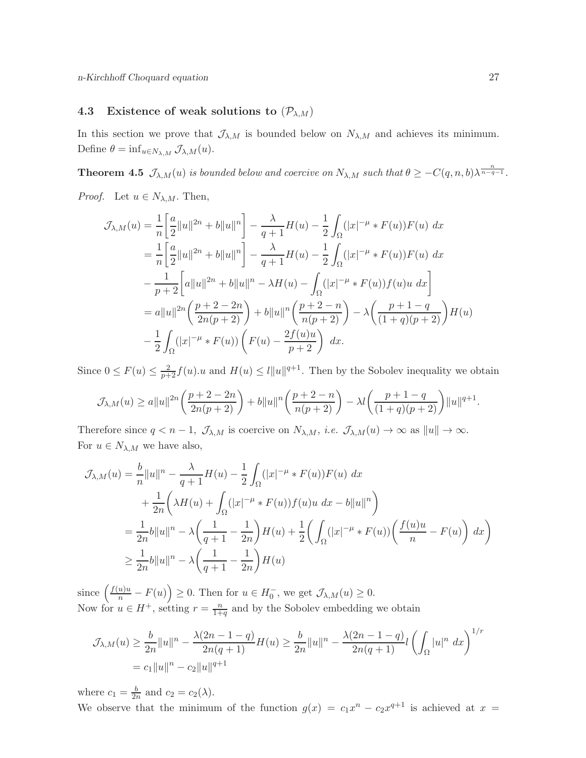### 4.3 Existence of weak solutions to $(\mathcal{P}_{\lambda,M})$

In this section we prove that $\mathcal{J}_{\lambda,M}$ is bounded below on $N_{\lambda,M}$ and achieves its minimum. Define $\theta = \inf_{u\in N_{\lambda,M}} \mathcal{J}_{\lambda,M}(u)$.

**Theorem 4.5** *$\mathcal{J}_{\lambda,M}(u)$ is bounded below and coercive on $N_{\lambda,M}$ such that $\theta \geq -C(q,n,b)\lambda^{\frac{n}{n-q-1}}$.*

*Proof.* Let $u \in N_{\lambda,M}$. Then,

$$
\begin{aligned}
\mathcal{J}_{\lambda,M}(u) &= \frac{1}{n}\left[\frac{a}{2}\|u\|^{2n} + b\|u\|^n\right] - \frac{\lambda}{q+1}H(u) - \frac{1}{2}\int_\Omega (|x|^{-\mu} * F(u))F(u)\ dx \\
&= \frac{1}{n}\left[\frac{a}{2}\|u\|^{2n} + b\|u\|^n\right] - \frac{\lambda}{q+1}H(u) - \frac{1}{2}\int_\Omega (|x|^{-\mu} * F(u))F(u)\ dx \\
&\quad - \frac{1}{p+2}\left[a\|u\|^{2n} + b\|u\|^n - \lambda H(u) - \int_\Omega (|x|^{-\mu} * F(u))f(u)u\ dx\right] \\
&= a\|u\|^{2n}\left(\frac{p+2-2n}{2n(p+2)}\right) + b\|u\|^n\left(\frac{p+2-n}{n(p+2)}\right) - \lambda\left(\frac{p+1-q}{(1+q)(p+2)}\right)H(u) \\
&\quad - \frac{1}{2}\int_\Omega (|x|^{-\mu} * F(u))\left(F(u) - \frac{2f(u)u}{p+2}\right)\ dx.
\end{aligned}
$$

Since $0 \leq F(u) \leq \frac{2}{p+2}f(u).u$ and $H(u) \leq l\|u\|^{q+1}$. Then by the Sobolev inequality we obtain

$$
\mathcal{J}_{\lambda,M}(u) \geq a\|u\|^{2n}\left(\frac{p+2-2n}{2n(p+2)}\right) + b\|u\|^n\left(\frac{p+2-n}{n(p+2)}\right) - \lambda l\left(\frac{p+1-q}{(1+q)(p+2)}\right)\|u\|^{q+1}.
$$

Therefore since $q < n-1$, $\mathcal{J}_{\lambda,M}$ is coercive on $N_{\lambda,M}$, *i.e.* $\mathcal{J}_{\lambda,M}(u) \to \infty$ as $\|u\| \to \infty$.
For $u \in N_{\lambda,M}$ we have also,

$$
\begin{aligned}
\mathcal{J}_{\lambda,M}(u) &= \frac{b}{n}\|u\|^n - \frac{\lambda}{q+1}H(u) - \frac{1}{2}\int_\Omega (|x|^{-\mu} * F(u))F(u)\ dx \\
&\quad + \frac{1}{2n}\left(\lambda H(u) + \int_\Omega (|x|^{-\mu} * F(u))f(u)u\ dx - b\|u\|^n\right) \\
&= \frac{1}{2n}b\|u\|^n - \lambda\left(\frac{1}{q+1} - \frac{1}{2n}\right)H(u) + \frac{1}{2}\left(\int_\Omega (|x|^{-\mu} * F(u))\left(\frac{f(u)u}{n} - F(u)\right)\ dx\right) \\
&\geq \frac{1}{2n}b\|u\|^n - \lambda\left(\frac{1}{q+1} - \frac{1}{2n}\right)H(u)
\end{aligned}
$$

since $\left(\frac{f(u)u}{n} - F(u)\right) \geq 0$. Then for $u \in H_0^-$, we get $\mathcal{J}_{\lambda,M}(u) \geq 0$.
Now for $u \in H^+$, setting $r = \frac{n}{1+q}$ and by the Sobolev embedding we obtain

$$
\begin{aligned}
\mathcal{J}_{\lambda,M}(u) &\geq \frac{b}{2n}\|u\|^n - \frac{\lambda(2n-1-q)}{2n(q+1)}H(u) \geq \frac{b}{2n}\|u\|^n - \frac{\lambda(2n-1-q)}{2n(q+1)}l\left(\int_\Omega |u|^n\ dx\right)^{1/r} \\
&= c_1\|u\|^n - c_2\|u\|^{q+1}
\end{aligned}
$$

where $c_1 = \frac{b}{2n}$ and $c_2 = c_2(\lambda)$.
We observe that the minimum of the function $g(x) = c_1x^n - c_2x^{q+1}$ is achieved at $x =$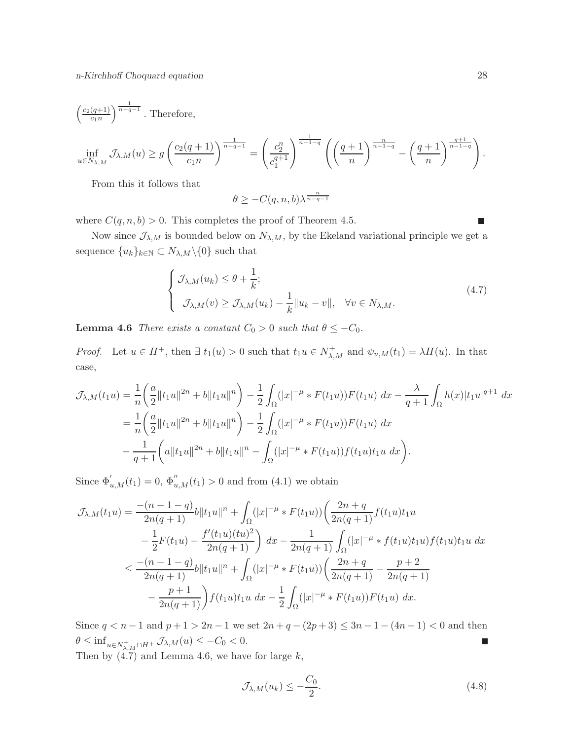$\left(\frac{c_2(q+1)}{c_1 n}\right)^{\frac{1}{n-q-1}}$. Therefore,

$$\inf_{u\in N_{\lambda,M}} \mathcal{J}_{\lambda,M}(u) \geq g\left(\frac{c_2(q+1)}{c_1 n}\right)^{\frac{1}{n-q-1}} = \left(\frac{c_2^n}{c_1^{q+1}}\right)^{\frac{1}{n-1-q}} \left(\left(\frac{q+1}{n}\right)^{\frac{n}{n-1-q}} - \left(\frac{q+1}{n}\right)^{\frac{q+1}{n-1-q}}\right).$$

From this it follows that

$$\theta \geq -C(q,n,b)\lambda^{\frac{n}{n-q-1}}$$

where $C(q,n,b) > 0$. This completes the proof of Theorem 4.5. ∎

Now since $\mathcal{J}_{\lambda,M}$ is bounded below on $N_{\lambda,M}$, by the Ekeland variational principle we get a sequence $\{u_k\}_{k\in\mathbb{N}} \subset N_{\lambda,M}\backslash\{0\}$ such that

$$\begin{cases} \mathcal{J}_{\lambda,M}(u_k) \leq \theta + \dfrac{1}{k}; \\ \mathcal{J}_{\lambda,M}(v) \geq \mathcal{J}_{\lambda,M}(u_k) - \dfrac{1}{k}\|u_k - v\|, \quad \forall v \in N_{\lambda,M}. \end{cases} \tag{4.7}$$

**Lemma 4.6** *There exists a constant $C_0 > 0$ such that $\theta \leq -C_0$.*

*Proof.* Let $u \in H^+$, then $\exists\ t_1(u) > 0$ such that $t_1 u \in N^+_{\lambda,M}$ and $\psi_{u,M}(t_1) = \lambda H(u)$. In that case,

$$\begin{aligned}
\mathcal{J}_{\lambda,M}(t_1u) &= \frac{1}{n}\left(\frac{a}{2}\|t_1u\|^{2n} + b\|t_1u\|^n\right) - \frac{1}{2}\int_\Omega (|x|^{-\mu} * F(t_1u))F(t_1u)\ dx - \frac{\lambda}{q+1}\int_\Omega h(x)|t_1u|^{q+1}\ dx \\
&= \frac{1}{n}\left(\frac{a}{2}\|t_1u\|^{2n} + b\|t_1u\|^n\right) - \frac{1}{2}\int_\Omega (|x|^{-\mu} * F(t_1u))F(t_1u)\ dx \\
&\quad - \frac{1}{q+1}\left(a\|t_1u\|^{2n} + b\|t_1u\|^n - \int_\Omega (|x|^{-\mu} * F(t_1u))f(t_1u)t_1u\ dx\right).
\end{aligned}$$

Since $\Phi'_{u,M}(t_1) = 0$, $\Phi''_{u,M}(t_1) > 0$ and from (4.1) we obtain

$$\begin{aligned}
\mathcal{J}_{\lambda,M}(t_1u) &= \frac{-(n-1-q)}{2n(q+1)}b\|t_1u\|^n + \int_\Omega (|x|^{-\mu} * F(t_1u))\left(\frac{2n+q}{2n(q+1)}f(t_1u)t_1u\right. \\
&\quad \left. - \frac{1}{2}F(t_1u) - \frac{f'(t_1u)(tu)^2}{2n(q+1)}\right)\ dx - \frac{1}{2n(q+1)}\int_\Omega (|x|^{-\mu} * f(t_1u)t_1u)f(t_1u)t_1u\ dx \\
&\leq \frac{-(n-1-q)}{2n(q+1)}b\|t_1u\|^n + \int_\Omega (|x|^{-\mu} * F(t_1u))\left(\frac{2n+q}{2n(q+1)} - \frac{p+2}{2n(q+1)}\right. \\
&\quad \left. - \frac{p+1}{2n(q+1)}\right)f(t_1u)t_1u\ dx - \frac{1}{2}\int_\Omega (|x|^{-\mu} * F(t_1u))F(t_1u)\ dx.
\end{aligned}$$

Since $q < n-1$ and $p+1 > 2n-1$ we set $2n+q-(2p+3) \leq 3n-1-(4n-1) < 0$ and then $\theta \leq \inf_{u\in N^+_{\lambda,M}\cap H^+} \mathcal{J}_{\lambda,M}(u) \leq -C_0 < 0$. ∎

Then by (4.7) and Lemma 4.6, we have for large $k$,

$$\mathcal{J}_{\lambda,M}(u_k) \leq -\frac{C_0}{2}. \tag{4.8}$$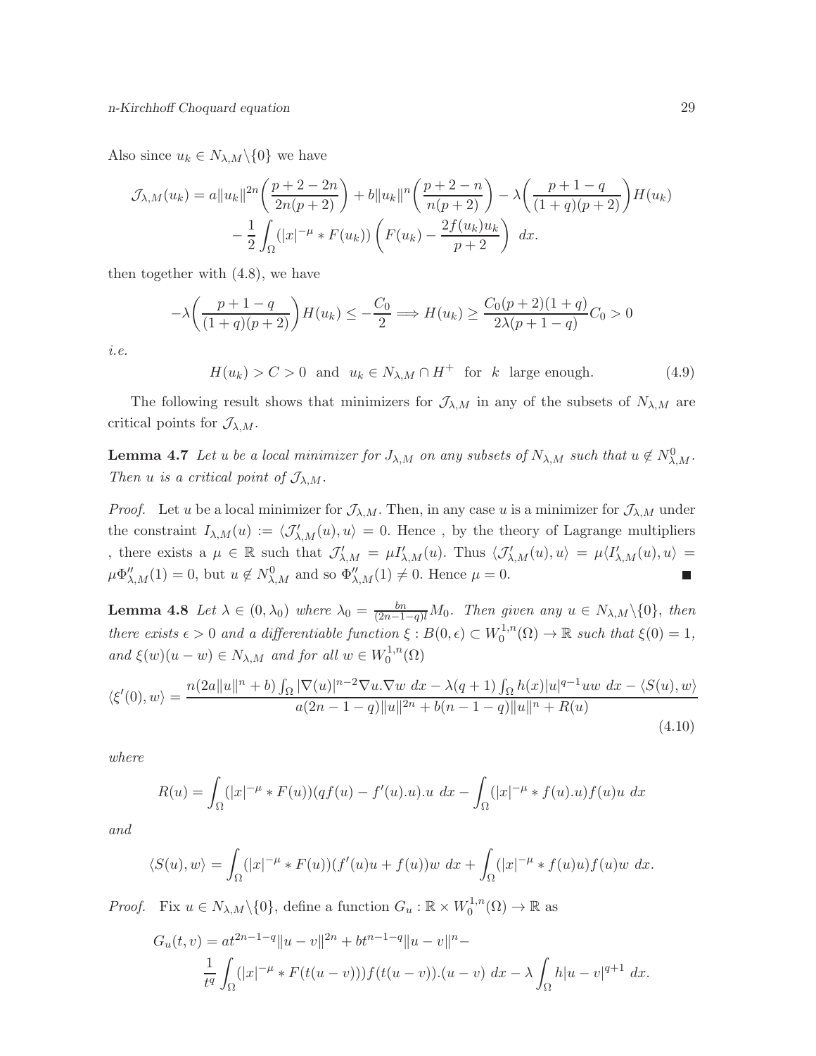Also since $u_k \in N_{\lambda,M}\backslash\{0\}$ we have

$$\mathcal{J}_{\lambda,M}(u_k) = a\|u_k\|^{2n}\left(\frac{p+2-2n}{2n(p+2)}\right) + b\|u_k\|^n\left(\frac{p+2-n}{n(p+2)}\right) - \lambda\left(\frac{p+1-q}{(1+q)(p+2)}\right)H(u_k)$$
$$- \frac{1}{2}\int_\Omega (|x|^{-\mu} * F(u_k))\left(F(u_k) - \frac{2f(u_k)u_k}{p+2}\right)\ dx.$$

then together with (4.8), we have

$$-\lambda\left(\frac{p+1-q}{(1+q)(p+2)}\right)H(u_k) \leq -\frac{C_0}{2} \Longrightarrow H(u_k) \geq \frac{C_0(p+2)(1+q)}{2\lambda(p+1-q)}C_0 > 0$$

*i.e.*

$$H(u_k) > C > 0 \ \text{ and } \ u_k \in N_{\lambda,M} \cap H^+ \ \text{ for } \ k \ \text{ large enough.} \tag{4.9}$$

The following result shows that minimizers for $\mathcal{J}_{\lambda,M}$ in any of the subsets of $N_{\lambda,M}$ are critical points for $\mathcal{J}_{\lambda,M}$.

**Lemma 4.7** *Let $u$ be a local minimizer for $J_{\lambda,M}$ on any subsets of $N_{\lambda,M}$ such that $u \notin N^0_{\lambda,M}$. Then $u$ is a critical point of $\mathcal{J}_{\lambda,M}$.*

*Proof.* Let $u$ be a local minimizer for $\mathcal{J}_{\lambda,M}$. Then, in any case $u$ is a minimizer for $\mathcal{J}_{\lambda,M}$ under the constraint $I_{\lambda,M}(u) := \langle \mathcal{J}'_{\lambda,M}(u), u\rangle = 0$. Hence , by the theory of Lagrange multipliers , there exists a $\mu \in \mathbb{R}$ such that $\mathcal{J}'_{\lambda,M} = \mu I'_{\lambda,M}(u)$. Thus $\langle \mathcal{J}'_{\lambda,M}(u), u\rangle = \mu\langle I'_{\lambda,M}(u), u\rangle = \mu\Phi''_{\lambda,M}(1) = 0$, but $u \notin N^0_{\lambda,M}$ and so $\Phi''_{\lambda,M}(1) \neq 0$. Hence $\mu = 0$. ∎

**Lemma 4.8** *Let $\lambda \in (0, \lambda_0)$ where $\lambda_0 = \frac{bn}{(2n-1-q)l}M_0$. Then given any $u \in N_{\lambda,M}\backslash\{0\}$, then there exists $\epsilon > 0$ and a differentiable function $\xi : B(0,\epsilon) \subset W^{1,n}_0(\Omega) \to \mathbb{R}$ such that $\xi(0) = 1$, and $\xi(w)(u-w) \in N_{\lambda,M}$ and for all $w \in W^{1,n}_0(\Omega)$*

$$\langle \xi'(0), w\rangle = \frac{n(2a\|u\|^n + b)\int_\Omega |\nabla(u)|^{n-2}\nabla u.\nabla w\ dx - \lambda(q+1)\int_\Omega h(x)|u|^{q-1}uw\ dx - \langle S(u), w\rangle}{a(2n-1-q)\|u\|^{2n} + b(n-1-q)\|u\|^n + R(u)} \tag{4.10}$$

*where*

$$R(u) = \int_\Omega (|x|^{-\mu} * F(u))(qf(u) - f'(u).u).u\ dx - \int_\Omega (|x|^{-\mu} * f(u).u)f(u)u\ dx$$

*and*

$$\langle S(u), w\rangle = \int_\Omega (|x|^{-\mu} * F(u))(f'(u)u + f(u))w\ dx + \int_\Omega (|x|^{-\mu} * f(u)u)f(u)w\ dx.$$

*Proof.* Fix $u \in N_{\lambda,M}\backslash\{0\}$, define a function $G_u : \mathbb{R} \times W^{1,n}_0(\Omega) \to \mathbb{R}$ as

$$G_u(t,v) = at^{2n-1-q}\|u-v\|^{2n} + bt^{n-1-q}\|u-v\|^n -$$
$$\frac{1}{t^q}\int_\Omega (|x|^{-\mu} * F(t(u-v)))f(t(u-v)).(u-v)\ dx - \lambda\int_\Omega h|u-v|^{q+1}\ dx.$$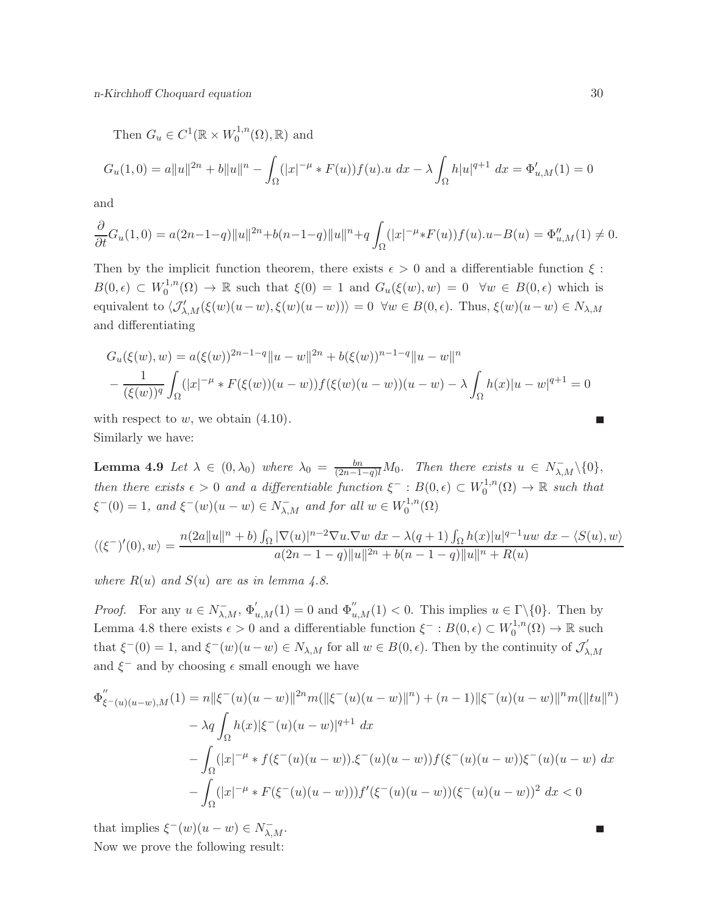Then $G_u \in C^1(\mathbb{R} \times W_0^{1,n}(\Omega), \mathbb{R})$ and

$$G_u(1,0) = a\|u\|^{2n} + b\|u\|^n - \int_\Omega (|x|^{-\mu} * F(u))f(u).u \, dx - \lambda \int_\Omega h|u|^{q+1} \, dx = \Phi'_{u,M}(1) = 0$$

and

$$\frac{\partial}{\partial t} G_u(1,0) = a(2n-1-q)\|u\|^{2n} + b(n-1-q)\|u\|^n + q\int_\Omega (|x|^{-\mu} * F(u))f(u).u - B(u) = \Phi''_{u,M}(1) \neq 0.$$

Then by the implicit function theorem, there exists $\epsilon > 0$ and a differentiable function $\xi : B(0,\epsilon) \subset W_0^{1,n}(\Omega) \to \mathbb{R}$ such that $\xi(0) = 1$ and $G_u(\xi(w), w) = 0 \ \ \forall w \in B(0,\epsilon)$ which is equivalent to $\langle \mathcal{J}'_{\lambda,M}(\xi(w)(u-w), \xi(w)(u-w)) \rangle = 0 \ \ \forall w \in B(0,\epsilon)$. Thus, $\xi(w)(u-w) \in N_{\lambda,M}$ and differentiating

$$\begin{aligned}
&G_u(\xi(w), w) = a(\xi(w))^{2n-1-q}\|u-w\|^{2n} + b(\xi(w))^{n-1-q}\|u-w\|^n \\
&- \frac{1}{(\xi(w))^q} \int_\Omega (|x|^{-\mu} * F(\xi(w))(u-w)) f(\xi(w)(u-w))(u-w) - \lambda \int_\Omega h(x)|u-w|^{q+1} = 0
\end{aligned}$$

with respect to $w$, we obtain (4.10). ∎

Similarly we have:

**Lemma 4.9** *Let $\lambda \in (0, \lambda_0)$ where $\lambda_0 = \frac{bn}{(2n-1-q)l} M_0$. Then there exists $u \in N^-_{\lambda,M} \backslash \{0\}$, then there exists $\epsilon > 0$ and a differentiable function $\xi^- : B(0,\epsilon) \subset W_0^{1,n}(\Omega) \to \mathbb{R}$ such that $\xi^-(0) = 1$, and $\xi^-(w)(u-w) \in N^-_{\lambda,M}$ and for all $w \in W_0^{1,n}(\Omega)$*

$$\langle (\xi^-)'(0), w \rangle = \frac{n(2a\|u\|^n + b)\int_\Omega |\nabla(u)|^{n-2}\nabla u.\nabla w \, dx - \lambda(q+1)\int_\Omega h(x)|u|^{q-1}uw \, dx - \langle S(u), w\rangle}{a(2n-1-q)\|u\|^{2n} + b(n-1-q)\|u\|^n + R(u)}$$

*where $R(u)$ and $S(u)$ are as in lemma 4.8.*

*Proof.* For any $u \in N^-_{\lambda,M}$, $\Phi'_{u,M}(1) = 0$ and $\Phi''_{u,M}(1) < 0$. This implies $u \in \Gamma \backslash \{0\}$. Then by Lemma 4.8 there exists $\epsilon > 0$ and a differentiable function $\xi^- : B(0,\epsilon) \subset W_0^{1,n}(\Omega) \to \mathbb{R}$ such that $\xi^-(0) = 1$, and $\xi^-(w)(u-w) \in N_{\lambda,M}$ for all $w \in B(0,\epsilon)$. Then by the continuity of $\mathcal{J}'_{\lambda,M}$ and $\xi^-$ and by choosing $\epsilon$ small enough we have

$$\begin{aligned}
\Phi''_{\xi^-(u)(u-w),M}(1) &= n\|\xi^-(u)(u-w)\|^{2n} m(\|\xi^-(u)(u-w)\|^n) + (n-1)\|\xi^-(u)(u-w)\|^n m(\|tu\|^n) \\
&\quad - \lambda q \int_\Omega h(x)|\xi^-(u)(u-w)|^{q+1} \, dx \\
&\quad - \int_\Omega (|x|^{-\mu} * f(\xi^-(u)(u-w)).\xi^-(u)(u-w)) f(\xi^-(u)(u-w))\xi^-(u)(u-w) \, dx \\
&\quad - \int_\Omega (|x|^{-\mu} * F(\xi^-(u)(u-w))) f'(\xi^-(u)(u-w))(\xi^-(u)(u-w))^2 \, dx < 0
\end{aligned}$$

that implies $\xi^-(w)(u-w) \in N^-_{\lambda,M}$. ∎

Now we prove the following result: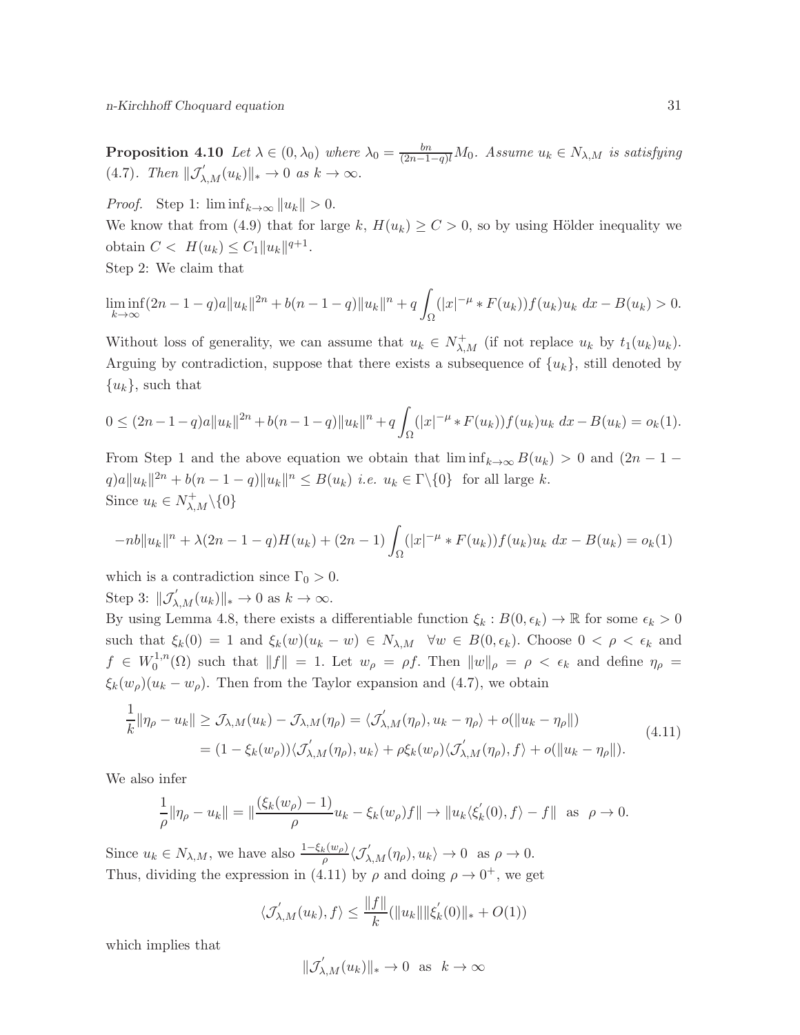**Proposition 4.10** *Let $\lambda \in (0, \lambda_0)$ where $\lambda_0 = \frac{bn}{(2n-1-q)l} M_0$. Assume $u_k \in N_{\lambda,M}$ is satisfying (4.7). Then $\|\mathcal{J}'_{\lambda,M}(u_k)\|_* \to 0$ as $k \to \infty$.*

*Proof.* Step 1: $\liminf_{k\to\infty} \|u_k\| > 0$.

We know that from (4.9) that for large $k$, $H(u_k) \geq C > 0$, so by using Hölder inequality we obtain $C < H(u_k) \leq C_1 \|u_k\|^{q+1}$.

Step 2: We claim that

$$\liminf_{k\to\infty} (2n-1-q)a\|u_k\|^{2n} + b(n-1-q)\|u_k\|^n + q\int_\Omega (|x|^{-\mu} * F(u_k)) f(u_k) u_k \, dx - B(u_k) > 0.$$

Without loss of generality, we can assume that $u_k \in N^+_{\lambda,M}$ (if not replace $u_k$ by $t_1(u_k)u_k$). Arguing by contradiction, suppose that there exists a subsequence of $\{u_k\}$, still denoted by $\{u_k\}$, such that

$$0 \leq (2n-1-q)a\|u_k\|^{2n} + b(n-1-q)\|u_k\|^n + q\int_\Omega (|x|^{-\mu} * F(u_k)) f(u_k) u_k \, dx - B(u_k) = o_k(1).$$

From Step 1 and the above equation we obtain that $\liminf_{k\to\infty} B(u_k) > 0$ and $(2n-1-q)a\|u_k\|^{2n} + b(n-1-q)\|u_k\|^n \leq B(u_k)$ *i.e.* $u_k \in \Gamma\backslash\{0\}$ for all large $k$.

Since $u_k \in N^+_{\lambda,M}\backslash\{0\}$

$$-nb\|u_k\|^n + \lambda(2n-1-q)H(u_k) + (2n-1)\int_\Omega (|x|^{-\mu} * F(u_k)) f(u_k) u_k \, dx - B(u_k) = o_k(1)$$

which is a contradiction since $\Gamma_0 > 0$.

Step 3: $\|\mathcal{J}'_{\lambda,M}(u_k)\|_* \to 0$ as $k \to \infty$.

By using Lemma 4.8, there exists a differentiable function $\xi_k : B(0, \epsilon_k) \to \mathbb{R}$ for some $\epsilon_k > 0$ such that $\xi_k(0) = 1$ and $\xi_k(w)(u_k - w) \in N_{\lambda,M} \quad \forall w \in B(0, \epsilon_k)$. Choose $0 < \rho < \epsilon_k$ and $f \in W^{1,n}_0(\Omega)$ such that $\|f\| = 1$. Let $w_\rho = \rho f$. Then $\|w\|_\rho = \rho < \epsilon_k$ and define $\eta_\rho = \xi_k(w_\rho)(u_k - w_\rho)$. Then from the Taylor expansion and (4.7), we obtain

$$\begin{aligned}
\frac{1}{k}\|\eta_\rho - u_k\| &\geq \mathcal{J}_{\lambda,M}(u_k) - \mathcal{J}_{\lambda,M}(\eta_\rho) = \langle \mathcal{J}'_{\lambda,M}(\eta_\rho), u_k - \eta_\rho \rangle + o(\|u_k - \eta_\rho\|) \\
&= (1 - \xi_k(w_\rho))\langle \mathcal{J}'_{\lambda,M}(\eta_\rho), u_k \rangle + \rho \xi_k(w_\rho) \langle \mathcal{J}'_{\lambda,M}(\eta_\rho), f \rangle + o(\|u_k - \eta_\rho\|).
\end{aligned} \tag{4.11}$$

We also infer

$$\frac{1}{\rho}\|\eta_\rho - u_k\| = \|\frac{(\xi_k(w_\rho) - 1)}{\rho} u_k - \xi_k(w_\rho) f\| \to \|u_k \langle \xi'_k(0), f \rangle - f\| \ \text{ as } \ \rho \to 0.$$

Since $u_k \in N_{\lambda,M}$, we have also $\frac{1-\xi_k(w_\rho)}{\rho}\langle \mathcal{J}'_{\lambda,M}(\eta_\rho), u_k \rangle \to 0$ as $\rho \to 0$.

Thus, dividing the expression in (4.11) by $\rho$ and doing $\rho \to 0^+$, we get

$$\langle \mathcal{J}'_{\lambda,M}(u_k), f \rangle \leq \frac{\|f\|}{k}(\|u_k\|\|\xi'_k(0)\|_* + O(1))$$

which implies that

$$\|\mathcal{J}'_{\lambda,M}(u_k)\|_* \to 0 \ \text{ as } \ k \to \infty$$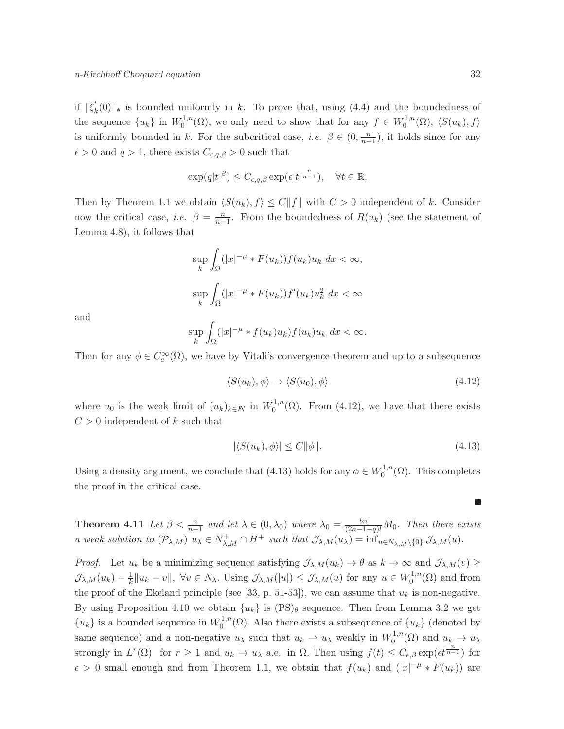if $\|\xi_k'(0)\|_*$ is bounded uniformly in $k$. To prove that, using (4.4) and the boundedness of the sequence $\{u_k\}$ in $W_0^{1,n}(\Omega)$, we only need to show that for any $f \in W_0^{1,n}(\Omega)$, $\langle S(u_k), f\rangle$ is uniformly bounded in $k$. For the subcritical case, *i.e.* $\beta \in (0, \frac{n}{n-1})$, it holds since for any $\epsilon > 0$ and $q > 1$, there exists $C_{\epsilon,q,\beta} > 0$ such that

$$\exp(q|t|^\beta) \le C_{\epsilon,q,\beta} \exp(\epsilon|t|^{\frac{n}{n-1}}), \quad \forall t \in \mathbb{R}.$$

Then by Theorem 1.1 we obtain $\langle S(u_k), f\rangle \le C\|f\|$ with $C > 0$ independent of $k$. Consider now the critical case, *i.e.* $\beta = \frac{n}{n-1}$. From the boundedness of $R(u_k)$ (see the statement of Lemma 4.8), it follows that

$$\sup_k \int_\Omega (|x|^{-\mu} * F(u_k)) f(u_k) u_k \, dx < \infty,$$

$$\sup_k \int_\Omega (|x|^{-\mu} * F(u_k)) f'(u_k) u_k^2 \, dx < \infty$$

and

$$\sup_k \int_\Omega (|x|^{-\mu} * f(u_k) u_k) f(u_k) u_k \, dx < \infty.$$

Then for any $\phi \in C_c^\infty(\Omega)$, we have by Vitali's convergence theorem and up to a subsequence

$$\langle S(u_k), \phi\rangle \to \langle S(u_0), \phi\rangle \tag{4.12}$$

where $u_0$ is the weak limit of $(u_k)_{k\in\mathbb{N}}$ in $W_0^{1,n}(\Omega)$. From (4.12), we have that there exists $C > 0$ independent of $k$ such that

$$|\langle S(u_k), \phi\rangle| \le C\|\phi\|. \tag{4.13}$$

Using a density argument, we conclude that (4.13) holds for any $\phi \in W_0^{1,n}(\Omega)$. This completes the proof in the critical case.

∎

**Theorem 4.11** *Let $\beta < \frac{n}{n-1}$ and let $\lambda \in (0, \lambda_0)$ where $\lambda_0 = \frac{bn}{(2n-1-q)l} M_0$. Then there exists a weak solution to $(\mathcal{P}_{\lambda,M})$ $u_\lambda \in N_{\lambda,M}^+ \cap H^+$ such that $\mathcal{J}_{\lambda,M}(u_\lambda) = \inf_{u \in N_{\lambda,M}\setminus\{0\}} \mathcal{J}_{\lambda,M}(u)$.*

*Proof.* Let $u_k$ be a minimizing sequence satisfying $\mathcal{J}_{\lambda,M}(u_k) \to \theta$ as $k \to \infty$ and $\mathcal{J}_{\lambda,M}(v) \ge \mathcal{J}_{\lambda,M}(u_k) - \frac{1}{k}\|u_k - v\|$, $\forall v \in N_\lambda$. Using $\mathcal{J}_{\lambda,M}(|u|) \le \mathcal{J}_{\lambda,M}(u)$ for any $u \in W_0^{1,n}(\Omega)$ and from the proof of the Ekeland principle (see [33, p. 51-53]), we can assume that $u_k$ is non-negative. By using Proposition 4.10 we obtain $\{u_k\}$ is $(\mathrm{PS})_\theta$ sequence. Then from Lemma 3.2 we get $\{u_k\}$ is a bounded sequence in $W_0^{1,n}(\Omega)$. Also there exists a subsequence of $\{u_k\}$ (denoted by same sequence) and a non-negative $u_\lambda$ such that $u_k \rightharpoonup u_\lambda$ weakly in $W_0^{1,n}(\Omega)$ and $u_k \to u_\lambda$ strongly in $L^r(\Omega)$ for $r \ge 1$ and $u_k \to u_\lambda$ a.e. in $\Omega$. Then using $f(t) \le C_{\epsilon,\beta}\exp(\epsilon t^{\frac{n}{n-1}})$ for $\epsilon > 0$ small enough and from Theorem 1.1, we obtain that $f(u_k)$ and $(|x|^{-\mu} * F(u_k))$ are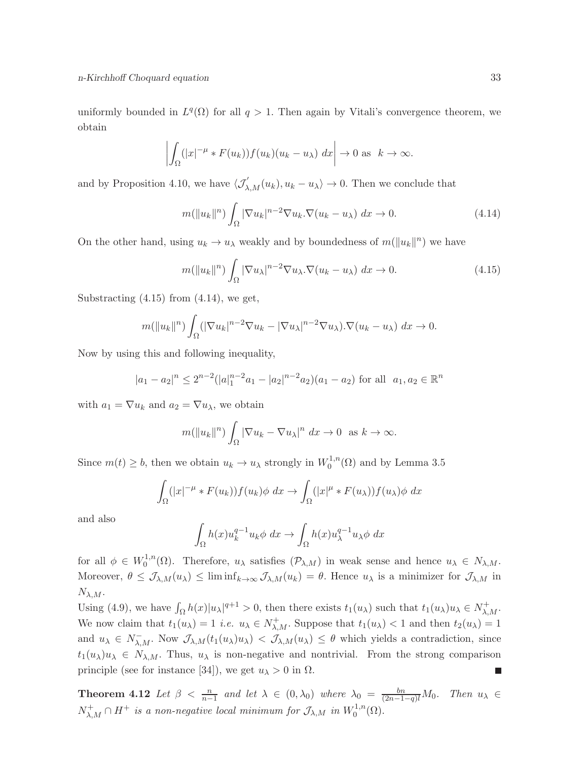uniformly bounded in $L^q(\Omega)$ for all $q > 1$. Then again by Vitali's convergence theorem, we obtain

$$\left| \int_\Omega (|x|^{-\mu} * F(u_k)) f(u_k)(u_k - u_\lambda) \, dx \right| \to 0 \text{ as } \ k \to \infty.$$

and by Proposition 4.10, we have $\langle \mathcal{J}'_{\lambda,M}(u_k), u_k - u_\lambda \rangle \to 0$. Then we conclude that

$$m(\|u_k\|^n) \int_\Omega |\nabla u_k|^{n-2} \nabla u_k . \nabla (u_k - u_\lambda) \, dx \to 0. \tag{4.14}$$

On the other hand, using $u_k \to u_\lambda$ weakly and by boundedness of $m(\|u_k\|^n)$ we have

$$m(\|u_k\|^n) \int_\Omega |\nabla u_\lambda|^{n-2} \nabla u_\lambda . \nabla (u_k - u_\lambda) \, dx \to 0. \tag{4.15}$$

Substracting (4.15) from (4.14), we get,

$$m(\|u_k\|^n) \int_\Omega (|\nabla u_k|^{n-2} \nabla u_k - |\nabla u_\lambda|^{n-2} \nabla u_\lambda) . \nabla (u_k - u_\lambda) \, dx \to 0.$$

Now by using this and following inequality,

$$|a_1 - a_2|^n \leq 2^{n-2} (|a|_1^{n-2} a_1 - |a_2|^{n-2} a_2)(a_1 - a_2) \text{ for all } \ a_1, a_2 \in \mathbb{R}^n$$

with $a_1 = \nabla u_k$ and $a_2 = \nabla u_\lambda$, we obtain

$$m(\|u_k\|^n) \int_\Omega |\nabla u_k - \nabla u_\lambda|^n \, dx \to 0 \ \text{ as } k \to \infty.$$

Since $m(t) \geq b$, then we obtain $u_k \to u_\lambda$ strongly in $W_0^{1,n}(\Omega)$ and by Lemma 3.5

$$\int_\Omega (|x|^{-\mu} * F(u_k)) f(u_k) \phi \, dx \to \int_\Omega (|x|^{\mu} * F(u_\lambda)) f(u_\lambda) \phi \, dx$$

and also

$$\int_\Omega h(x) u_k^{q-1} u_k \phi \, dx \to \int_\Omega h(x) u_\lambda^{q-1} u_\lambda \phi \, dx$$

for all $\phi \in W_0^{1,n}(\Omega)$. Therefore, $u_\lambda$ satisfies $(\mathcal{P}_{\lambda,M})$ in weak sense and hence $u_\lambda \in N_{\lambda,M}$. Moreover, $\theta \leq \mathcal{J}_{\lambda,M}(u_\lambda) \leq \liminf_{k\to\infty} \mathcal{J}_{\lambda,M}(u_k) = \theta$. Hence $u_\lambda$ is a minimizer for $\mathcal{J}_{\lambda,M}$ in $N_{\lambda,M}$.

Using (4.9), we have $\int_\Omega h(x)|u_\lambda|^{q+1} > 0$, then there exists $t_1(u_\lambda)$ such that $t_1(u_\lambda)u_\lambda \in N^+_{\lambda,M}$. We now claim that $t_1(u_\lambda) = 1$ *i.e.* $u_\lambda \in N^+_{\lambda,M}$. Suppose that $t_1(u_\lambda) < 1$ and then $t_2(u_\lambda) = 1$ and $u_\lambda \in N^-_{\lambda,M}$. Now $\mathcal{J}_{\lambda,M}(t_1(u_\lambda)u_\lambda) < \mathcal{J}_{\lambda,M}(u_\lambda) \leq \theta$ which yields a contradiction, since $t_1(u_\lambda)u_\lambda \in N_{\lambda,M}$. Thus, $u_\lambda$ is non-negative and nontrivial. From the strong comparison principle (see for instance [34]), we get $u_\lambda > 0$ in $\Omega$. ■

**Theorem 4.12** *Let $\beta < \frac{n}{n-1}$ and let $\lambda \in (0, \lambda_0)$ where $\lambda_0 = \frac{bn}{(2n-1-q)l} M_0$. Then $u_\lambda \in N^+_{\lambda,M} \cap H^+$ is a non-negative local minimum for $\mathcal{J}_{\lambda,M}$ in $W_0^{1,n}(\Omega)$.*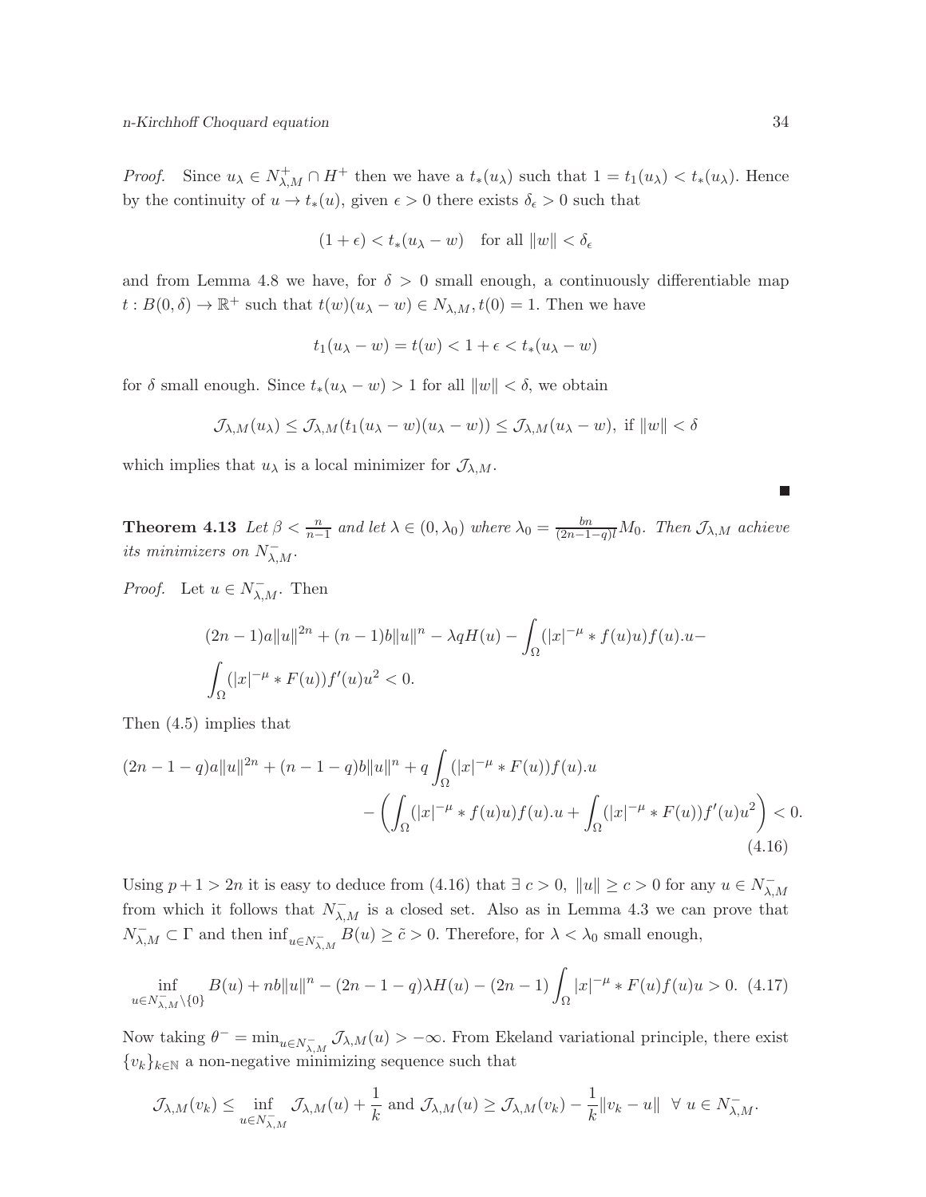*Proof.* Since $u_\lambda \in N^+_{\lambda,M} \cap H^+$ then we have a $t_*(u_\lambda)$ such that $1 = t_1(u_\lambda) < t_*(u_\lambda)$. Hence by the continuity of $u \to t_*(u)$, given $\epsilon > 0$ there exists $\delta_\epsilon > 0$ such that

$$(1+\epsilon) < t_*(u_\lambda - w) \quad \text{for all } \|w\| < \delta_\epsilon$$

and from Lemma 4.8 we have, for $\delta > 0$ small enough, a continuously differentiable map $t : B(0,\delta) \to \mathbb{R}^+$ such that $t(w)(u_\lambda - w) \in N_{\lambda,M}, t(0) = 1$. Then we have

$$t_1(u_\lambda - w) = t(w) < 1 + \epsilon < t_*(u_\lambda - w)$$

for $\delta$ small enough. Since $t_*(u_\lambda - w) > 1$ for all $\|w\| < \delta$, we obtain

$$\mathcal{J}_{\lambda,M}(u_\lambda) \leq \mathcal{J}_{\lambda,M}(t_1(u_\lambda - w)(u_\lambda - w)) \leq \mathcal{J}_{\lambda,M}(u_\lambda - w), \text{ if } \|w\| < \delta$$

which implies that $u_\lambda$ is a local minimizer for $\mathcal{J}_{\lambda,M}$. ∎

**Theorem 4.13** *Let $\beta < \frac{n}{n-1}$ and let $\lambda \in (0, \lambda_0)$ where $\lambda_0 = \frac{bn}{(2n-1-q)l} M_0$. Then $\mathcal{J}_{\lambda,M}$ achieve its minimizers on $N^-_{\lambda,M}$.*

*Proof.* Let $u \in N^-_{\lambda,M}$. Then

$$(2n-1)a\|u\|^{2n} + (n-1)b\|u\|^n - \lambda q H(u) - \int_\Omega (|x|^{-\mu} * f(u)u) f(u).u - \int_\Omega (|x|^{-\mu} * F(u)) f'(u)u^2 < 0.$$

Then (4.5) implies that

$$(2n-1-q)a\|u\|^{2n} + (n-1-q)b\|u\|^n + q\int_\Omega (|x|^{-\mu} * F(u)) f(u).u - \left( \int_\Omega (|x|^{-\mu} * f(u)u) f(u).u + \int_\Omega (|x|^{-\mu} * F(u)) f'(u)u^2 \right) < 0. \tag{4.16}$$

Using $p+1 > 2n$ it is easy to deduce from (4.16) that $\exists\, c > 0,\ \|u\| \geq c > 0$ for any $u \in N^-_{\lambda,M}$ from which it follows that $N^-_{\lambda,M}$ is a closed set. Also as in Lemma 4.3 we can prove that $N^-_{\lambda,M} \subset \Gamma$ and then $\inf_{u \in N^-_{\lambda,M}} B(u) \geq \tilde{c} > 0$. Therefore, for $\lambda < \lambda_0$ small enough,

$$\inf_{u \in N^-_{\lambda,M} \setminus \{0\}} B(u) + nb\|u\|^n - (2n-1-q)\lambda H(u) - (2n-1)\int_\Omega |x|^{-\mu} * F(u) f(u) u > 0. \tag{4.17}$$

Now taking $\theta^- = \min_{u \in N^-_{\lambda,M}} \mathcal{J}_{\lambda,M}(u) > -\infty$. From Ekeland variational principle, there exist $\{v_k\}_{k \in \mathbb{N}}$ a non-negative minimizing sequence such that

$$\mathcal{J}_{\lambda,M}(v_k) \leq \inf_{u \in N^-_{\lambda,M}} \mathcal{J}_{\lambda,M}(u) + \frac{1}{k} \text{ and } \mathcal{J}_{\lambda,M}(u) \geq \mathcal{J}_{\lambda,M}(v_k) - \frac{1}{k}\|v_k - u\| \ \ \forall\ u \in N^-_{\lambda,M}.$$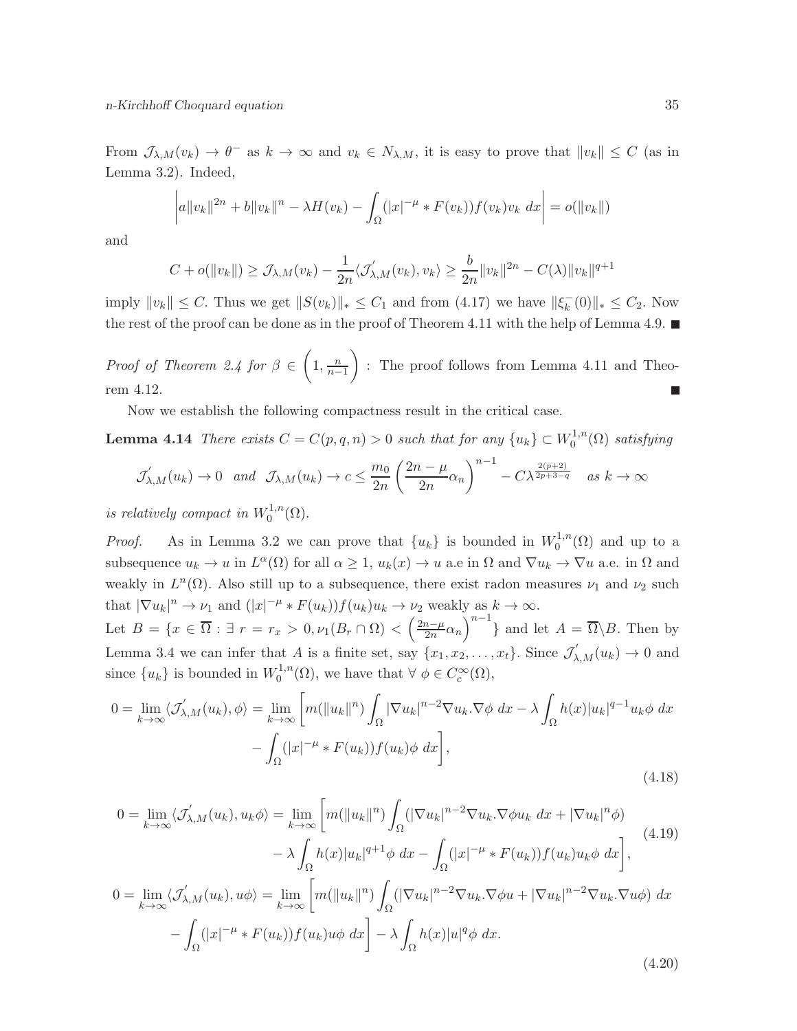From $\mathcal{J}_{\lambda,M}(v_k) \to \theta^-$ as $k \to \infty$ and $v_k \in N_{\lambda,M}$, it is easy to prove that $\|v_k\| \leq C$ (as in Lemma 3.2). Indeed,

$$\left| a\|v_k\|^{2n} + b\|v_k\|^n - \lambda H(v_k) - \int_\Omega (|x|^{-\mu} * F(v_k)) f(v_k) v_k \, dx \right| = o(\|v_k\|)$$

and

$$C + o(\|v_k\|) \geq \mathcal{J}_{\lambda,M}(v_k) - \frac{1}{2n} \langle \mathcal{J}^{'}_{\lambda,M}(v_k), v_k \rangle \geq \frac{b}{2n} \|v_k\|^{2n} - C(\lambda)\|v_k\|^{q+1}$$

imply $\|v_k\| \leq C$. Thus we get $\|S(v_k)\|_* \leq C_1$ and from (4.17) we have $\|\xi_k^-(0)\|_* \leq C_2$. Now the rest of the proof can be done as in the proof of Theorem 4.11 with the help of Lemma 4.9. ■

*Proof of Theorem 2.4 for* $\beta \in \left(1, \frac{n}{n-1}\right)$ : The proof follows from Lemma 4.11 and Theorem 4.12. ■

Now we establish the following compactness result in the critical case.

**Lemma 4.14** *There exists $C = C(p,q,n) > 0$ such that for any $\{u_k\} \subset W_0^{1,n}(\Omega)$ satisfying*

$$\mathcal{J}^{'}_{\lambda,M}(u_k) \to 0 \quad \text{and} \quad \mathcal{J}_{\lambda,M}(u_k) \to c \leq \frac{m_0}{2n} \left( \frac{2n-\mu}{2n} \alpha_n \right)^{n-1} - C\lambda^{\frac{2(p+2)}{2p+3-q}} \quad \text{as } k \to \infty$$

*is relatively compact in $W_0^{1,n}(\Omega)$.*

*Proof.* As in Lemma 3.2 we can prove that $\{u_k\}$ is bounded in $W_0^{1,n}(\Omega)$ and up to a subsequence $u_k \to u$ in $L^\alpha(\Omega)$ for all $\alpha \geq 1$, $u_k(x) \to u$ a.e in $\Omega$ and $\nabla u_k \to \nabla u$ a.e. in $\Omega$ and weakly in $L^n(\Omega)$. Also still up to a subsequence, there exist radon measures $\nu_1$ and $\nu_2$ such that $|\nabla u_k|^n \to \nu_1$ and $(|x|^{-\mu} * F(u_k)) f(u_k) u_k \to \nu_2$ weakly as $k \to \infty$.

Let $B = \{x \in \overline{\Omega} : \exists \; r = r_x > 0, \nu_1(B_r \cap \Omega) < \left(\frac{2n-\mu}{2n}\alpha_n\right)^{n-1}\}$ and let $A = \overline{\Omega} \backslash B$. Then by Lemma 3.4 we can infer that $A$ is a finite set, say $\{x_1, x_2, \ldots, x_t\}$. Since $\mathcal{J}^{'}_{\lambda,M}(u_k) \to 0$ and since $\{u_k\}$ is bounded in $W_0^{1,n}(\Omega)$, we have that $\forall \; \phi \in C_c^\infty(\Omega)$,

$$\begin{aligned} 0 = \lim_{k\to\infty} \langle \mathcal{J}^{'}_{\lambda,M}(u_k), \phi \rangle = \lim_{k\to\infty} \bigg[ & m(\|u_k\|^n) \int_\Omega |\nabla u_k|^{n-2} \nabla u_k . \nabla \phi \; dx - \lambda \int_\Omega h(x) |u_k|^{q-1} u_k \phi \; dx \\ & - \int_\Omega (|x|^{-\mu} * F(u_k)) f(u_k) \phi \; dx \bigg], \end{aligned} \tag{4.18}$$

$$\begin{aligned} 0 = \lim_{k\to\infty} \langle \mathcal{J}^{'}_{\lambda,M}(u_k), u_k \phi \rangle = \lim_{k\to\infty} \bigg[ & m(\|u_k\|^n) \int_\Omega (|\nabla u_k|^{n-2} \nabla u_k . \nabla \phi u_k \; dx + |\nabla u_k|^n \phi) \\ & - \lambda \int_\Omega h(x) |u_k|^{q+1} \phi \; dx - \int_\Omega (|x|^{-\mu} * F(u_k)) f(u_k) u_k \phi \; dx \bigg], \end{aligned} \tag{4.19}$$

$$\begin{aligned} 0 = \lim_{k\to\infty} \langle \mathcal{J}^{'}_{\lambda,M}(u_k), u \phi \rangle = \lim_{k\to\infty} \bigg[ & m(\|u_k\|^n) \int_\Omega (|\nabla u_k|^{n-2} \nabla u_k . \nabla \phi u + |\nabla u_k|^{n-2} \nabla u_k . \nabla u \phi) \; dx \\ & - \int_\Omega (|x|^{-\mu} * F(u_k)) f(u_k) u \phi \; dx \bigg] - \lambda \int_\Omega h(x) |u|^q \phi \; dx. \end{aligned} \tag{4.20}$$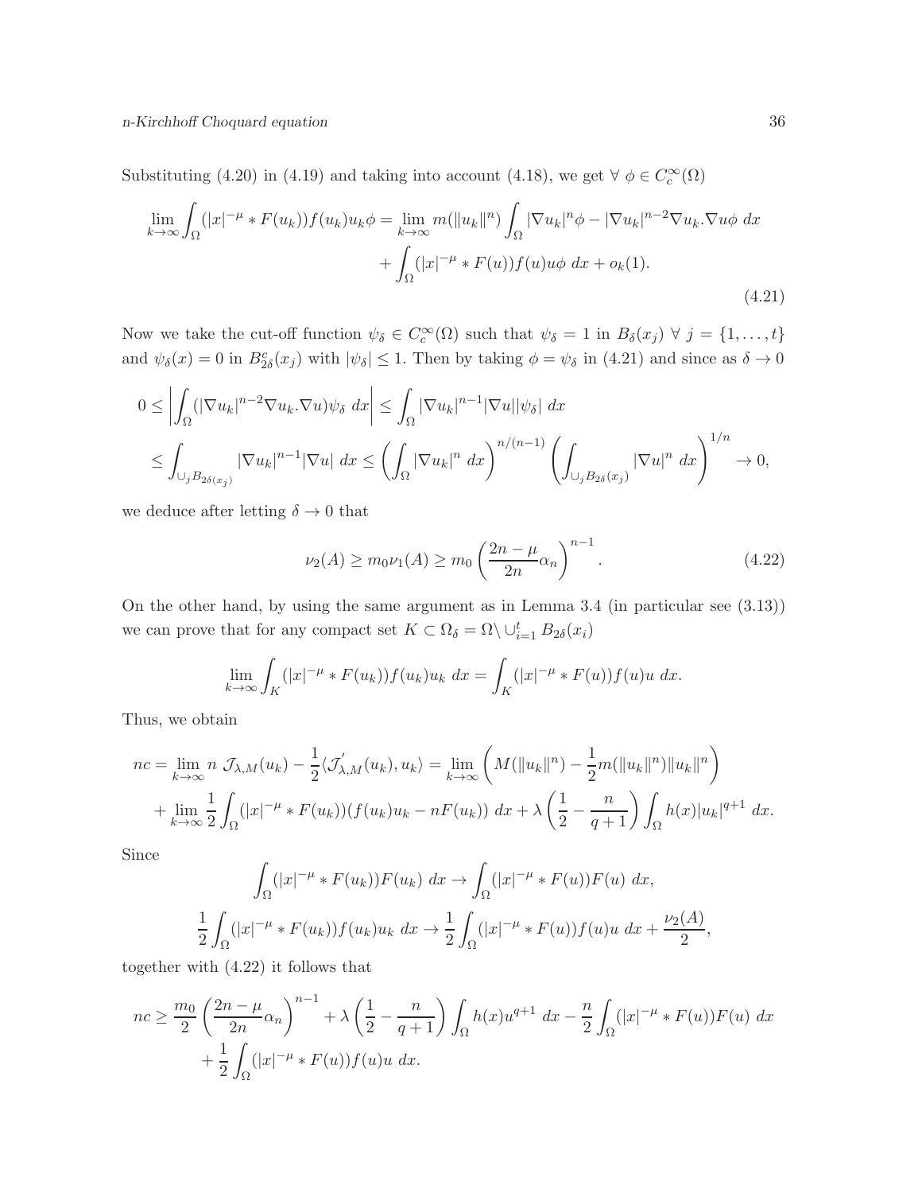Substituting (4.20) in (4.19) and taking into account (4.18), we get $\forall\ \phi \in C_c^\infty(\Omega)$

$$
\begin{aligned}
\lim_{k\to\infty}\int_\Omega (|x|^{-\mu} * F(u_k))f(u_k)u_k\phi = \lim_{k\to\infty} m(\|u_k\|^n)\int_\Omega |\nabla u_k|^n\phi - |\nabla u_k|^{n-2}\nabla u_k.\nabla u\phi\ dx \\
+ \int_\Omega (|x|^{-\mu} * F(u))f(u)u\phi\ dx + o_k(1).
\end{aligned}
\tag{4.21}
$$

Now we take the cut-off function $\psi_\delta \in C_c^\infty(\Omega)$ such that $\psi_\delta = 1$ in $B_\delta(x_j)\ \forall\ j = \{1,\dots,t\}$ and $\psi_\delta(x) = 0$ in $B_{2\delta}^c(x_j)$ with $|\psi_\delta| \leq 1$. Then by taking $\phi = \psi_\delta$ in (4.21) and since as $\delta \to 0$

$$
\begin{aligned}
0 &\leq \left|\int_\Omega (|\nabla u_k|^{n-2}\nabla u_k.\nabla u)\psi_\delta\ dx\right| \leq \int_\Omega |\nabla u_k|^{n-1}|\nabla u||\psi_\delta|\ dx \\
&\leq \int_{\cup_j B_{2\delta(x_j)}} |\nabla u_k|^{n-1}|\nabla u|\ dx \leq \left(\int_\Omega |\nabla u_k|^n\ dx\right)^{n/(n-1)}\left(\int_{\cup_j B_{2\delta(x_j)}} |\nabla u|^n\ dx\right)^{1/n} \to 0,
\end{aligned}
$$

we deduce after letting $\delta \to 0$ that

$$
\nu_2(A) \geq m_0\nu_1(A) \geq m_0\left(\frac{2n-\mu}{2n}\alpha_n\right)^{n-1}. \tag{4.22}
$$

On the other hand, by using the same argument as in Lemma 3.4 (in particular see (3.13)) we can prove that for any compact set $K \subset \Omega_\delta = \Omega \setminus \cup_{i=1}^t B_{2\delta}(x_i)$

$$
\lim_{k\to\infty}\int_K (|x|^{-\mu} * F(u_k))f(u_k)u_k\ dx = \int_K (|x|^{-\mu} * F(u))f(u)u\ dx.
$$

Thus, we obtain

$$
\begin{aligned}
nc = \lim_{k\to\infty} n\ \mathcal{J}_{\lambda,M}(u_k) - \frac{1}{2}\langle \mathcal{J}_{\lambda,M}'(u_k), u_k\rangle = \lim_{k\to\infty}\left(M(\|u_k\|^n) - \frac{1}{2}m(\|u_k\|^n)\|u_k\|^n\right) \\
+ \lim_{k\to\infty}\frac{1}{2}\int_\Omega (|x|^{-\mu} * F(u_k))(f(u_k)u_k - nF(u_k))\ dx + \lambda\left(\frac{1}{2} - \frac{n}{q+1}\right)\int_\Omega h(x)|u_k|^{q+1}\ dx.
\end{aligned}
$$

Since

$$
\int_\Omega (|x|^{-\mu} * F(u_k))F(u_k)\ dx \to \int_\Omega (|x|^{-\mu} * F(u))F(u)\ dx,
$$

$$
\frac{1}{2}\int_\Omega (|x|^{-\mu} * F(u_k))f(u_k)u_k\ dx \to \frac{1}{2}\int_\Omega (|x|^{-\mu} * F(u))f(u)u\ dx + \frac{\nu_2(A)}{2},
$$

together with (4.22) it follows that

$$
\begin{aligned}
nc \geq \frac{m_0}{2}\left(\frac{2n-\mu}{2n}\alpha_n\right)^{n-1} + \lambda\left(\frac{1}{2} - \frac{n}{q+1}\right)\int_\Omega h(x)u^{q+1}\ dx - \frac{n}{2}\int_\Omega (|x|^{-\mu} * F(u))F(u)\ dx \\
+ \frac{1}{2}\int_\Omega (|x|^{-\mu} * F(u))f(u)u\ dx.
\end{aligned}
$$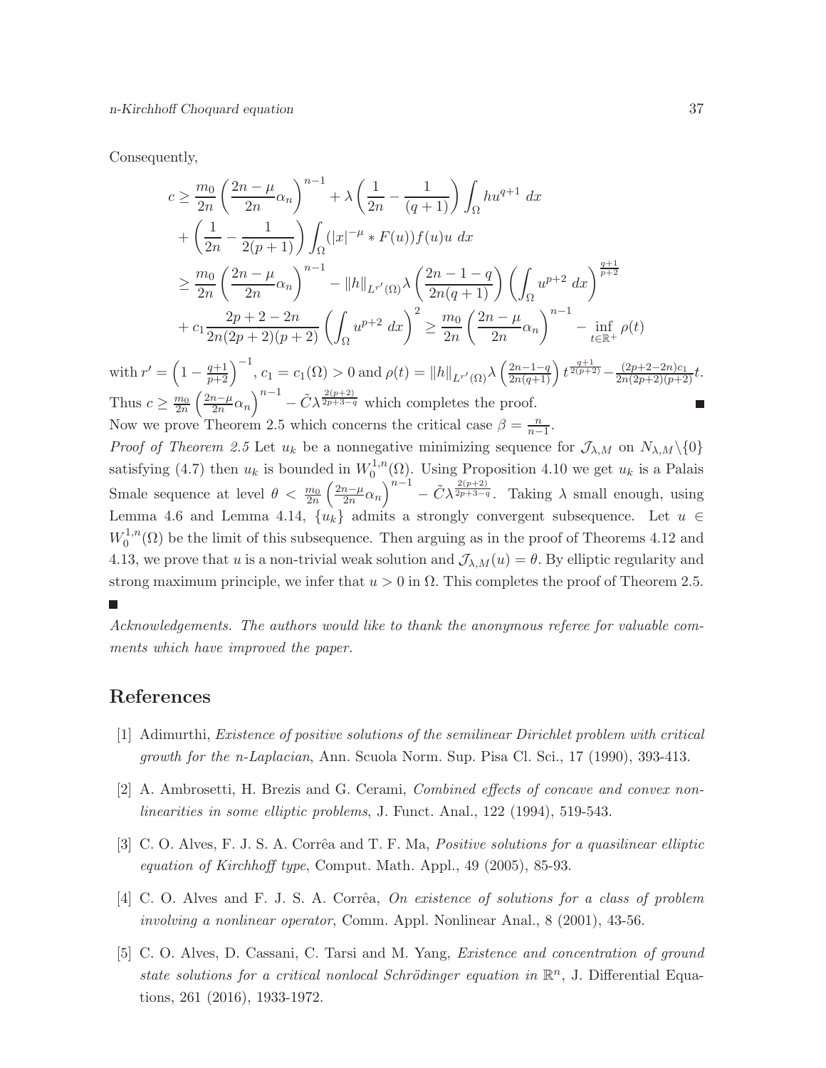Consequently,

$$
\begin{aligned}
c &\geq \frac{m_0}{2n}\left(\frac{2n-\mu}{2n}\alpha_n\right)^{n-1} + \lambda\left(\frac{1}{2n} - \frac{1}{(q+1)}\right)\int_\Omega h u^{q+1}\ dx \\
&\quad + \left(\frac{1}{2n} - \frac{1}{2(p+1)}\right)\int_\Omega (|x|^{-\mu} * F(u))f(u)u\ dx \\
&\geq \frac{m_0}{2n}\left(\frac{2n-\mu}{2n}\alpha_n\right)^{n-1} - \|h\|_{L^{r'}(\Omega)}\lambda\left(\frac{2n-1-q}{2n(q+1)}\right)\left(\int_\Omega u^{p+2}\ dx\right)^{\frac{q+1}{p+2}} \\
&\quad + c_1\frac{2p+2-2n}{2n(2p+2)(p+2)}\left(\int_\Omega u^{p+2}\ dx\right)^2 \geq \frac{m_0}{2n}\left(\frac{2n-\mu}{2n}\alpha_n\right)^{n-1} - \inf_{t\in\mathbb{R}^+}\rho(t)
\end{aligned}
$$

with $r' = \left(1 - \frac{q+1}{p+2}\right)^{-1}$, $c_1 = c_1(\Omega) > 0$ and $\rho(t) = \|h\|_{L^{r'}(\Omega)}\lambda\left(\frac{2n-1-q}{2n(q+1)}\right)t^{\frac{q+1}{2(p+2)}} - \frac{(2p+2-2n)c_1}{2n(2p+2)(p+2)}t$. Thus $c \geq \frac{m_0}{2n}\left(\frac{2n-\mu}{2n}\alpha_n\right)^{n-1} - \tilde{C}\lambda^{\frac{2(p+2)}{2p+3-q}}$ which completes the proof. ■

Now we prove Theorem 2.5 which concerns the critical case $\beta = \frac{n}{n-1}$.

*Proof of Theorem 2.5* Let $u_k$ be a nonnegative minimizing sequence for $\mathcal{J}_{\lambda,M}$ on $N_{\lambda,M}\backslash\{0\}$ satisfying (4.7) then $u_k$ is bounded in $W_0^{1,n}(\Omega)$. Using Proposition 4.10 we get $u_k$ is a Palais Smale sequence at level $\theta < \frac{m_0}{2n}\left(\frac{2n-\mu}{2n}\alpha_n\right)^{n-1} - \tilde{C}\lambda^{\frac{2(p+2)}{2p+3-q}}$. Taking $\lambda$ small enough, using Lemma 4.6 and Lemma 4.14, $\{u_k\}$ admits a strongly convergent subsequence. Let $u \in W_0^{1,n}(\Omega)$ be the limit of this subsequence. Then arguing as in the proof of Theorems 4.12 and 4.13, we prove that $u$ is a non-trivial weak solution and $\mathcal{J}_{\lambda,M}(u) = \theta$. By elliptic regularity and strong maximum principle, we infer that $u > 0$ in $\Omega$. This completes the proof of Theorem 2.5. ■

*Acknowledgements. The authors would like to thank the anonymous referee for valuable comments which have improved the paper.*

# References

[1] Adimurthi, *Existence of positive solutions of the semilinear Dirichlet problem with critical growth for the n-Laplacian*, Ann. Scuola Norm. Sup. Pisa Cl. Sci., 17 (1990), 393-413.

[2] A. Ambrosetti, H. Brezis and G. Cerami, *Combined effects of concave and convex nonlinearities in some elliptic problems*, J. Funct. Anal., 122 (1994), 519-543.

[3] C. O. Alves, F. J. S. A. Corrêa and T. F. Ma, *Positive solutions for a quasilinear elliptic equation of Kirchhoff type*, Comput. Math. Appl., 49 (2005), 85-93.

[4] C. O. Alves and F. J. S. A. Corrêa, *On existence of solutions for a class of problem involving a nonlinear operator*, Comm. Appl. Nonlinear Anal., 8 (2001), 43-56.

[5] C. O. Alves, D. Cassani, C. Tarsi and M. Yang, *Existence and concentration of ground state solutions for a critical nonlocal Schrödinger equation in $\mathbb{R}^n$*, J. Differential Equations, 261 (2016), 1933-1972.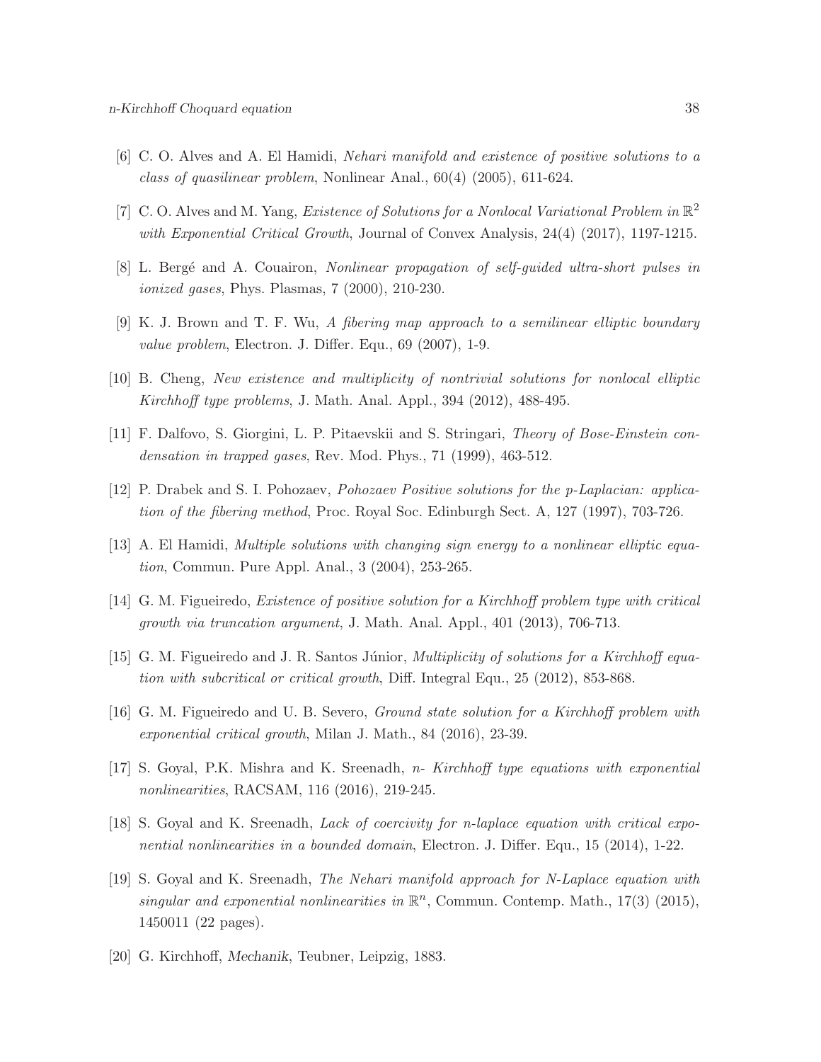[6] C. O. Alves and A. El Hamidi, *Nehari manifold and existence of positive solutions to a class of quasilinear problem*, Nonlinear Anal., 60(4) (2005), 611-624.

[7] C. O. Alves and M. Yang, *Existence of Solutions for a Nonlocal Variational Problem in $\mathbb{R}^2$ with Exponential Critical Growth*, Journal of Convex Analysis, 24(4) (2017), 1197-1215.

[8] L. Bergé and A. Couairon, *Nonlinear propagation of self-guided ultra-short pulses in ionized gases*, Phys. Plasmas, 7 (2000), 210-230.

[9] K. J. Brown and T. F. Wu, *A fibering map approach to a semilinear elliptic boundary value problem*, Electron. J. Differ. Equ., 69 (2007), 1-9.

[10] B. Cheng, *New existence and multiplicity of nontrivial solutions for nonlocal elliptic Kirchhoff type problems*, J. Math. Anal. Appl., 394 (2012), 488-495.

[11] F. Dalfovo, S. Giorgini, L. P. Pitaevskii and S. Stringari, *Theory of Bose-Einstein condensation in trapped gases*, Rev. Mod. Phys., 71 (1999), 463-512.

[12] P. Drabek and S. I. Pohozaev, *Pohozaev Positive solutions for the p-Laplacian: application of the fibering method*, Proc. Royal Soc. Edinburgh Sect. A, 127 (1997), 703-726.

[13] A. El Hamidi, *Multiple solutions with changing sign energy to a nonlinear elliptic equation*, Commun. Pure Appl. Anal., 3 (2004), 253-265.

[14] G. M. Figueiredo, *Existence of positive solution for a Kirchhoff problem type with critical growth via truncation argument*, J. Math. Anal. Appl., 401 (2013), 706-713.

[15] G. M. Figueiredo and J. R. Santos Júnior, *Multiplicity of solutions for a Kirchhoff equation with subcritical or critical growth*, Diff. Integral Equ., 25 (2012), 853-868.

[16] G. M. Figueiredo and U. B. Severo, *Ground state solution for a Kirchhoff problem with exponential critical growth*, Milan J. Math., 84 (2016), 23-39.

[17] S. Goyal, P.K. Mishra and K. Sreenadh, *n- Kirchhoff type equations with exponential nonlinearities*, RACSAM, 116 (2016), 219-245.

[18] S. Goyal and K. Sreenadh, *Lack of coercivity for n-laplace equation with critical exponential nonlinearities in a bounded domain*, Electron. J. Differ. Equ., 15 (2014), 1-22.

[19] S. Goyal and K. Sreenadh, *The Nehari manifold approach for N-Laplace equation with singular and exponential nonlinearities in $\mathbb{R}^n$*, Commun. Contemp. Math., 17(3) (2015), 1450011 (22 pages).

[20] G. Kirchhoff, *Mechanik*, Teubner, Leipzig, 1883.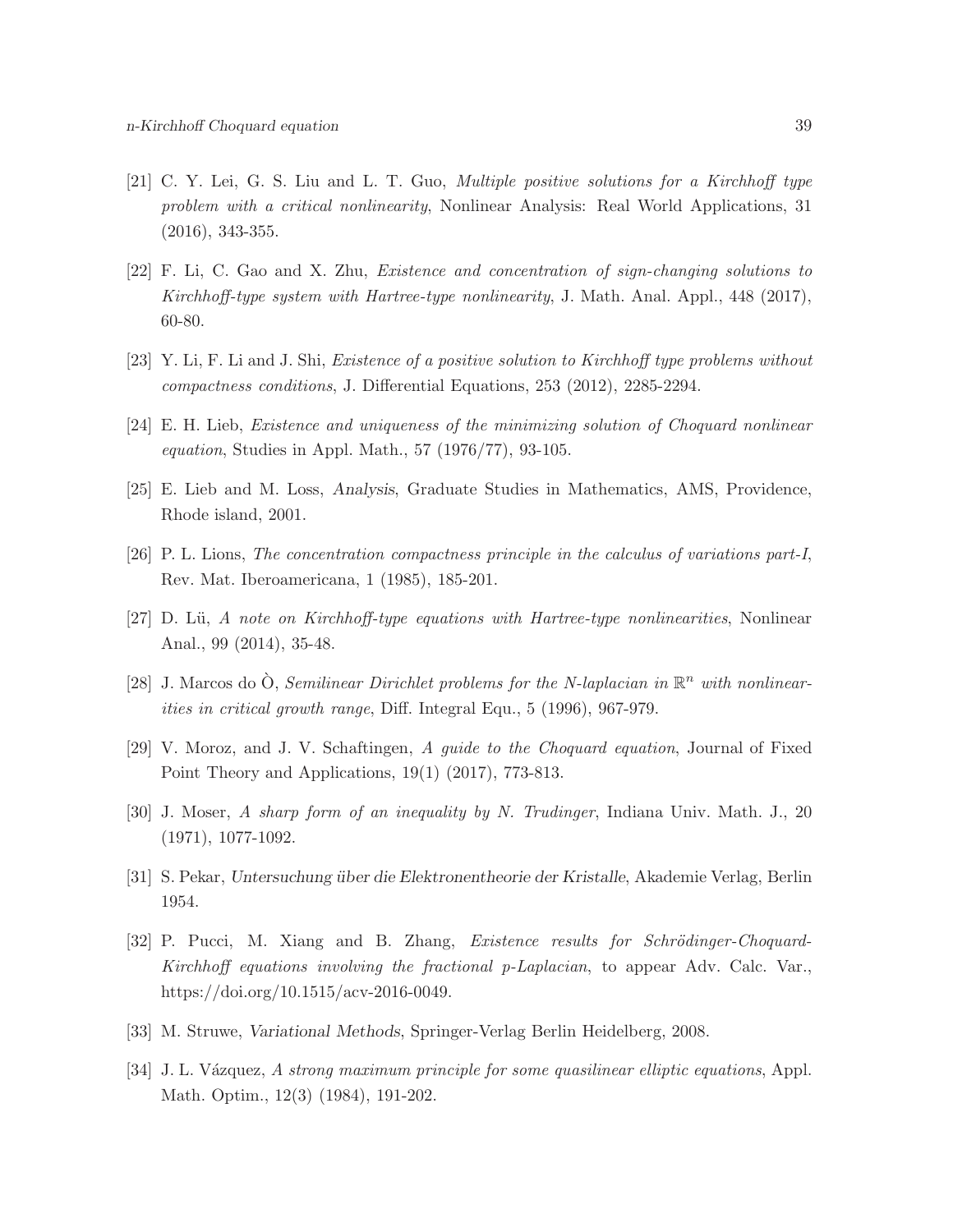[21] C. Y. Lei, G. S. Liu and L. T. Guo, *Multiple positive solutions for a Kirchhoff type problem with a critical nonlinearity*, Nonlinear Analysis: Real World Applications, 31 (2016), 343-355.

[22] F. Li, C. Gao and X. Zhu, *Existence and concentration of sign-changing solutions to Kirchhoff-type system with Hartree-type nonlinearity*, J. Math. Anal. Appl., 448 (2017), 60-80.

[23] Y. Li, F. Li and J. Shi, *Existence of a positive solution to Kirchhoff type problems without compactness conditions*, J. Differential Equations, 253 (2012), 2285-2294.

[24] E. H. Lieb, *Existence and uniqueness of the minimizing solution of Choquard nonlinear equation*, Studies in Appl. Math., 57 (1976/77), 93-105.

[25] E. Lieb and M. Loss, *Analysis*, Graduate Studies in Mathematics, AMS, Providence, Rhode island, 2001.

[26] P. L. Lions, *The concentration compactness principle in the calculus of variations part-I*, Rev. Mat. Iberoamericana, 1 (1985), 185-201.

[27] D. Lü, *A note on Kirchhoff-type equations with Hartree-type nonlinearities*, Nonlinear Anal., 99 (2014), 35-48.

[28] J. Marcos do Ò, *Semilinear Dirichlet problems for the N-laplacian in $\mathbb{R}^n$ with nonlinearities in critical growth range*, Diff. Integral Equ., 5 (1996), 967-979.

[29] V. Moroz, and J. V. Schaftingen, *A guide to the Choquard equation*, Journal of Fixed Point Theory and Applications, 19(1) (2017), 773-813.

[30] J. Moser, *A sharp form of an inequality by N. Trudinger*, Indiana Univ. Math. J., 20 (1971), 1077-1092.

[31] S. Pekar, *Untersuchung über die Elektronentheorie der Kristalle*, Akademie Verlag, Berlin 1954.

[32] P. Pucci, M. Xiang and B. Zhang, *Existence results for Schrödinger-Choquard-Kirchhoff equations involving the fractional p-Laplacian*, to appear Adv. Calc. Var., https://doi.org/10.1515/acv-2016-0049.

[33] M. Struwe, *Variational Methods*, Springer-Verlag Berlin Heidelberg, 2008.

[34] J. L. Vázquez, *A strong maximum principle for some quasilinear elliptic equations*, Appl. Math. Optim., 12(3) (1984), 191-202.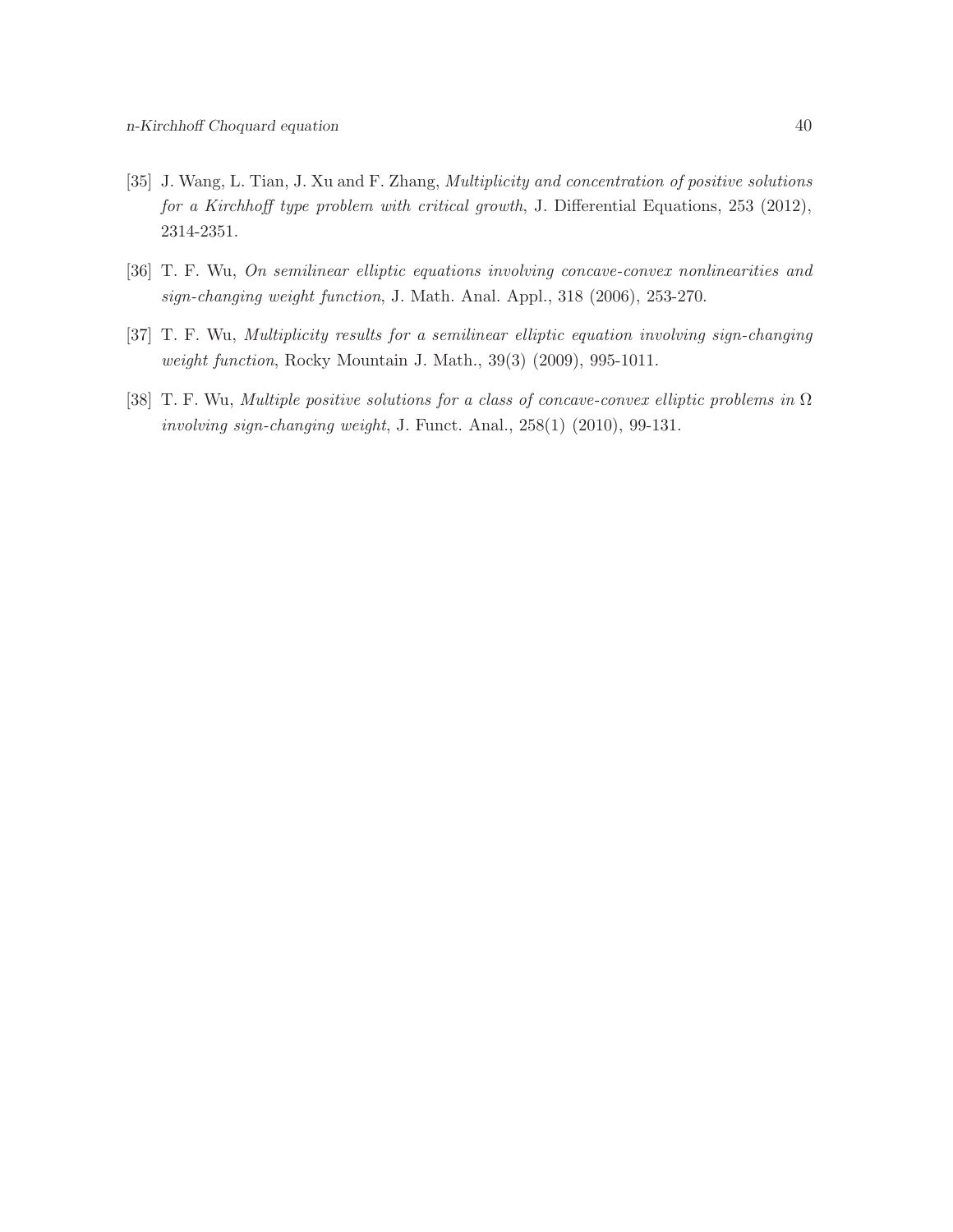[35] J. Wang, L. Tian, J. Xu and F. Zhang, *Multiplicity and concentration of positive solutions for a Kirchhoff type problem with critical growth*, J. Differential Equations, 253 (2012), 2314-2351.

[36] T. F. Wu, *On semilinear elliptic equations involving concave-convex nonlinearities and sign-changing weight function*, J. Math. Anal. Appl., 318 (2006), 253-270.

[37] T. F. Wu, *Multiplicity results for a semilinear elliptic equation involving sign-changing weight function*, Rocky Mountain J. Math., 39(3) (2009), 995-1011.

[38] T. F. Wu, *Multiple positive solutions for a class of concave-convex elliptic problems in $\Omega$ involving sign-changing weight*, J. Funct. Anal., 258(1) (2010), 99-131.